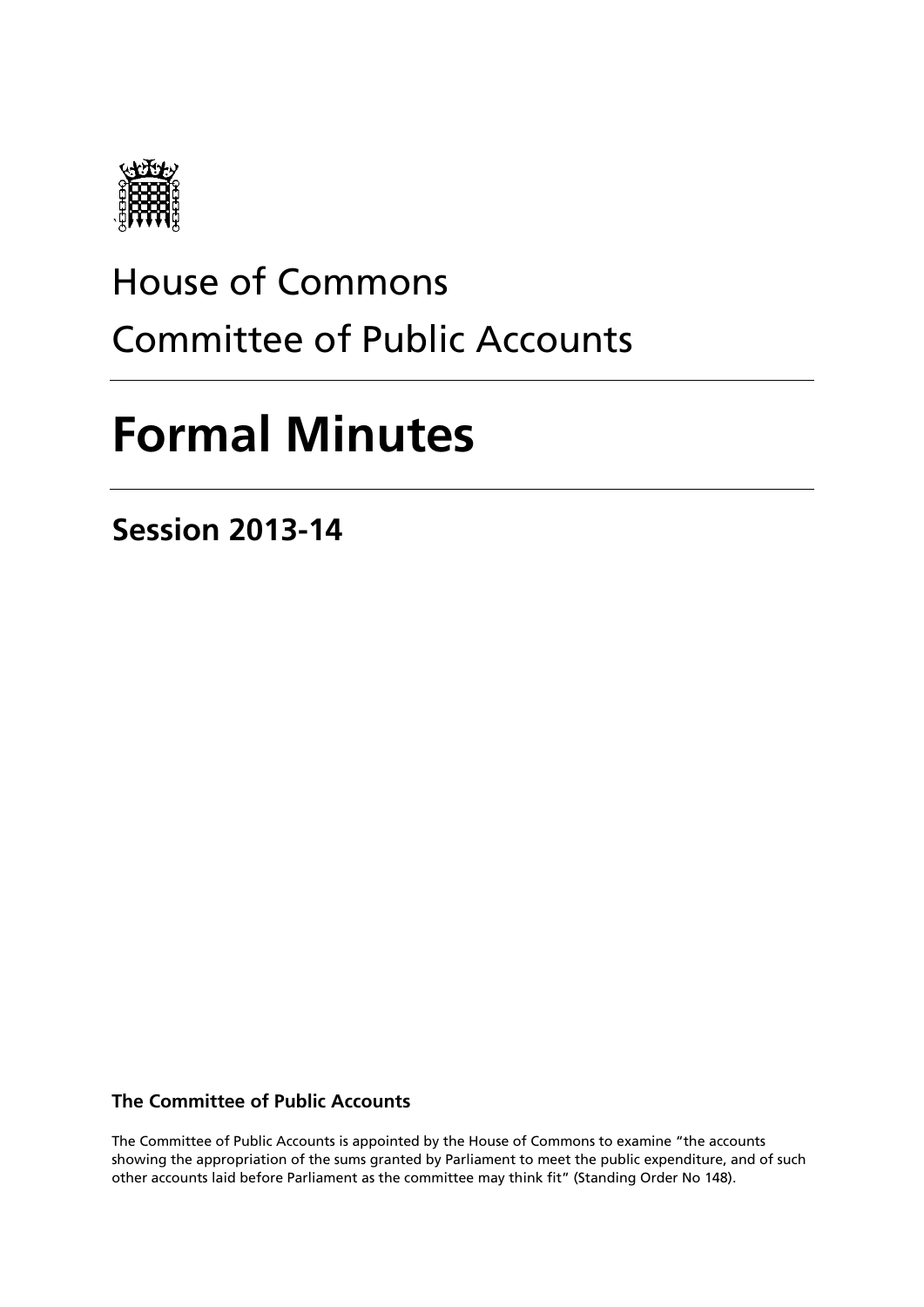House of Commons

Committee of Public Accounts

# Formal Minutes

## Session 2013-14

**The Committee of Public Accounts**

The Committee of Public Accounts is appointed by the House of Commons to examine "the accounts showing the appropriation of the sums granted by Parliament to meet the public expenditure, and of such other accounts laid before Parliament as the committee may think fit" (Standing Order No 148).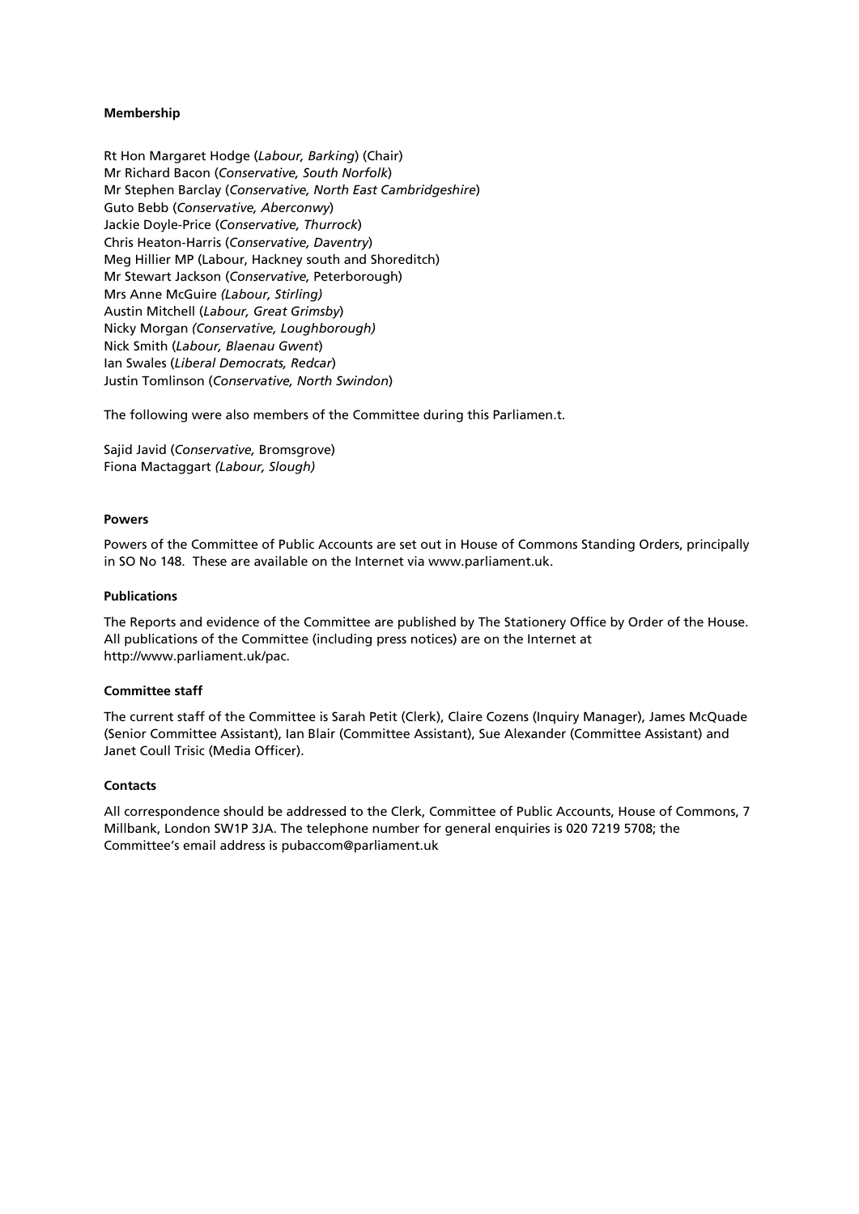**Membership**

Rt Hon Margaret Hodge (*Labour, Barking*) (Chair)
Mr Richard Bacon (*Conservative, South Norfolk*)
Mr Stephen Barclay (*Conservative, North East Cambridgeshire*)
Guto Bebb (*Conservative, Aberconwy*)
Jackie Doyle-Price (*Conservative, Thurrock*)
Chris Heaton-Harris (*Conservative, Daventry*)
Meg Hillier MP (Labour, Hackney south and Shoreditch)
Mr Stewart Jackson (*Conservative,* Peterborough)
Mrs Anne McGuire *(Labour, Stirling)*
Austin Mitchell (*Labour, Great Grimsby*)
Nicky Morgan *(Conservative, Loughborough)*
Nick Smith (*Labour, Blaenau Gwent*)
Ian Swales (*Liberal Democrats, Redcar*)
Justin Tomlinson (*Conservative, North Swindon*)

The following were also members of the Committee during this Parliamen.t.

Sajid Javid (*Conservative,* Bromsgrove)
Fiona Mactaggart *(Labour, Slough)*

**Powers**

Powers of the Committee of Public Accounts are set out in House of Commons Standing Orders, principally in SO No 148. These are available on the Internet via www.parliament.uk.

**Publications**

The Reports and evidence of the Committee are published by The Stationery Office by Order of the House. All publications of the Committee (including press notices) are on the Internet at http://www.parliament.uk/pac.

**Committee staff**

The current staff of the Committee is Sarah Petit (Clerk), Claire Cozens (Inquiry Manager), James McQuade (Senior Committee Assistant), Ian Blair (Committee Assistant), Sue Alexander (Committee Assistant) and Janet Coull Trisic (Media Officer).

**Contacts**

All correspondence should be addressed to the Clerk, Committee of Public Accounts, House of Commons, 7 Millbank, London SW1P 3JA. The telephone number for general enquiries is 020 7219 5708; the Committee's email address is pubaccom@parliament.uk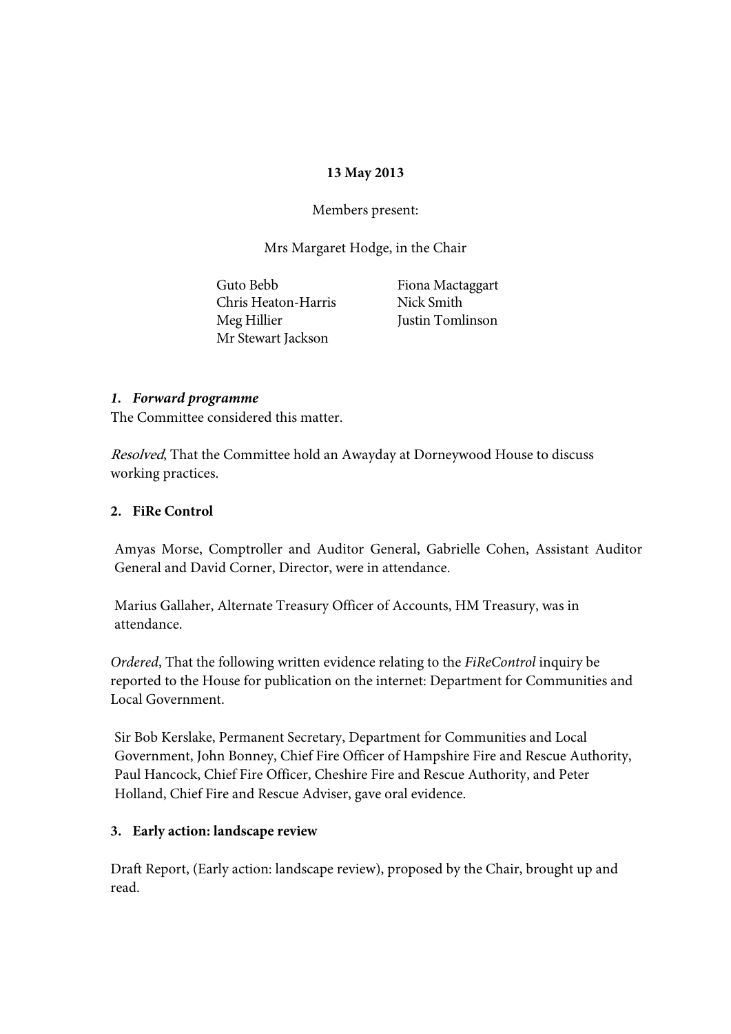**13 May 2013**

Members present:

Mrs Margaret Hodge, in the Chair

Guto Bebb
Chris Heaton-Harris
Meg Hillier
Mr Stewart Jackson
Fiona Mactaggart
Nick Smith
Justin Tomlinson

***1. Forward programme***

The Committee considered this matter.

*Resolved*, That the Committee hold an Awayday at Dorneywood House to discuss working practices.

**2. FiRe Control**

Amyas Morse, Comptroller and Auditor General, Gabrielle Cohen, Assistant Auditor General and David Corner, Director, were in attendance.

Marius Gallaher, Alternate Treasury Officer of Accounts, HM Treasury, was in attendance.

*Ordered*, That the following written evidence relating to the *FiReControl* inquiry be reported to the House for publication on the internet: Department for Communities and Local Government.

Sir Bob Kerslake, Permanent Secretary, Department for Communities and Local Government, John Bonney, Chief Fire Officer of Hampshire Fire and Rescue Authority, Paul Hancock, Chief Fire Officer, Cheshire Fire and Rescue Authority, and Peter Holland, Chief Fire and Rescue Adviser, gave oral evidence.

**3. Early action: landscape review**

Draft Report, (Early action: landscape review), proposed by the Chair, brought up and read.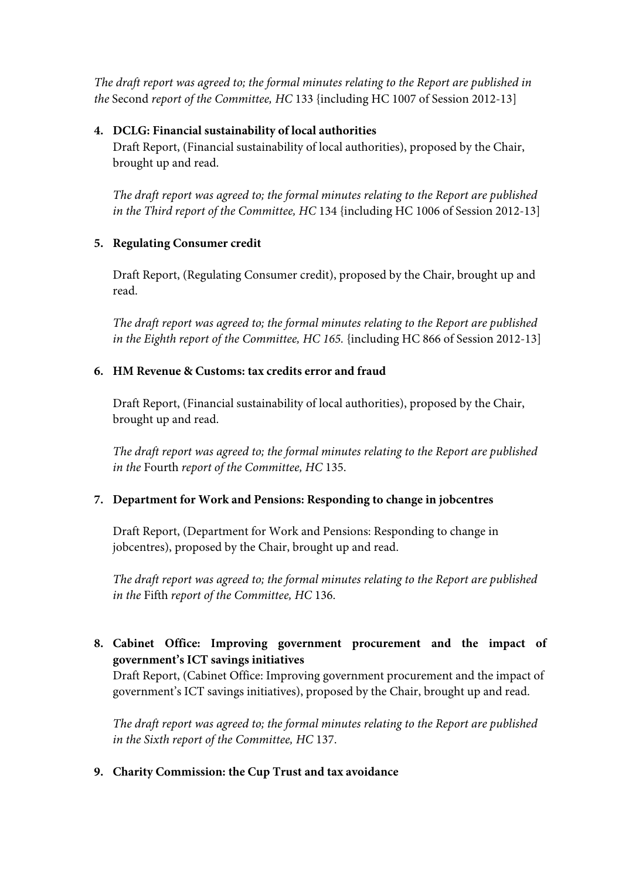*The draft report was agreed to; the formal minutes relating to the Report are published in the* Second *report of the Committee, HC* 133 {including HC 1007 of Session 2012-13]

**4. DCLG: Financial sustainability of local authorities**

Draft Report, (Financial sustainability of local authorities), proposed by the Chair, brought up and read.

*The draft report was agreed to; the formal minutes relating to the Report are published in the Third report of the Committee, HC* 134 {including HC 1006 of Session 2012-13]

**5. Regulating Consumer credit**

Draft Report, (Regulating Consumer credit), proposed by the Chair, brought up and read.

*The draft report was agreed to; the formal minutes relating to the Report are published in the Eighth report of the Committee, HC 165.* {including HC 866 of Session 2012-13]

**6. HM Revenue & Customs: tax credits error and fraud**

Draft Report, (Financial sustainability of local authorities), proposed by the Chair, brought up and read.

*The draft report was agreed to; the formal minutes relating to the Report are published in the* Fourth *report of the Committee, HC* 135.

**7. Department for Work and Pensions: Responding to change in jobcentres**

Draft Report, (Department for Work and Pensions: Responding to change in jobcentres), proposed by the Chair, brought up and read.

*The draft report was agreed to; the formal minutes relating to the Report are published in the* Fifth *report of the Committee, HC* 136.

**8. Cabinet Office: Improving government procurement and the impact of government's ICT savings initiatives**

Draft Report, (Cabinet Office: Improving government procurement and the impact of government's ICT savings initiatives), proposed by the Chair, brought up and read.

*The draft report was agreed to; the formal minutes relating to the Report are published in the Sixth report of the Committee, HC* 137.

**9. Charity Commission: the Cup Trust and tax avoidance**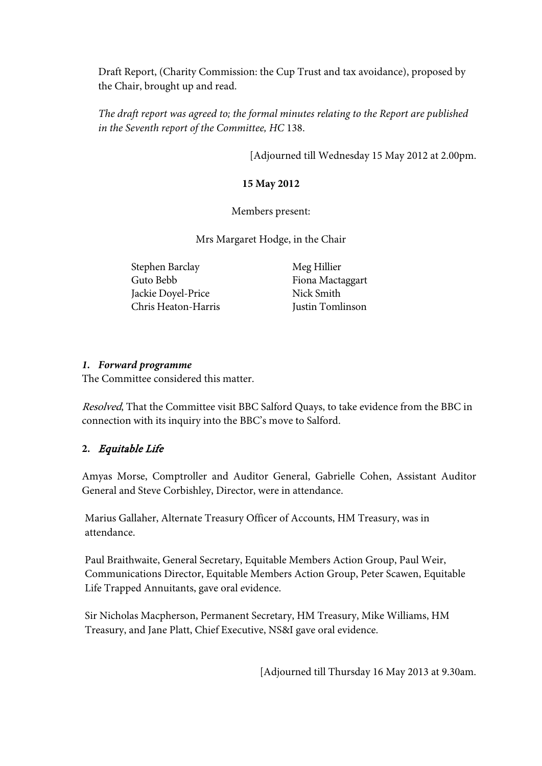Draft Report, (Charity Commission: the Cup Trust and tax avoidance), proposed by the Chair, brought up and read.

*The draft report was agreed to; the formal minutes relating to the Report are published in the Seventh report of the Committee, HC* 138.

[Adjourned till Wednesday 15 May 2012 at 2.00pm.

**15 May 2012**

Members present:

Mrs Margaret Hodge, in the Chair

Stephen Barclay
Guto Bebb
Jackie Doyel-Price
Chris Heaton-Harris
Meg Hillier
Fiona Mactaggart
Nick Smith
Justin Tomlinson

### *1. Forward programme*

The Committee considered this matter.

*Resolved*, That the Committee visit BBC Salford Quays, to take evidence from the BBC in connection with its inquiry into the BBC's move to Salford.

### 2. *Equitable Life*

Amyas Morse, Comptroller and Auditor General, Gabrielle Cohen, Assistant Auditor General and Steve Corbishley, Director, were in attendance.

Marius Gallaher, Alternate Treasury Officer of Accounts, HM Treasury, was in attendance.

Paul Braithwaite, General Secretary, Equitable Members Action Group, Paul Weir, Communications Director, Equitable Members Action Group, Peter Scawen, Equitable Life Trapped Annuitants, gave oral evidence.

Sir Nicholas Macpherson, Permanent Secretary, HM Treasury, Mike Williams, HM Treasury, and Jane Platt, Chief Executive, NS&I gave oral evidence.

[Adjourned till Thursday 16 May 2013 at 9.30am.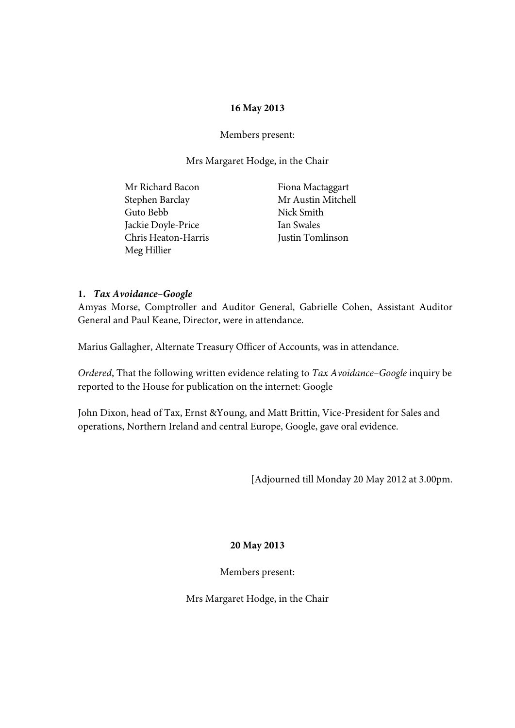**16 May 2013**

Members present:

Mrs Margaret Hodge, in the Chair

Mr Richard Bacon
Stephen Barclay
Guto Bebb
Jackie Doyle-Price
Chris Heaton-Harris
Meg Hillier
Fiona Mactaggart
Mr Austin Mitchell
Nick Smith
Ian Swales
Justin Tomlinson

**1.** ***Tax Avoidance–Google***

Amyas Morse, Comptroller and Auditor General, Gabrielle Cohen, Assistant Auditor General and Paul Keane, Director, were in attendance.

Marius Gallagher, Alternate Treasury Officer of Accounts, was in attendance.

*Ordered*, That the following written evidence relating to *Tax Avoidance–Google* inquiry be reported to the House for publication on the internet: Google

John Dixon, head of Tax, Ernst &Young, and Matt Brittin, Vice-President for Sales and operations, Northern Ireland and central Europe, Google, gave oral evidence.

[Adjourned till Monday 20 May 2012 at 3.00pm.

**20 May 2013**

Members present:

Mrs Margaret Hodge, in the Chair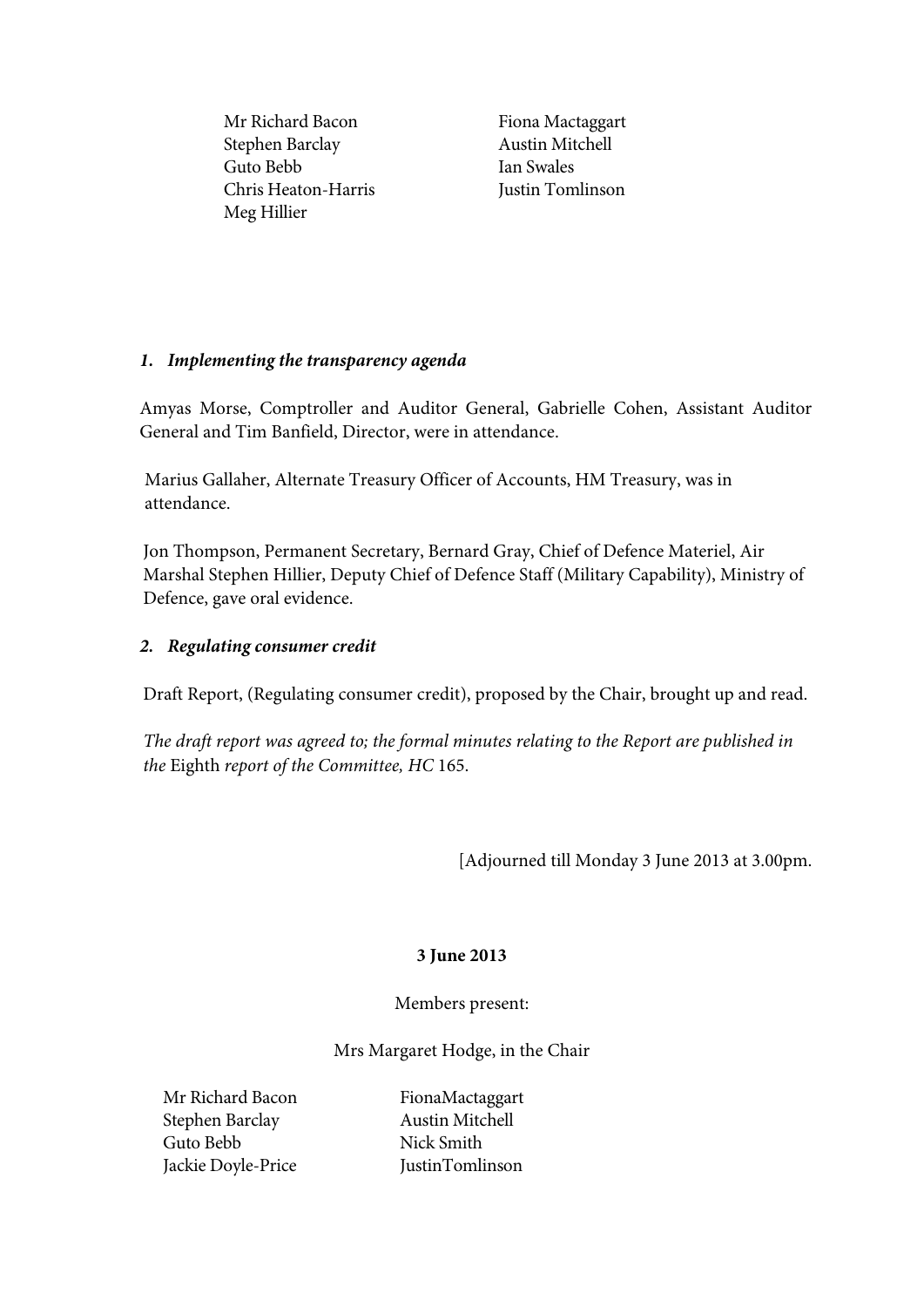Mr Richard Bacon
Stephen Barclay
Guto Bebb
Chris Heaton-Harris
Meg Hillier
Fiona Mactaggart
Austin Mitchell
Ian Swales
Justin Tomlinson

***1. Implementing the transparency agenda***

Amyas Morse, Comptroller and Auditor General, Gabrielle Cohen, Assistant Auditor General and Tim Banfield, Director, were in attendance.

Marius Gallaher, Alternate Treasury Officer of Accounts, HM Treasury, was in attendance.

Jon Thompson, Permanent Secretary, Bernard Gray, Chief of Defence Materiel, Air Marshal Stephen Hillier, Deputy Chief of Defence Staff (Military Capability), Ministry of Defence, gave oral evidence.

***2. Regulating consumer credit***

Draft Report, (Regulating consumer credit), proposed by the Chair, brought up and read.

*The draft report was agreed to; the formal minutes relating to the Report are published in the* Eighth *report of the Committee, HC* 165.

[Adjourned till Monday 3 June 2013 at 3.00pm.

**3 June 2013**

Members present:

Mrs Margaret Hodge, in the Chair

Mr Richard Bacon
Stephen Barclay
Guto Bebb
Jackie Doyle-Price
FionaMactaggart
Austin Mitchell
Nick Smith
JustinTomlinson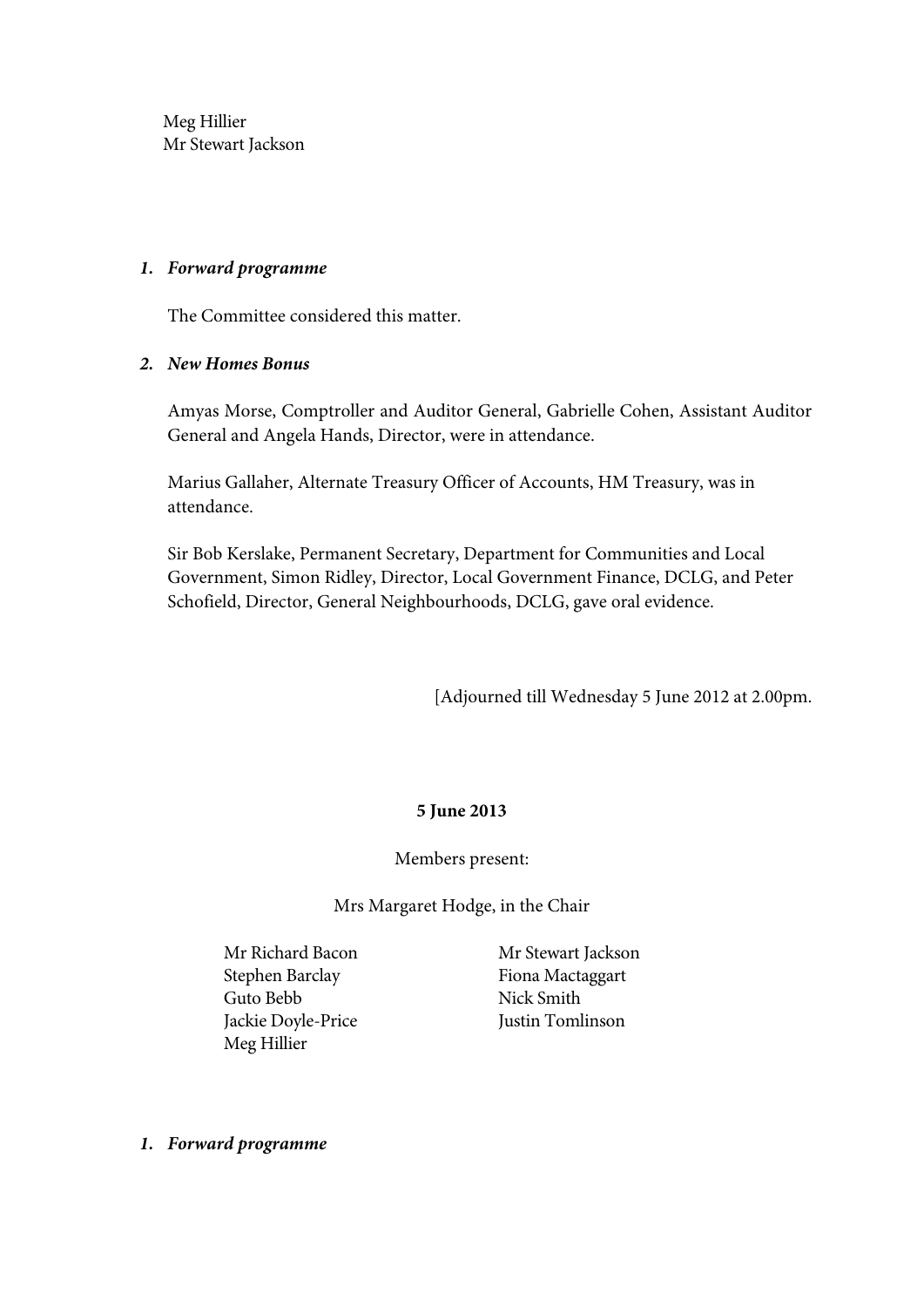Meg Hillier
Mr Stewart Jackson

***1. Forward programme***

The Committee considered this matter.

***2. New Homes Bonus***

Amyas Morse, Comptroller and Auditor General, Gabrielle Cohen, Assistant Auditor General and Angela Hands, Director, were in attendance.

Marius Gallaher, Alternate Treasury Officer of Accounts, HM Treasury, was in attendance.

Sir Bob Kerslake, Permanent Secretary, Department for Communities and Local Government, Simon Ridley, Director, Local Government Finance, DCLG, and Peter Schofield, Director, General Neighbourhoods, DCLG, gave oral evidence.

[Adjourned till Wednesday 5 June 2012 at 2.00pm.

**5 June 2013**

Members present:

Mrs Margaret Hodge, in the Chair

Mr Richard Bacon
Stephen Barclay
Guto Bebb
Jackie Doyle-Price
Meg Hillier
Mr Stewart Jackson
Fiona Mactaggart
Nick Smith
Justin Tomlinson

***1. Forward programme***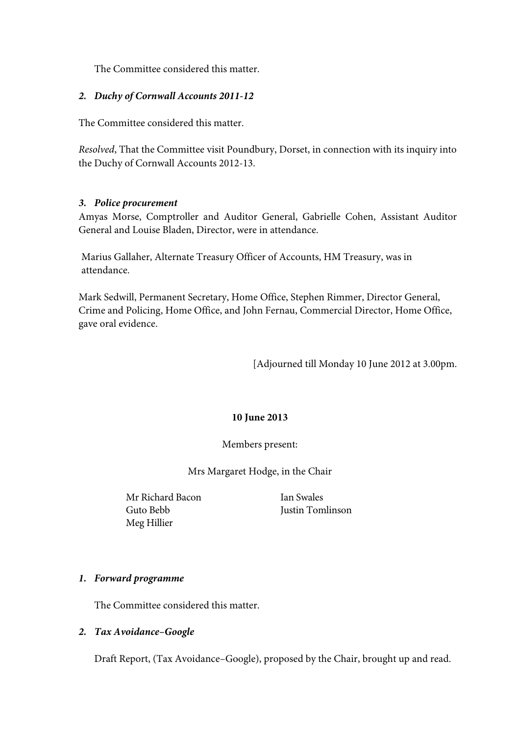The Committee considered this matter.

***2. Duchy of Cornwall Accounts 2011-12***

The Committee considered this matter.

*Resolved*, That the Committee visit Poundbury, Dorset, in connection with its inquiry into the Duchy of Cornwall Accounts 2012-13.

***3. Police procurement***

Amyas Morse, Comptroller and Auditor General, Gabrielle Cohen, Assistant Auditor General and Louise Bladen, Director, were in attendance.

Marius Gallaher, Alternate Treasury Officer of Accounts, HM Treasury, was in attendance.

Mark Sedwill, Permanent Secretary, Home Office, Stephen Rimmer, Director General, Crime and Policing, Home Office, and John Fernau, Commercial Director, Home Office, gave oral evidence.

[Adjourned till Monday 10 June 2012 at 3.00pm.

**10 June 2013**

Members present:

Mrs Margaret Hodge, in the Chair

Mr Richard Bacon
Guto Bebb
Meg Hillier
Ian Swales
Justin Tomlinson

***1. Forward programme***

The Committee considered this matter.

***2. Tax Avoidance–Google***

Draft Report, (Tax Avoidance–Google), proposed by the Chair, brought up and read.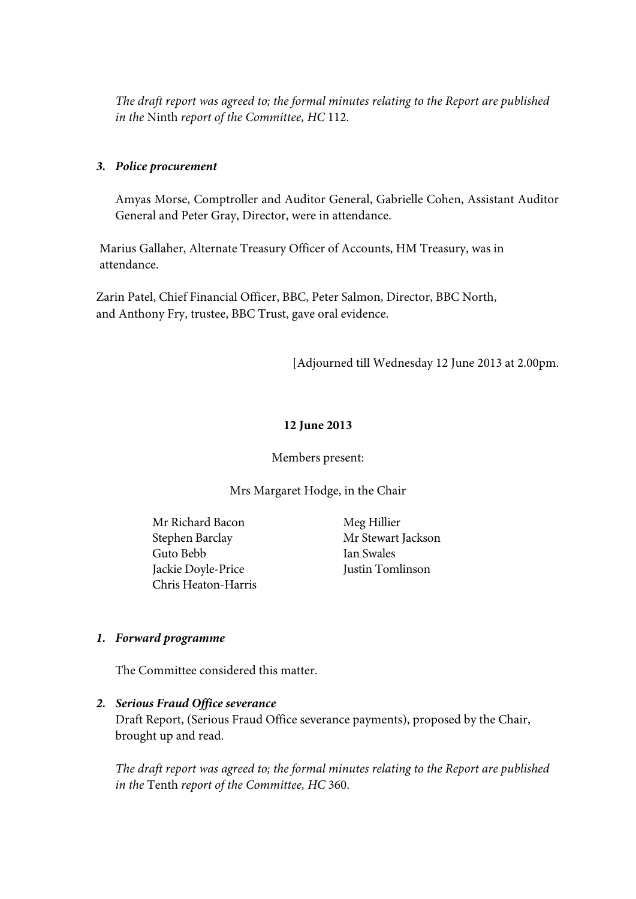*The draft report was agreed to; the formal minutes relating to the Report are published in the* Ninth *report of the Committee, HC* 112.

***3. Police procurement***

Amyas Morse, Comptroller and Auditor General, Gabrielle Cohen, Assistant Auditor General and Peter Gray, Director, were in attendance.

Marius Gallaher, Alternate Treasury Officer of Accounts, HM Treasury, was in attendance.

Zarin Patel, Chief Financial Officer, BBC, Peter Salmon, Director, BBC North, and Anthony Fry, trustee, BBC Trust, gave oral evidence.

[Adjourned till Wednesday 12 June 2013 at 2.00pm.

**12 June 2013**

Members present:

Mrs Margaret Hodge, in the Chair

Mr Richard Bacon
Stephen Barclay
Guto Bebb
Jackie Doyle-Price
Chris Heaton-Harris
Meg Hillier
Mr Stewart Jackson
Ian Swales
Justin Tomlinson

***1. Forward programme***

The Committee considered this matter.

***2. Serious Fraud Office severance***

Draft Report, (Serious Fraud Office severance payments), proposed by the Chair, brought up and read.

*The draft report was agreed to; the formal minutes relating to the Report are published in the* Tenth *report of the Committee, HC* 360.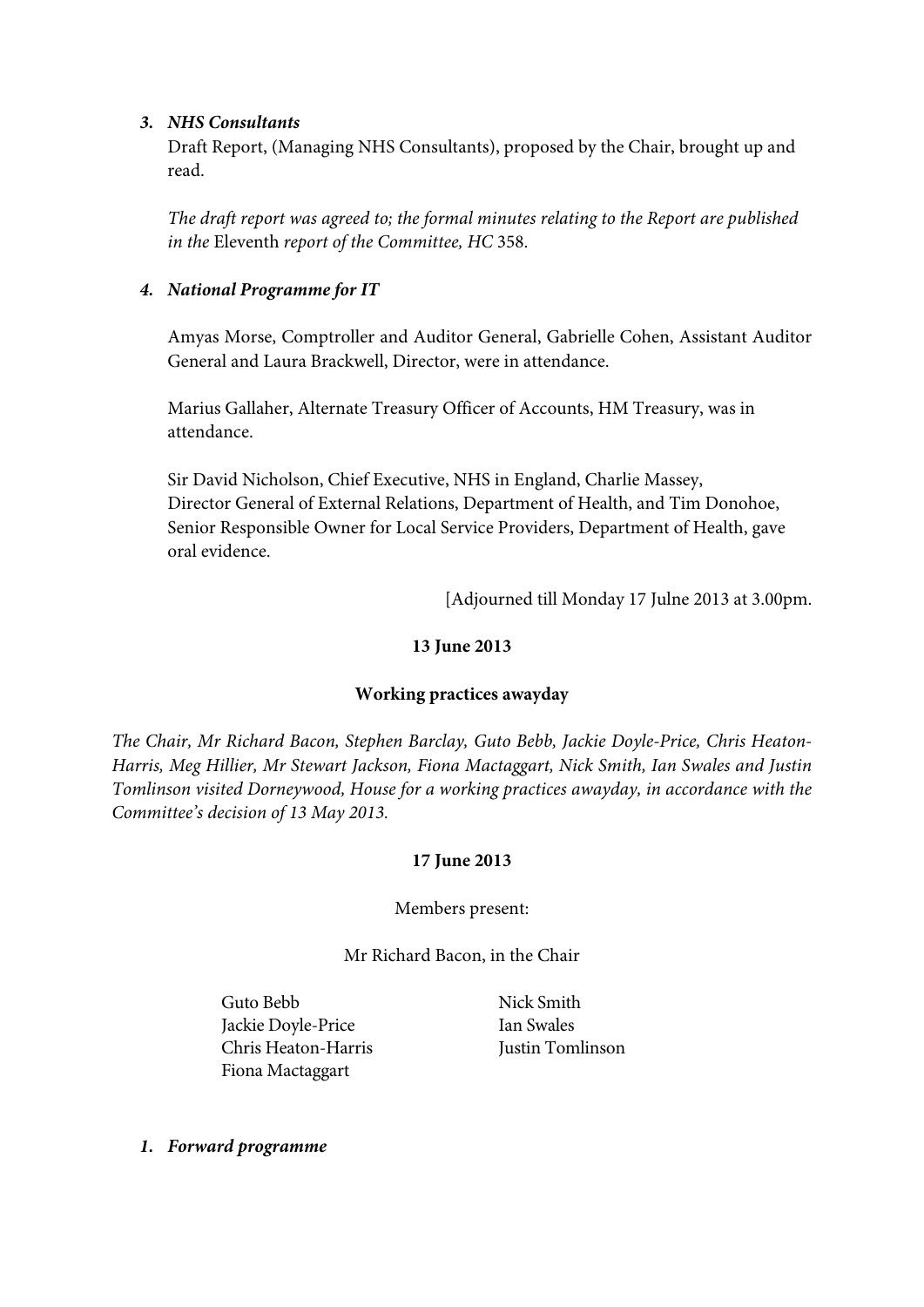***3. NHS Consultants***

Draft Report, (Managing NHS Consultants), proposed by the Chair, brought up and read.

*The draft report was agreed to; the formal minutes relating to the Report are published in the* Eleventh *report of the Committee, HC* 358.

***4. National Programme for IT***

Amyas Morse, Comptroller and Auditor General, Gabrielle Cohen, Assistant Auditor General and Laura Brackwell, Director, were in attendance.

Marius Gallaher, Alternate Treasury Officer of Accounts, HM Treasury, was in attendance.

Sir David Nicholson, Chief Executive, NHS in England, Charlie Massey, Director General of External Relations, Department of Health, and Tim Donohoe, Senior Responsible Owner for Local Service Providers, Department of Health, gave oral evidence.

[Adjourned till Monday 17 Julne 2013 at 3.00pm.

**13 June 2013**

**Working practices awayday**

*The Chair, Mr Richard Bacon, Stephen Barclay, Guto Bebb, Jackie Doyle-Price, Chris Heaton-Harris, Meg Hillier, Mr Stewart Jackson, Fiona Mactaggart, Nick Smith, Ian Swales and Justin Tomlinson visited Dorneywood, House for a working practices awayday, in accordance with the Committee's decision of 13 May 2013.*

**17 June 2013**

Members present:

Mr Richard Bacon, in the Chair

Guto Bebb
Jackie Doyle-Price
Chris Heaton-Harris
Fiona Mactaggart
Nick Smith
Ian Swales
Justin Tomlinson

***1. Forward programme***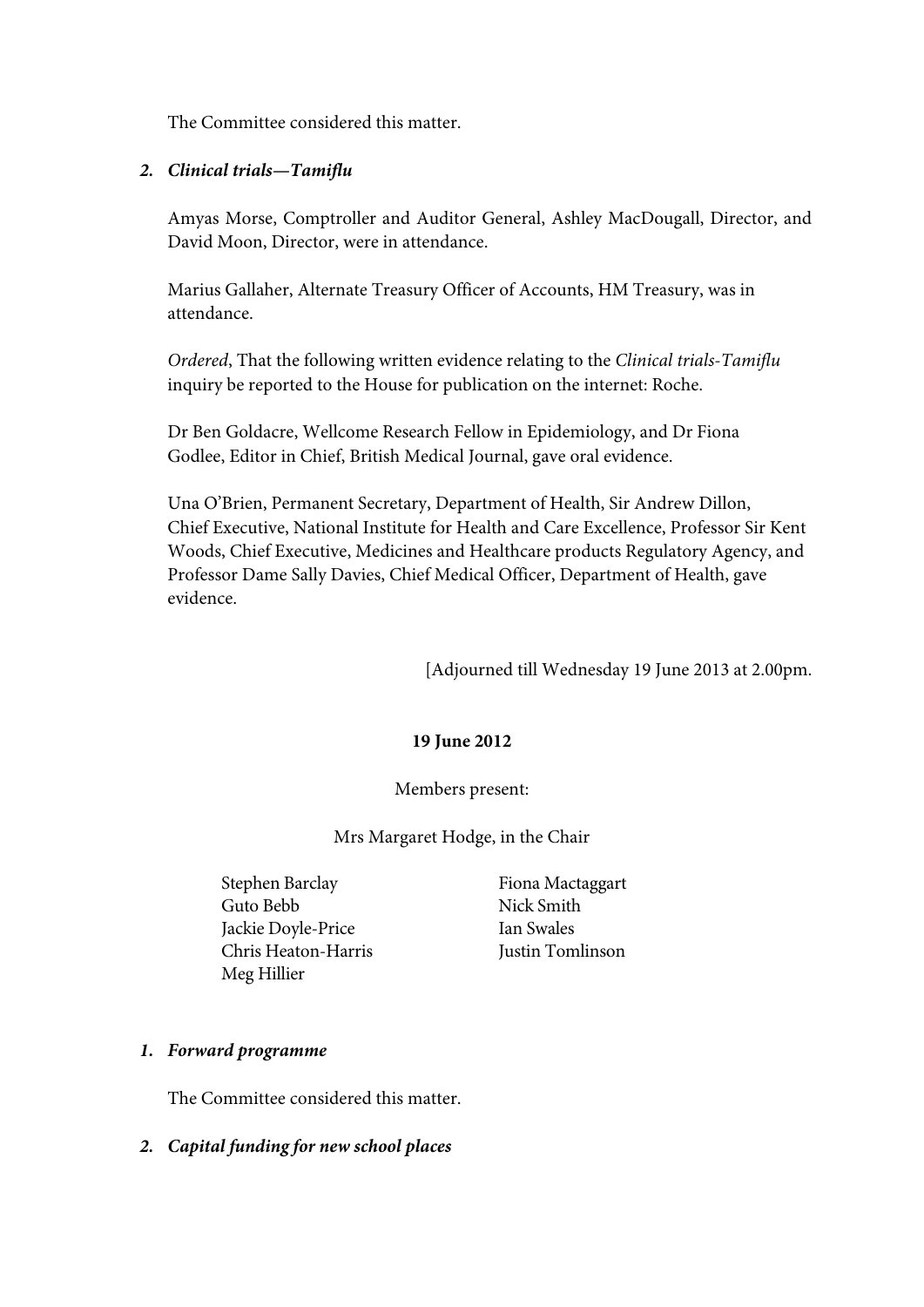The Committee considered this matter.

2. ***Clinical trials—Tamiflu***

Amyas Morse, Comptroller and Auditor General, Ashley MacDougall, Director, and David Moon, Director, were in attendance.

Marius Gallaher, Alternate Treasury Officer of Accounts, HM Treasury, was in attendance.

*Ordered*, That the following written evidence relating to the *Clinical trials-Tamiflu* inquiry be reported to the House for publication on the internet: Roche.

Dr Ben Goldacre, Wellcome Research Fellow in Epidemiology, and Dr Fiona Godlee, Editor in Chief, British Medical Journal, gave oral evidence.

Una O'Brien, Permanent Secretary, Department of Health, Sir Andrew Dillon, Chief Executive, National Institute for Health and Care Excellence, Professor Sir Kent Woods, Chief Executive, Medicines and Healthcare products Regulatory Agency, and Professor Dame Sally Davies, Chief Medical Officer, Department of Health, gave evidence.

[Adjourned till Wednesday 19 June 2013 at 2.00pm.

**19 June 2012**

Members present:

Mrs Margaret Hodge, in the Chair

Stephen Barclay
Guto Bebb
Jackie Doyle-Price
Chris Heaton-Harris
Meg Hillier
Fiona Mactaggart
Nick Smith
Ian Swales
Justin Tomlinson

1. ***Forward programme***

The Committee considered this matter.

2. ***Capital funding for new school places***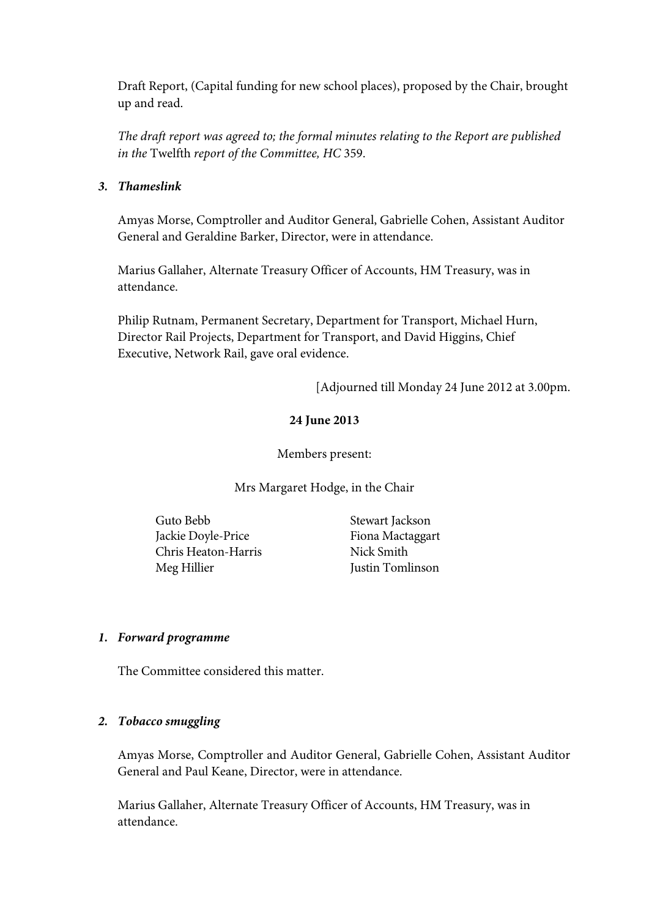Draft Report, (Capital funding for new school places), proposed by the Chair, brought up and read.

*The draft report was agreed to; the formal minutes relating to the Report are published in the* Twelfth *report of the Committee, HC* 359.

***3. Thameslink***

Amyas Morse, Comptroller and Auditor General, Gabrielle Cohen, Assistant Auditor General and Geraldine Barker, Director, were in attendance.

Marius Gallaher, Alternate Treasury Officer of Accounts, HM Treasury, was in attendance.

Philip Rutnam, Permanent Secretary, Department for Transport, Michael Hurn, Director Rail Projects, Department for Transport, and David Higgins, Chief Executive, Network Rail, gave oral evidence.

[Adjourned till Monday 24 June 2012 at 3.00pm.

**24 June 2013**

Members present:

Mrs Margaret Hodge, in the Chair

Guto Bebb
Jackie Doyle-Price
Chris Heaton-Harris
Meg Hillier
Stewart Jackson
Fiona Mactaggart
Nick Smith
Justin Tomlinson

***1. Forward programme***

The Committee considered this matter.

***2. Tobacco smuggling***

Amyas Morse, Comptroller and Auditor General, Gabrielle Cohen, Assistant Auditor General and Paul Keane, Director, were in attendance.

Marius Gallaher, Alternate Treasury Officer of Accounts, HM Treasury, was in attendance.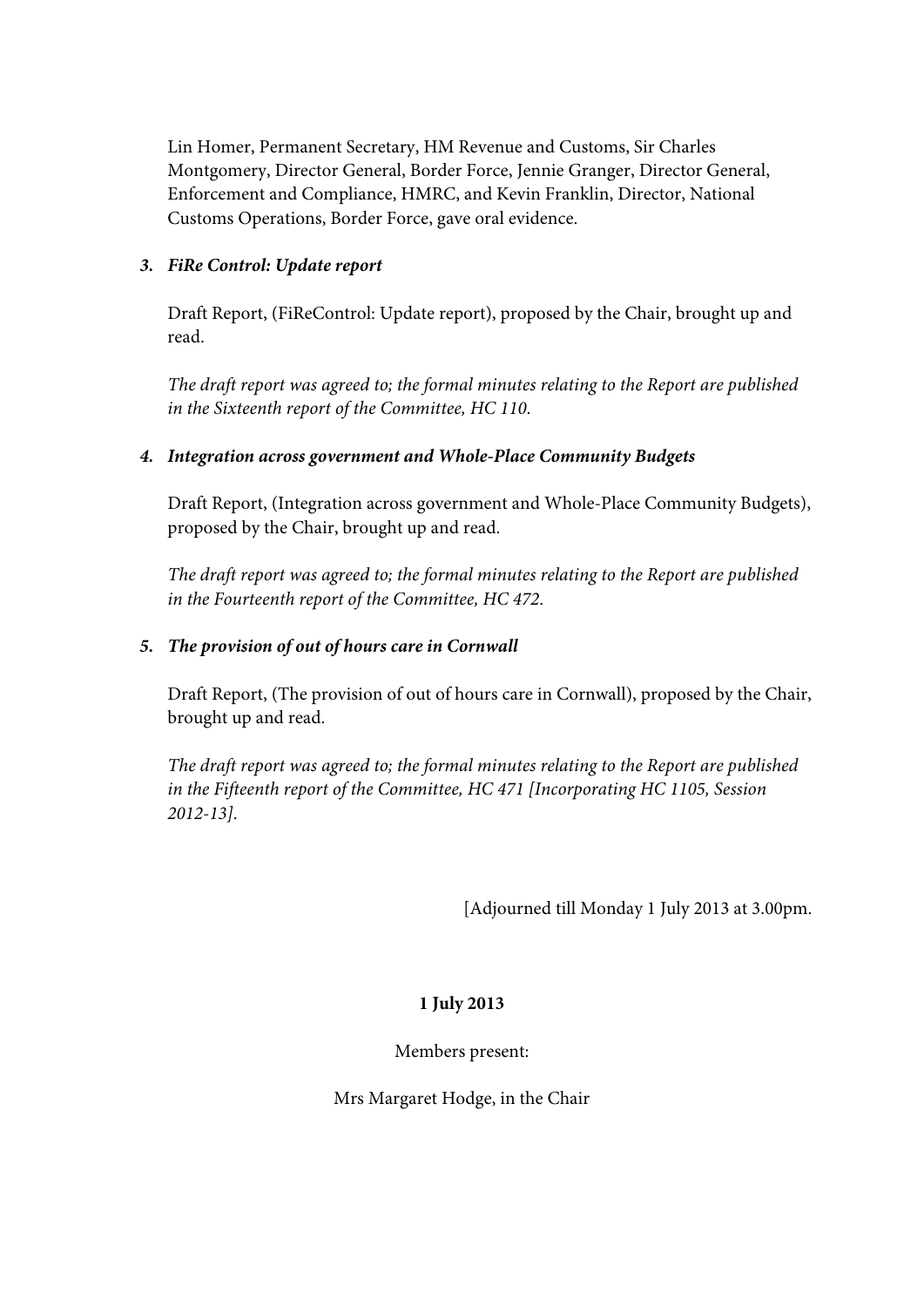Lin Homer, Permanent Secretary, HM Revenue and Customs, Sir Charles Montgomery, Director General, Border Force, Jennie Granger, Director General, Enforcement and Compliance, HMRC, and Kevin Franklin, Director, National Customs Operations, Border Force, gave oral evidence.

***3. FiRe Control: Update report***

Draft Report, (FiReControl: Update report), proposed by the Chair, brought up and read.

*The draft report was agreed to; the formal minutes relating to the Report are published in the Sixteenth report of the Committee, HC 110.*

***4. Integration across government and Whole-Place Community Budgets***

Draft Report, (Integration across government and Whole-Place Community Budgets), proposed by the Chair, brought up and read.

*The draft report was agreed to; the formal minutes relating to the Report are published in the Fourteenth report of the Committee, HC 472.*

***5. The provision of out of hours care in Cornwall***

Draft Report, (The provision of out of hours care in Cornwall), proposed by the Chair, brought up and read.

*The draft report was agreed to; the formal minutes relating to the Report are published in the Fifteenth report of the Committee, HC 471 [Incorporating HC 1105, Session 2012-13].*

[Adjourned till Monday 1 July 2013 at 3.00pm.

**1 July 2013**

Members present:

Mrs Margaret Hodge, in the Chair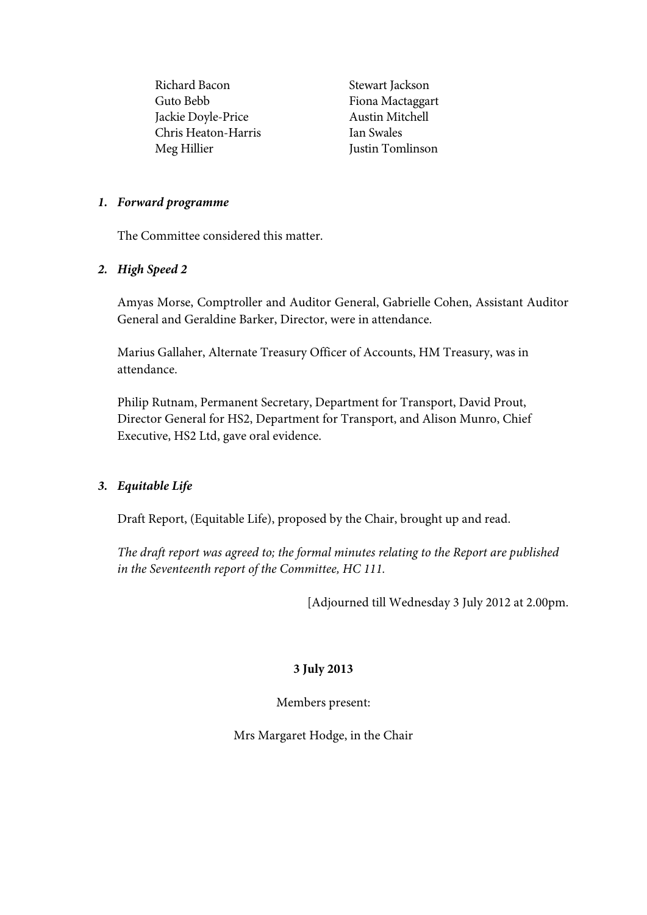Richard Bacon
Guto Bebb
Jackie Doyle-Price
Chris Heaton-Harris
Meg Hillier
Stewart Jackson
Fiona Mactaggart
Austin Mitchell
Ian Swales
Justin Tomlinson

***1. Forward programme***

The Committee considered this matter.

***2. High Speed 2***

Amyas Morse, Comptroller and Auditor General, Gabrielle Cohen, Assistant Auditor General and Geraldine Barker, Director, were in attendance.

Marius Gallaher, Alternate Treasury Officer of Accounts, HM Treasury, was in attendance.

Philip Rutnam, Permanent Secretary, Department for Transport, David Prout, Director General for HS2, Department for Transport, and Alison Munro, Chief Executive, HS2 Ltd, gave oral evidence.

***3. Equitable Life***

Draft Report, (Equitable Life), proposed by the Chair, brought up and read.

*The draft report was agreed to; the formal minutes relating to the Report are published in the Seventeenth report of the Committee, HC 111.*

[Adjourned till Wednesday 3 July 2012 at 2.00pm.

**3 July 2013**

Members present:

Mrs Margaret Hodge, in the Chair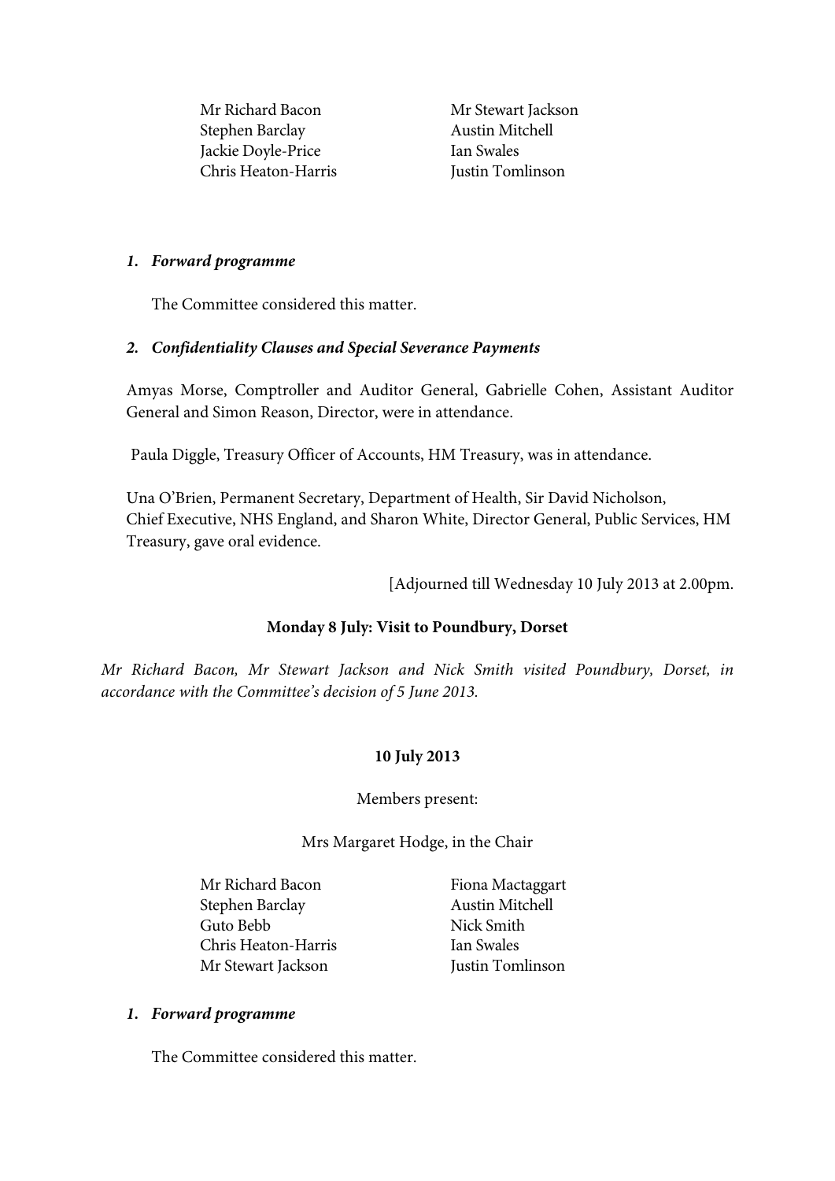Mr Richard Bacon
Stephen Barclay
Jackie Doyle-Price
Chris Heaton-Harris
Mr Stewart Jackson
Austin Mitchell
Ian Swales
Justin Tomlinson

***1. Forward programme***

The Committee considered this matter.

***2. Confidentiality Clauses and Special Severance Payments***

Amyas Morse, Comptroller and Auditor General, Gabrielle Cohen, Assistant Auditor General and Simon Reason, Director, were in attendance.

Paula Diggle, Treasury Officer of Accounts, HM Treasury, was in attendance.

Una O'Brien, Permanent Secretary, Department of Health, Sir David Nicholson, Chief Executive, NHS England, and Sharon White, Director General, Public Services, HM Treasury, gave oral evidence.

[Adjourned till Wednesday 10 July 2013 at 2.00pm.

**Monday 8 July: Visit to Poundbury, Dorset**

*Mr Richard Bacon, Mr Stewart Jackson and Nick Smith visited Poundbury, Dorset, in accordance with the Committee's decision of 5 June 2013.*

**10 July 2013**

Members present:

Mrs Margaret Hodge, in the Chair

Mr Richard Bacon
Stephen Barclay
Guto Bebb
Chris Heaton-Harris
Mr Stewart Jackson
Fiona Mactaggart
Austin Mitchell
Nick Smith
Ian Swales
Justin Tomlinson

***1. Forward programme***

The Committee considered this matter.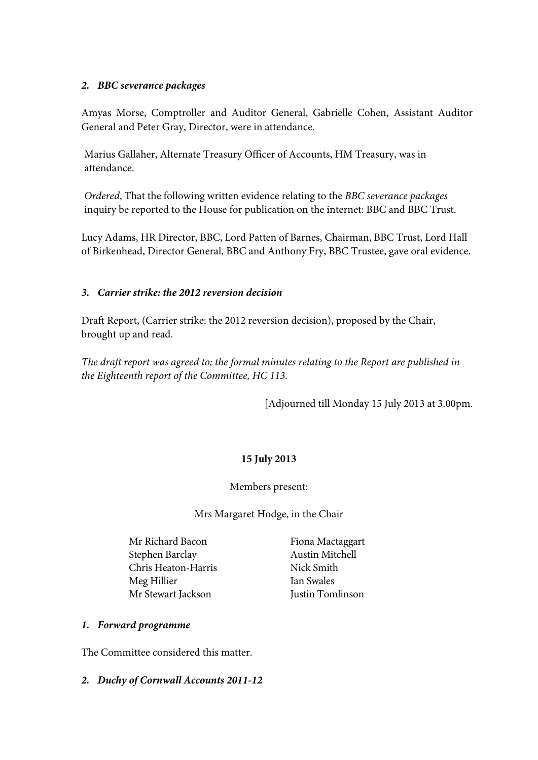### *2. BBC severance packages*

Amyas Morse, Comptroller and Auditor General, Gabrielle Cohen, Assistant Auditor General and Peter Gray, Director, were in attendance.

Marius Gallaher, Alternate Treasury Officer of Accounts, HM Treasury, was in attendance.

*Ordered*, That the following written evidence relating to the *BBC severance packages* inquiry be reported to the House for publication on the internet: BBC and BBC Trust.

Lucy Adams, HR Director, BBC, Lord Patten of Barnes, Chairman, BBC Trust, Lord Hall of Birkenhead, Director General, BBC and Anthony Fry, BBC Trustee, gave oral evidence.

### *3. Carrier strike: the 2012 reversion decision*

Draft Report, (Carrier strike: the 2012 reversion decision), proposed by the Chair, brought up and read.

*The draft report was agreed to; the formal minutes relating to the Report are published in the Eighteenth report of the Committee, HC 113.*

[Adjourned till Monday 15 July 2013 at 3.00pm.

**15 July 2013**

Members present:

Mrs Margaret Hodge, in the Chair

Mr Richard Bacon
Stephen Barclay
Chris Heaton-Harris
Meg Hillier
Mr Stewart Jackson
Fiona Mactaggart
Austin Mitchell
Nick Smith
Ian Swales
Justin Tomlinson

### *1. Forward programme*

The Committee considered this matter.

### *2. Duchy of Cornwall Accounts 2011-12*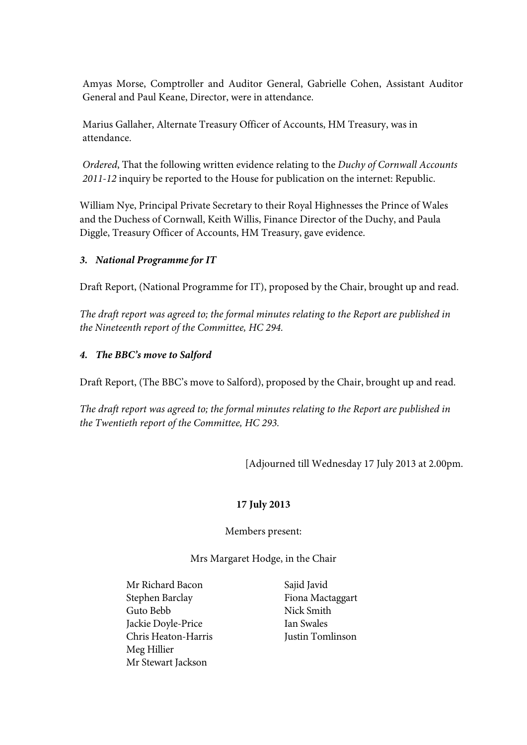Amyas Morse, Comptroller and Auditor General, Gabrielle Cohen, Assistant Auditor General and Paul Keane, Director, were in attendance.

Marius Gallaher, Alternate Treasury Officer of Accounts, HM Treasury, was in attendance.

*Ordered*, That the following written evidence relating to the *Duchy of Cornwall Accounts 2011-12* inquiry be reported to the House for publication on the internet: Republic.

William Nye, Principal Private Secretary to their Royal Highnesses the Prince of Wales and the Duchess of Cornwall, Keith Willis, Finance Director of the Duchy, and Paula Diggle, Treasury Officer of Accounts, HM Treasury, gave evidence.

***3. National Programme for IT***

Draft Report, (National Programme for IT), proposed by the Chair, brought up and read.

*The draft report was agreed to; the formal minutes relating to the Report are published in the Nineteenth report of the Committee, HC 294.*

***4. The BBC's move to Salford***

Draft Report, (The BBC's move to Salford), proposed by the Chair, brought up and read.

*The draft report was agreed to; the formal minutes relating to the Report are published in the Twentieth report of the Committee, HC 293.*

[Adjourned till Wednesday 17 July 2013 at 2.00pm.

**17 July 2013**

Members present:

Mrs Margaret Hodge, in the Chair

Mr Richard Bacon
Stephen Barclay
Guto Bebb
Jackie Doyle-Price
Chris Heaton-Harris
Meg Hillier
Mr Stewart Jackson
Sajid Javid
Fiona Mactaggart
Nick Smith
Ian Swales
Justin Tomlinson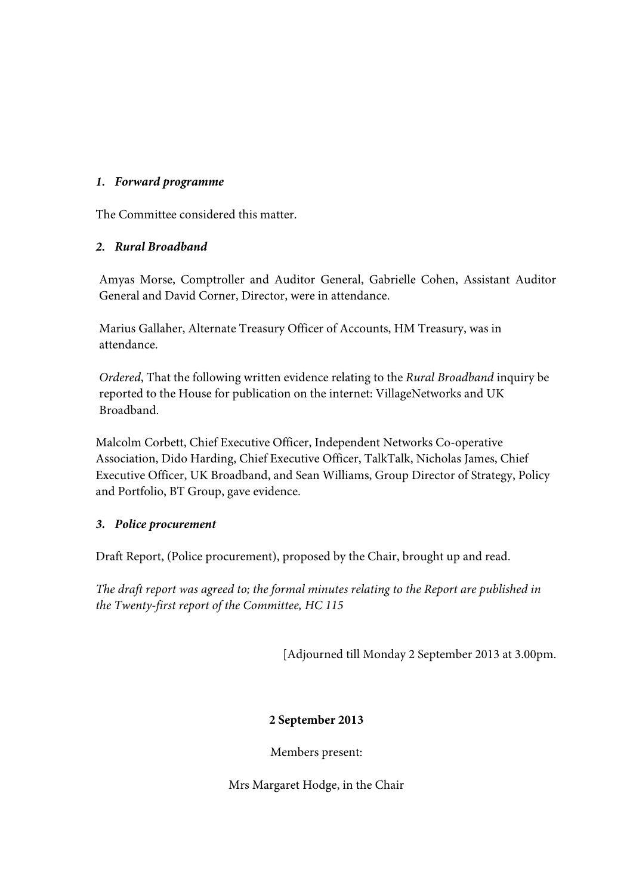***1. Forward programme***

The Committee considered this matter.

***2. Rural Broadband***

Amyas Morse, Comptroller and Auditor General, Gabrielle Cohen, Assistant Auditor General and David Corner, Director, were in attendance.

Marius Gallaher, Alternate Treasury Officer of Accounts, HM Treasury, was in attendance.

*Ordered*, That the following written evidence relating to the *Rural Broadband* inquiry be reported to the House for publication on the internet: VillageNetworks and UK Broadband.

Malcolm Corbett, Chief Executive Officer, Independent Networks Co-operative Association, Dido Harding, Chief Executive Officer, TalkTalk, Nicholas James, Chief Executive Officer, UK Broadband, and Sean Williams, Group Director of Strategy, Policy and Portfolio, BT Group, gave evidence.

***3. Police procurement***

Draft Report, (Police procurement), proposed by the Chair, brought up and read.

*The draft report was agreed to; the formal minutes relating to the Report are published in the Twenty-first report of the Committee, HC 115*

[Adjourned till Monday 2 September 2013 at 3.00pm.

**2 September 2013**

Members present:

Mrs Margaret Hodge, in the Chair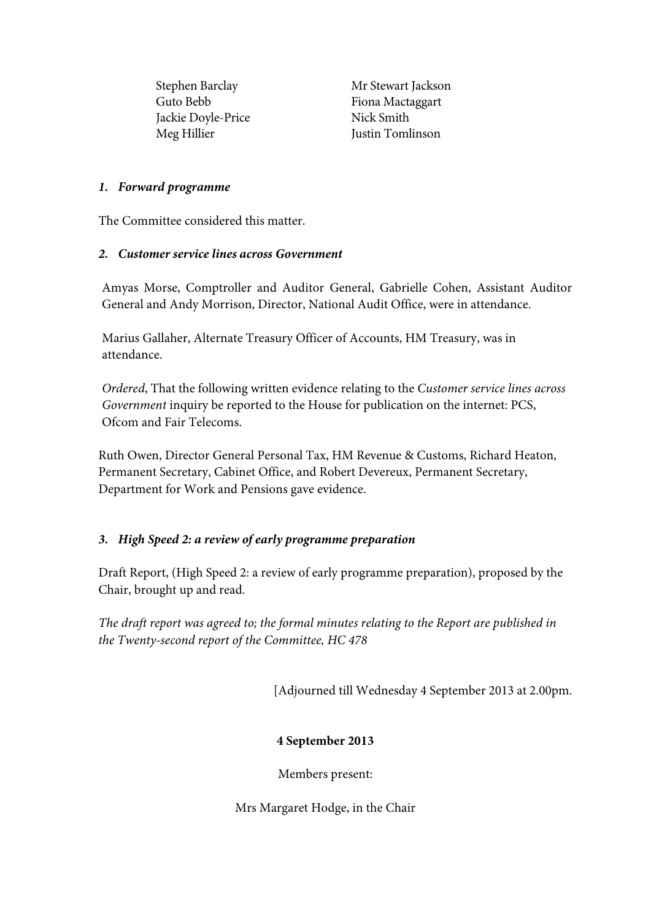Stephen Barclay
Guto Bebb
Jackie Doyle-Price
Meg Hillier
Mr Stewart Jackson
Fiona Mactaggart
Nick Smith
Justin Tomlinson

***1. Forward programme***

The Committee considered this matter.

***2. Customer service lines across Government***

Amyas Morse, Comptroller and Auditor General, Gabrielle Cohen, Assistant Auditor General and Andy Morrison, Director, National Audit Office, were in attendance.

Marius Gallaher, Alternate Treasury Officer of Accounts, HM Treasury, was in attendance.

*Ordered*, That the following written evidence relating to the *Customer service lines across Government* inquiry be reported to the House for publication on the internet: PCS, Ofcom and Fair Telecoms.

Ruth Owen, Director General Personal Tax, HM Revenue & Customs, Richard Heaton, Permanent Secretary, Cabinet Office, and Robert Devereux, Permanent Secretary, Department for Work and Pensions gave evidence.

***3. High Speed 2: a review of early programme preparation***

Draft Report, (High Speed 2: a review of early programme preparation), proposed by the Chair, brought up and read.

*The draft report was agreed to; the formal minutes relating to the Report are published in the Twenty-second report of the Committee, HC 478*

[Adjourned till Wednesday 4 September 2013 at 2.00pm.

**4 September 2013**

Members present:

Mrs Margaret Hodge, in the Chair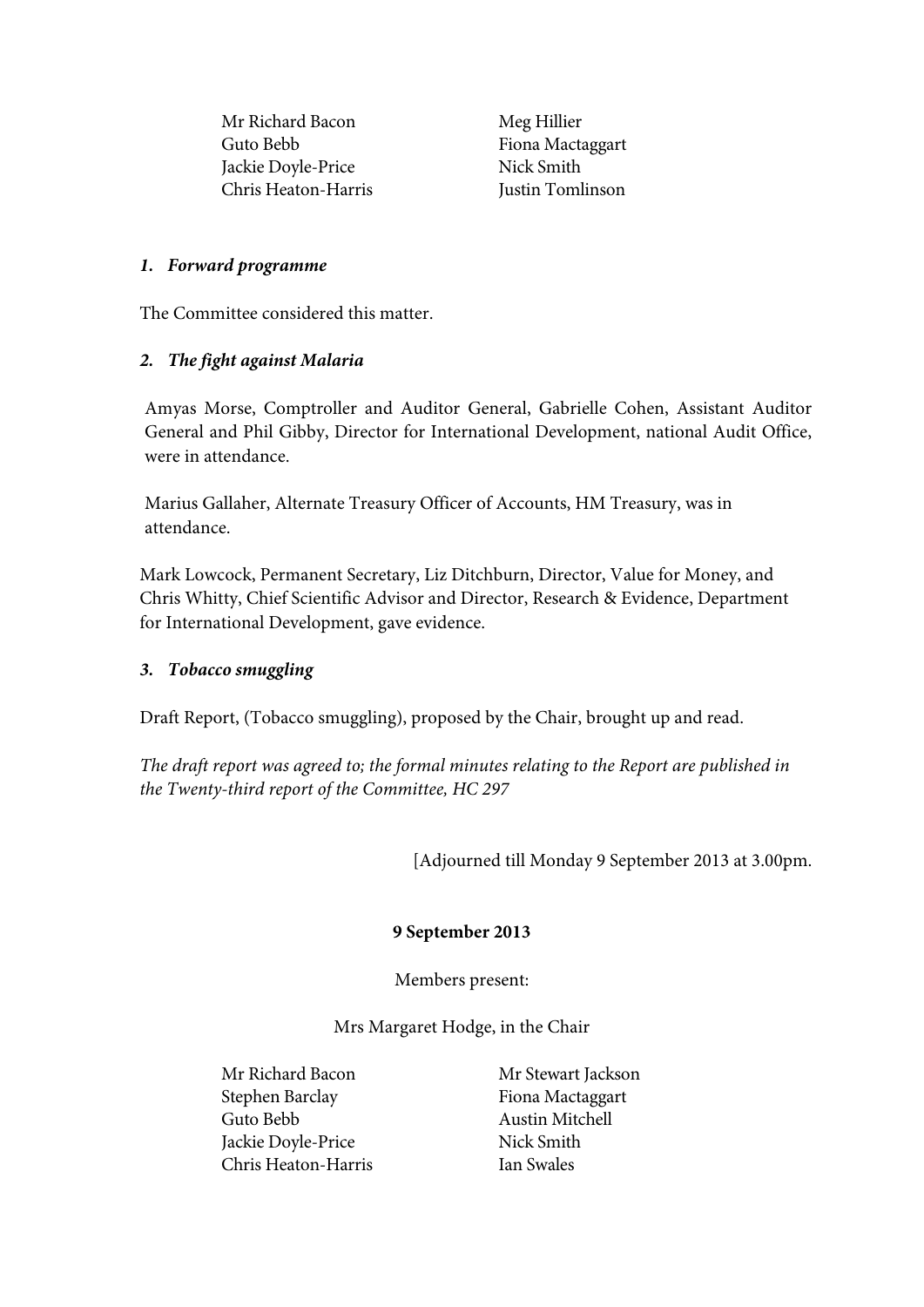Mr Richard Bacon
Guto Bebb
Jackie Doyle-Price
Chris Heaton-Harris
Meg Hillier
Fiona Mactaggart
Nick Smith
Justin Tomlinson

***1. Forward programme***

The Committee considered this matter.

***2. The fight against Malaria***

Amyas Morse, Comptroller and Auditor General, Gabrielle Cohen, Assistant Auditor General and Phil Gibby, Director for International Development, national Audit Office, were in attendance.

Marius Gallaher, Alternate Treasury Officer of Accounts, HM Treasury, was in attendance.

Mark Lowcock, Permanent Secretary, Liz Ditchburn, Director, Value for Money, and Chris Whitty, Chief Scientific Advisor and Director, Research & Evidence, Department for International Development, gave evidence.

***3. Tobacco smuggling***

Draft Report, (Tobacco smuggling), proposed by the Chair, brought up and read.

*The draft report was agreed to; the formal minutes relating to the Report are published in the Twenty-third report of the Committee, HC 297*

[Adjourned till Monday 9 September 2013 at 3.00pm.

**9 September 2013**

Members present:

Mrs Margaret Hodge, in the Chair

Mr Richard Bacon
Stephen Barclay
Guto Bebb
Jackie Doyle-Price
Chris Heaton-Harris
Mr Stewart Jackson
Fiona Mactaggart
Austin Mitchell
Nick Smith
Ian Swales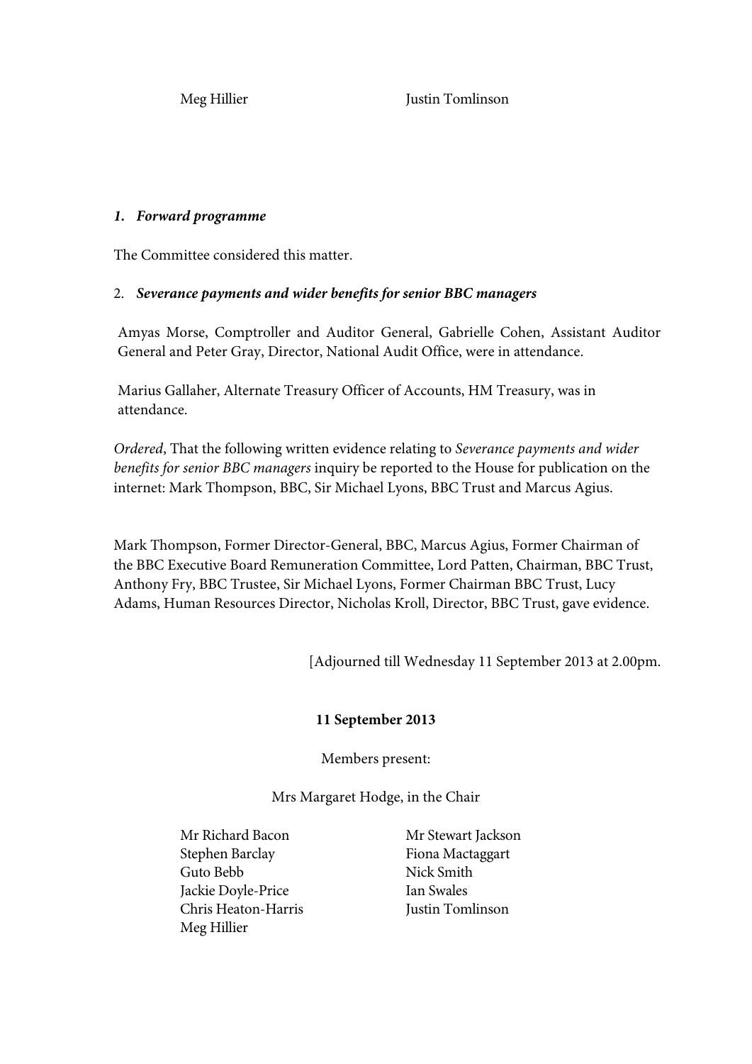Meg Hillier  Justin Tomlinson

***1. Forward programme***

The Committee considered this matter.

2. ***Severance payments and wider benefits for senior BBC managers***

Amyas Morse, Comptroller and Auditor General, Gabrielle Cohen, Assistant Auditor General and Peter Gray, Director, National Audit Office, were in attendance.

Marius Gallaher, Alternate Treasury Officer of Accounts, HM Treasury, was in attendance.

*Ordered*, That the following written evidence relating to *Severance payments and wider benefits for senior BBC managers* inquiry be reported to the House for publication on the internet: Mark Thompson, BBC, Sir Michael Lyons, BBC Trust and Marcus Agius.

Mark Thompson, Former Director-General, BBC, Marcus Agius, Former Chairman of the BBC Executive Board Remuneration Committee, Lord Patten, Chairman, BBC Trust, Anthony Fry, BBC Trustee, Sir Michael Lyons, Former Chairman BBC Trust, Lucy Adams, Human Resources Director, Nicholas Kroll, Director, BBC Trust, gave evidence.

[Adjourned till Wednesday 11 September 2013 at 2.00pm.

**11 September 2013**

Members present:

Mrs Margaret Hodge, in the Chair

Mr Richard Bacon  
Stephen Barclay  
Guto Bebb  
Jackie Doyle-Price  
Chris Heaton-Harris  
Meg Hillier  
Mr Stewart Jackson  
Fiona Mactaggart  
Nick Smith  
Ian Swales  
Justin Tomlinson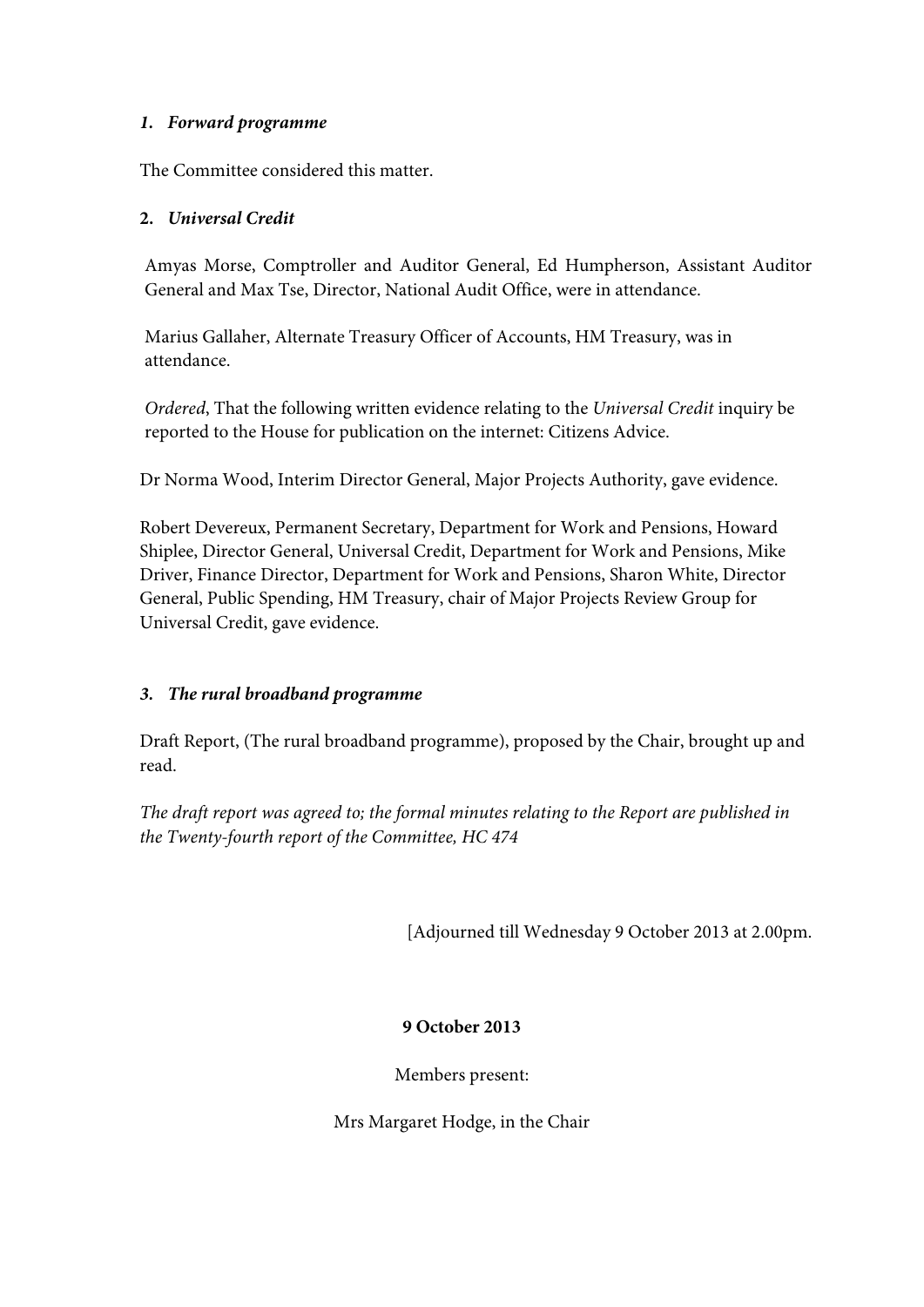### *1. Forward programme*

The Committee considered this matter.

### 2. *Universal Credit*

Amyas Morse, Comptroller and Auditor General, Ed Humpherson, Assistant Auditor General and Max Tse, Director, National Audit Office, were in attendance.

Marius Gallaher, Alternate Treasury Officer of Accounts, HM Treasury, was in attendance.

*Ordered*, That the following written evidence relating to the *Universal Credit* inquiry be reported to the House for publication on the internet: Citizens Advice.

Dr Norma Wood, Interim Director General, Major Projects Authority, gave evidence.

Robert Devereux, Permanent Secretary, Department for Work and Pensions, Howard Shiplee, Director General, Universal Credit, Department for Work and Pensions, Mike Driver, Finance Director, Department for Work and Pensions, Sharon White, Director General, Public Spending, HM Treasury, chair of Major Projects Review Group for Universal Credit, gave evidence.

### *3. The rural broadband programme*

Draft Report, (The rural broadband programme), proposed by the Chair, brought up and read.

*The draft report was agreed to; the formal minutes relating to the Report are published in the Twenty-fourth report of the Committee, HC 474*

[Adjourned till Wednesday 9 October 2013 at 2.00pm.

**9 October 2013**

Members present:

Mrs Margaret Hodge, in the Chair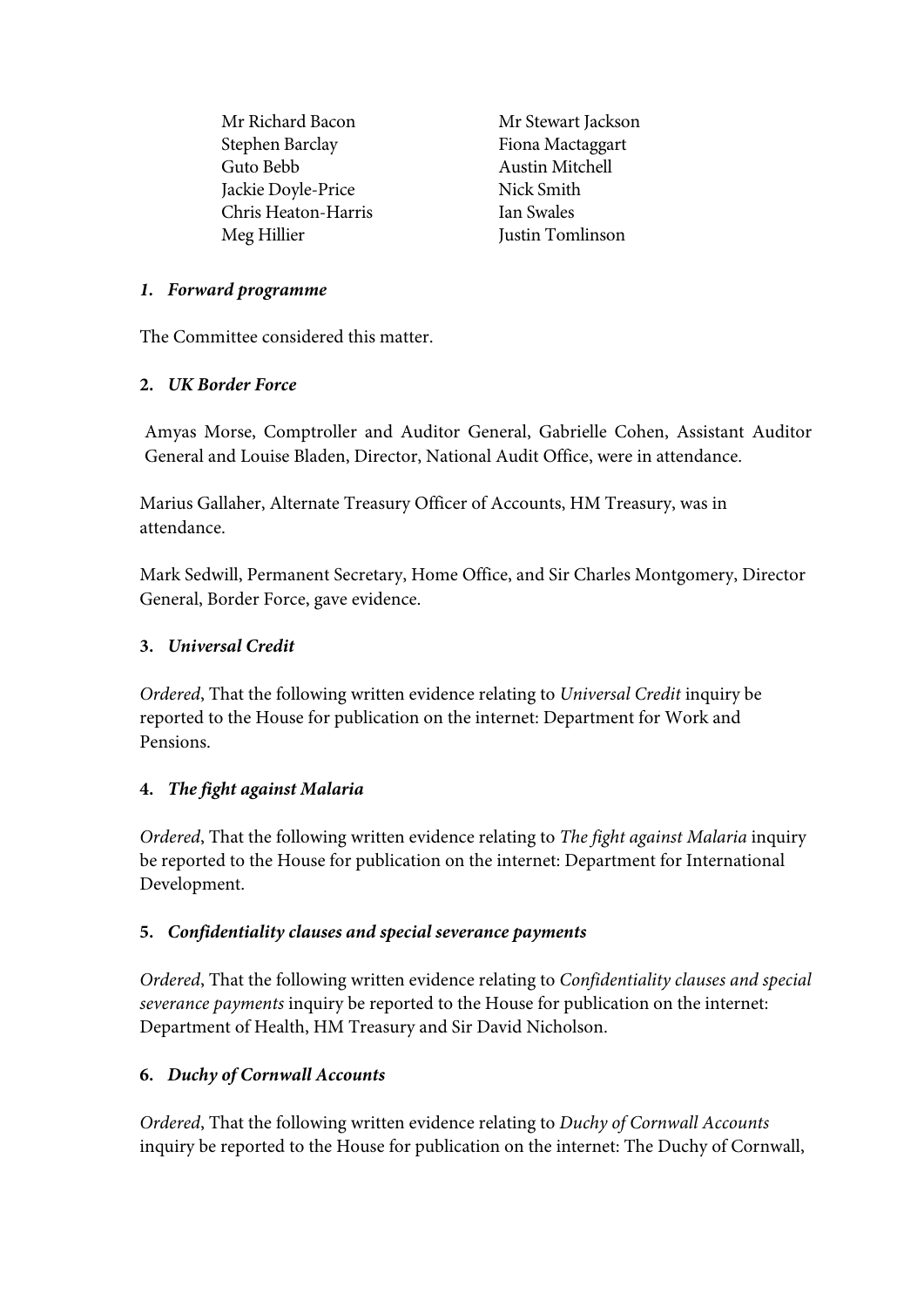Mr Richard Bacon
Stephen Barclay
Guto Bebb
Jackie Doyle-Price
Chris Heaton-Harris
Meg Hillier
Mr Stewart Jackson
Fiona Mactaggart
Austin Mitchell
Nick Smith
Ian Swales
Justin Tomlinson

**1. *Forward programme***

The Committee considered this matter.

**2. *UK Border Force***

Amyas Morse, Comptroller and Auditor General, Gabrielle Cohen, Assistant Auditor General and Louise Bladen, Director, National Audit Office, were in attendance.

Marius Gallaher, Alternate Treasury Officer of Accounts, HM Treasury, was in attendance.

Mark Sedwill, Permanent Secretary, Home Office, and Sir Charles Montgomery, Director General, Border Force, gave evidence.

**3. *Universal Credit***

*Ordered*, That the following written evidence relating to *Universal Credit* inquiry be reported to the House for publication on the internet: Department for Work and Pensions.

**4. *The fight against Malaria***

*Ordered*, That the following written evidence relating to *The fight against Malaria* inquiry be reported to the House for publication on the internet: Department for International Development.

**5. *Confidentiality clauses and special severance payments***

*Ordered*, That the following written evidence relating to *Confidentiality clauses and special severance payments* inquiry be reported to the House for publication on the internet: Department of Health, HM Treasury and Sir David Nicholson.

**6. *Duchy of Cornwall Accounts***

*Ordered*, That the following written evidence relating to *Duchy of Cornwall Accounts* inquiry be reported to the House for publication on the internet: The Duchy of Cornwall,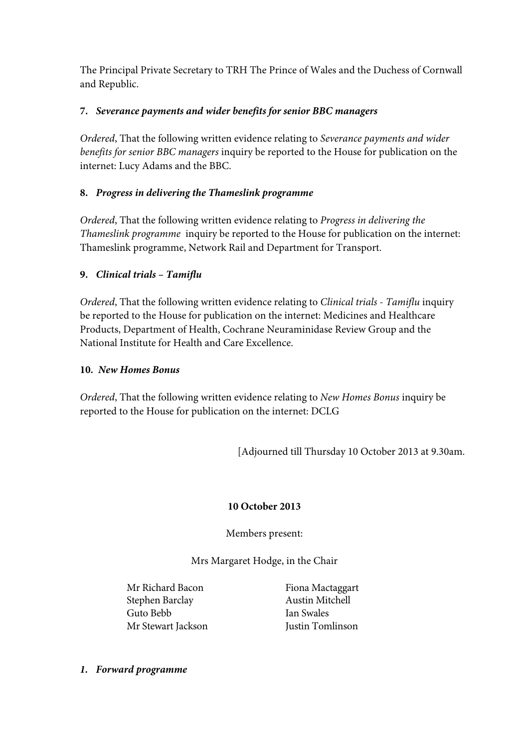The Principal Private Secretary to TRH The Prince of Wales and the Duchess of Cornwall and Republic.

**7. *Severance payments and wider benefits for senior BBC managers***

*Ordered*, That the following written evidence relating to *Severance payments and wider benefits for senior BBC managers* inquiry be reported to the House for publication on the internet: Lucy Adams and the BBC.

**8. *Progress in delivering the Thameslink programme***

*Ordered*, That the following written evidence relating to *Progress in delivering the Thameslink programme* inquiry be reported to the House for publication on the internet: Thameslink programme, Network Rail and Department for Transport.

**9. *Clinical trials – Tamiflu***

*Ordered*, That the following written evidence relating to *Clinical trials - Tamiflu* inquiry be reported to the House for publication on the internet: Medicines and Healthcare Products, Department of Health, Cochrane Neuraminidase Review Group and the National Institute for Health and Care Excellence.

**10. *New Homes Bonus***

*Ordered*, That the following written evidence relating to *New Homes Bonus* inquiry be reported to the House for publication on the internet: DCLG

[Adjourned till Thursday 10 October 2013 at 9.30am.

**10 October 2013**

Members present:

Mrs Margaret Hodge, in the Chair

Mr Richard Bacon
Stephen Barclay
Guto Bebb
Mr Stewart Jackson
Fiona Mactaggart
Austin Mitchell
Ian Swales
Justin Tomlinson

***1. Forward programme***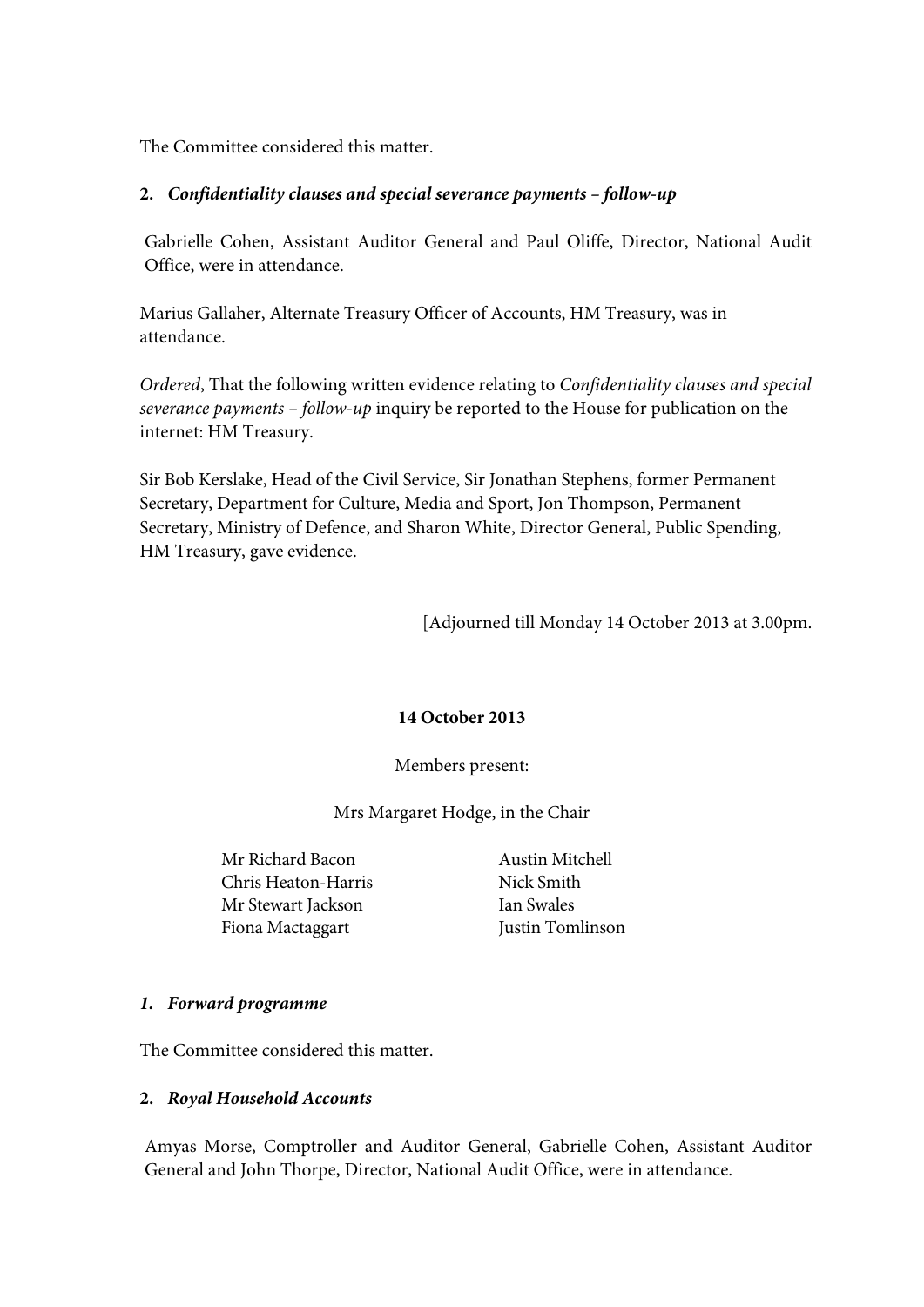The Committee considered this matter.

**2. *Confidentiality clauses and special severance payments – follow-up***

Gabrielle Cohen, Assistant Auditor General and Paul Oliffe, Director, National Audit Office, were in attendance.

Marius Gallaher, Alternate Treasury Officer of Accounts, HM Treasury, was in attendance.

*Ordered*, That the following written evidence relating to *Confidentiality clauses and special severance payments – follow-up* inquiry be reported to the House for publication on the internet: HM Treasury.

Sir Bob Kerslake, Head of the Civil Service, Sir Jonathan Stephens, former Permanent Secretary, Department for Culture, Media and Sport, Jon Thompson, Permanent Secretary, Ministry of Defence, and Sharon White, Director General, Public Spending, HM Treasury, gave evidence.

[Adjourned till Monday 14 October 2013 at 3.00pm.

**14 October 2013**

Members present:

Mrs Margaret Hodge, in the Chair

Mr Richard Bacon
Chris Heaton-Harris
Mr Stewart Jackson
Fiona Mactaggart
Austin Mitchell
Nick Smith
Ian Swales
Justin Tomlinson

***1. Forward programme***

The Committee considered this matter.

**2. *Royal Household Accounts***

Amyas Morse, Comptroller and Auditor General, Gabrielle Cohen, Assistant Auditor General and John Thorpe, Director, National Audit Office, were in attendance.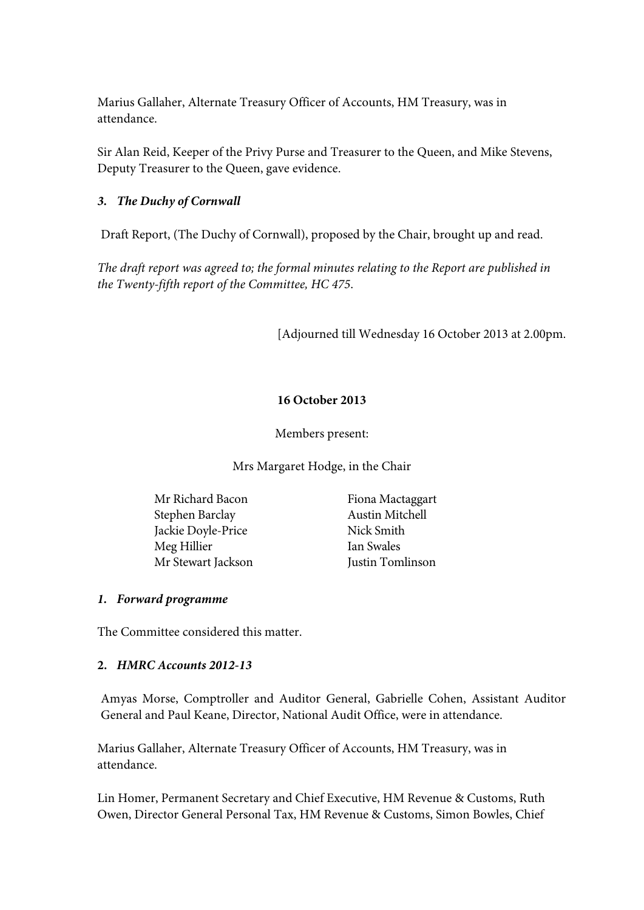Marius Gallaher, Alternate Treasury Officer of Accounts, HM Treasury, was in attendance.

Sir Alan Reid, Keeper of the Privy Purse and Treasurer to the Queen, and Mike Stevens, Deputy Treasurer to the Queen, gave evidence.

***3. The Duchy of Cornwall***

Draft Report, (The Duchy of Cornwall), proposed by the Chair, brought up and read.

*The draft report was agreed to; the formal minutes relating to the Report are published in the Twenty-fifth report of the Committee, HC 475.*

[Adjourned till Wednesday 16 October 2013 at 2.00pm.

**16 October 2013**

Members present:

Mrs Margaret Hodge, in the Chair

Mr Richard Bacon
Stephen Barclay
Jackie Doyle-Price
Meg Hillier
Mr Stewart Jackson
Fiona Mactaggart
Austin Mitchell
Nick Smith
Ian Swales
Justin Tomlinson

***1. Forward programme***

The Committee considered this matter.

***2. HMRC Accounts 2012-13***

Amyas Morse, Comptroller and Auditor General, Gabrielle Cohen, Assistant Auditor General and Paul Keane, Director, National Audit Office, were in attendance.

Marius Gallaher, Alternate Treasury Officer of Accounts, HM Treasury, was in attendance.

Lin Homer, Permanent Secretary and Chief Executive, HM Revenue & Customs, Ruth Owen, Director General Personal Tax, HM Revenue & Customs, Simon Bowles, Chief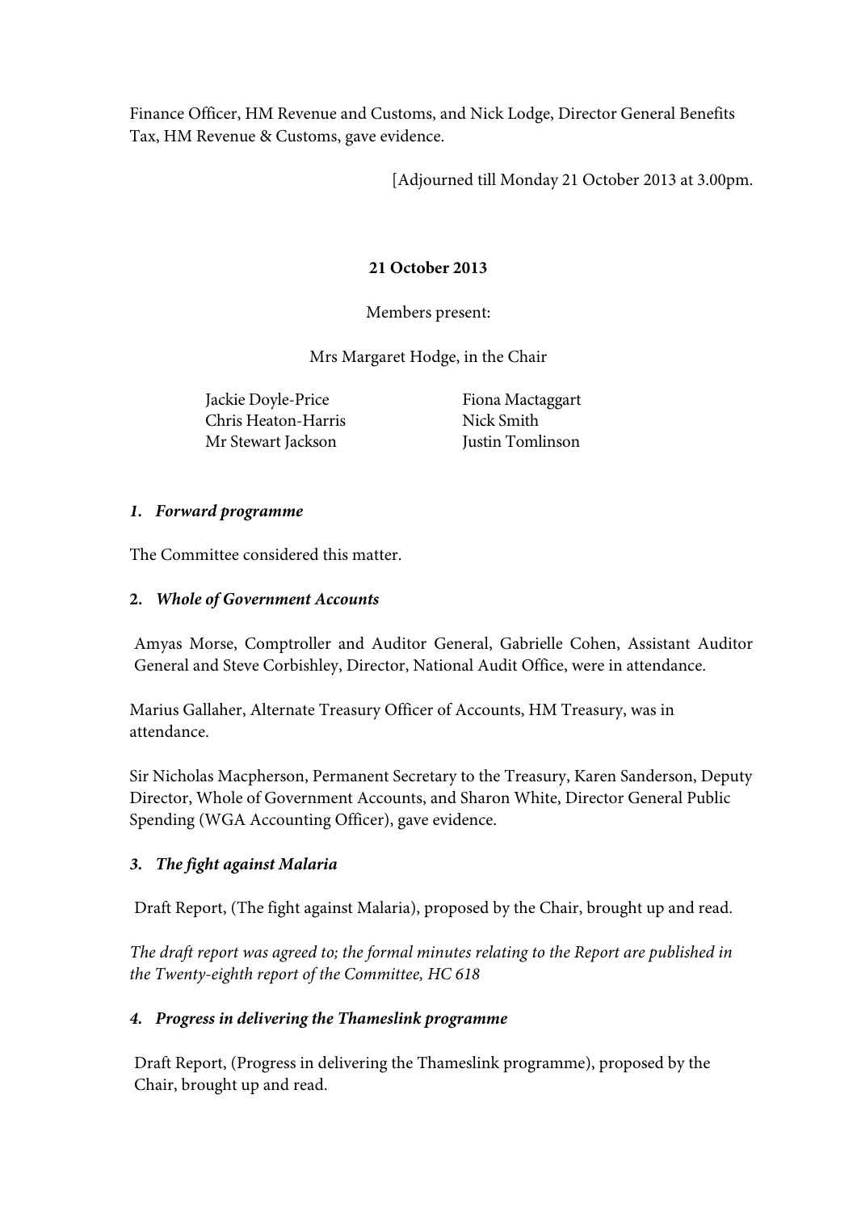Finance Officer, HM Revenue and Customs, and Nick Lodge, Director General Benefits Tax, HM Revenue & Customs, gave evidence.

[Adjourned till Monday 21 October 2013 at 3.00pm.

**21 October 2013**

Members present:

Mrs Margaret Hodge, in the Chair

Jackie Doyle-Price
Chris Heaton-Harris
Mr Stewart Jackson
Fiona Mactaggart
Nick Smith
Justin Tomlinson

***1. Forward programme***

The Committee considered this matter.

**2. *Whole of Government Accounts***

Amyas Morse, Comptroller and Auditor General, Gabrielle Cohen, Assistant Auditor General and Steve Corbishley, Director, National Audit Office, were in attendance.

Marius Gallaher, Alternate Treasury Officer of Accounts, HM Treasury, was in attendance.

Sir Nicholas Macpherson, Permanent Secretary to the Treasury, Karen Sanderson, Deputy Director, Whole of Government Accounts, and Sharon White, Director General Public Spending (WGA Accounting Officer), gave evidence.

***3. The fight against Malaria***

Draft Report, (The fight against Malaria), proposed by the Chair, brought up and read.

*The draft report was agreed to; the formal minutes relating to the Report are published in the Twenty-eighth report of the Committee, HC 618*

***4. Progress in delivering the Thameslink programme***

Draft Report, (Progress in delivering the Thameslink programme), proposed by the Chair, brought up and read.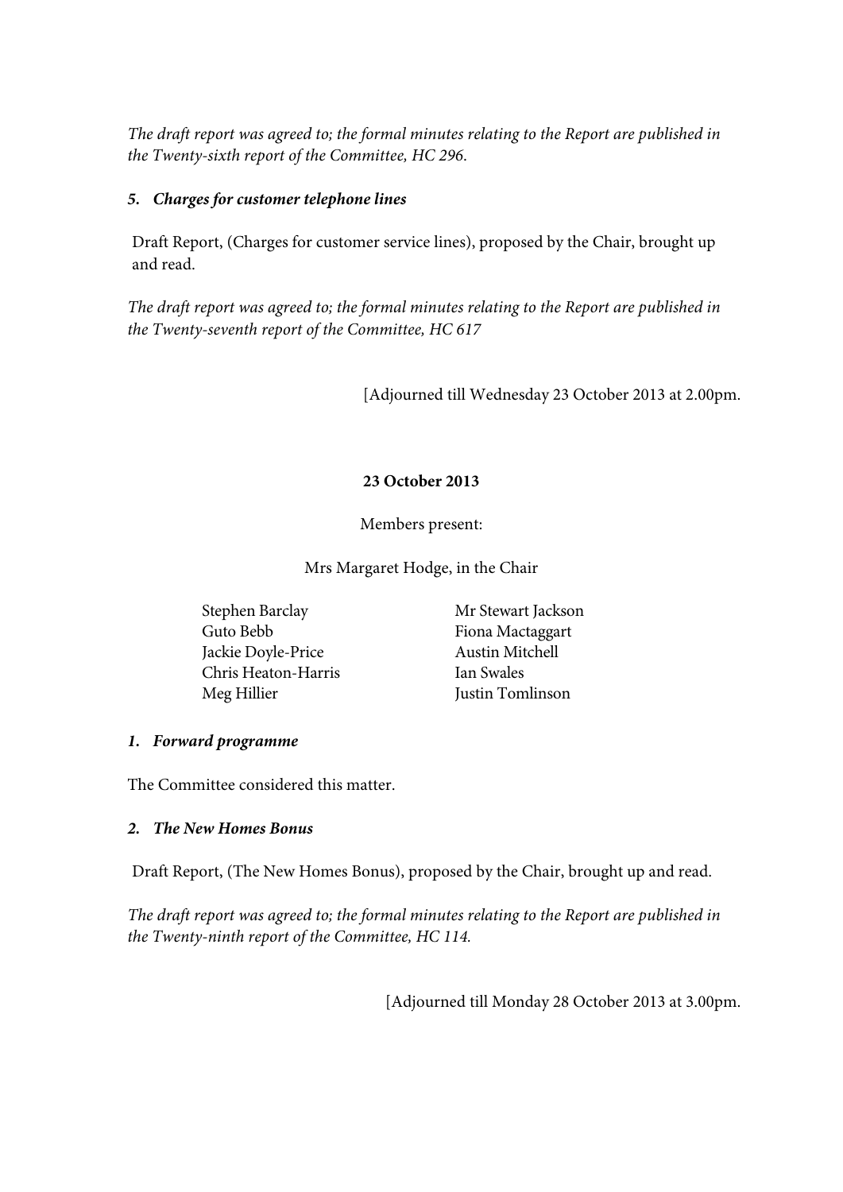*The draft report was agreed to; the formal minutes relating to the Report are published in the Twenty-sixth report of the Committee, HC 296.*

***5. Charges for customer telephone lines***

Draft Report, (Charges for customer service lines), proposed by the Chair, brought up and read.

*The draft report was agreed to; the formal minutes relating to the Report are published in the Twenty-seventh report of the Committee, HC 617*

[Adjourned till Wednesday 23 October 2013 at 2.00pm.

**23 October 2013**

Members present:

Mrs Margaret Hodge, in the Chair

Stephen Barclay
Guto Bebb
Jackie Doyle-Price
Chris Heaton-Harris
Meg Hillier
Mr Stewart Jackson
Fiona Mactaggart
Austin Mitchell
Ian Swales
Justin Tomlinson

***1. Forward programme***

The Committee considered this matter.

***2. The New Homes Bonus***

Draft Report, (The New Homes Bonus), proposed by the Chair, brought up and read.

*The draft report was agreed to; the formal minutes relating to the Report are published in the Twenty-ninth report of the Committee, HC 114.*

[Adjourned till Monday 28 October 2013 at 3.00pm.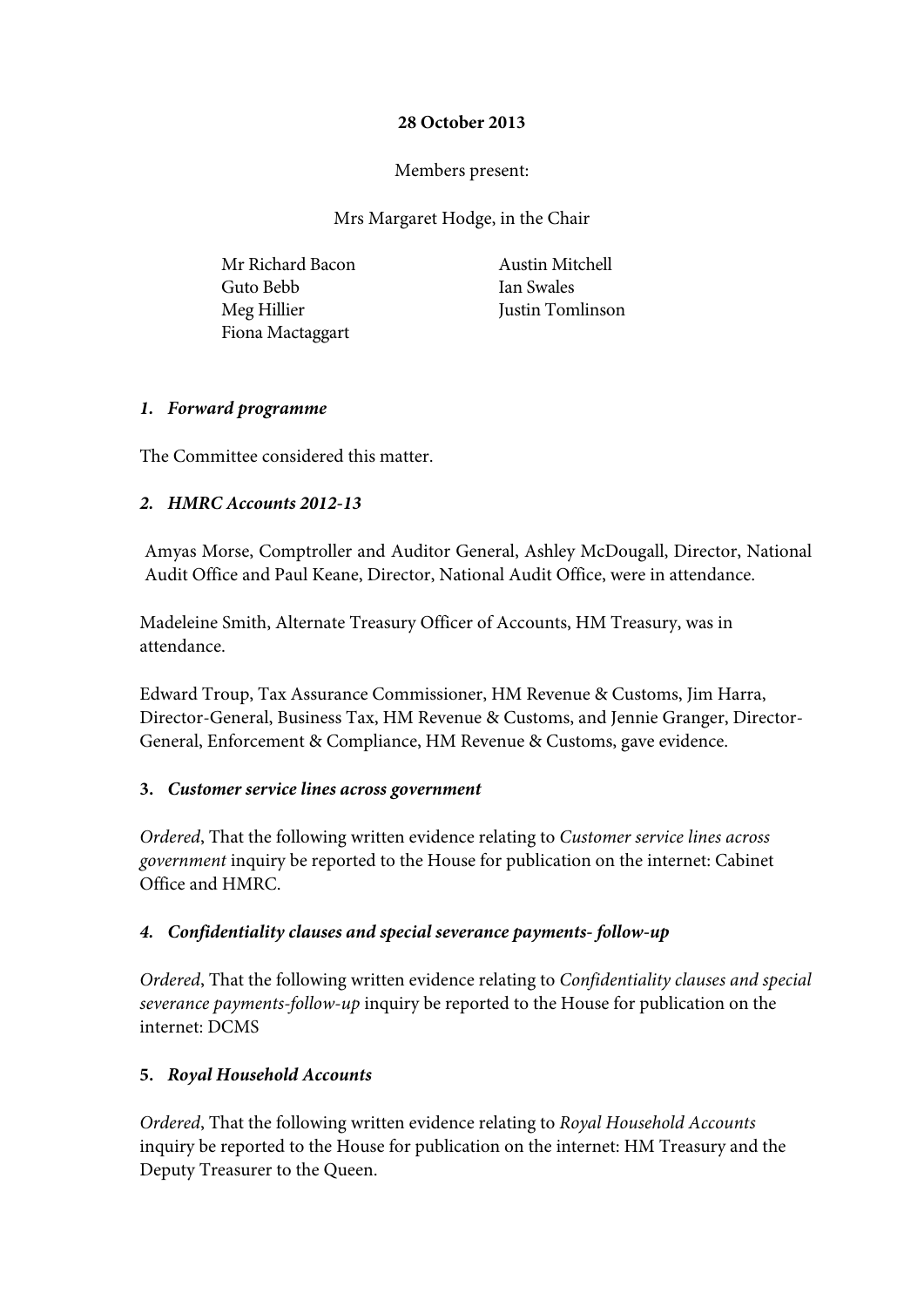**28 October 2013**

Members present:

Mrs Margaret Hodge, in the Chair

Mr Richard Bacon
Guto Bebb
Meg Hillier
Fiona Mactaggart
Austin Mitchell
Ian Swales
Justin Tomlinson

***1. Forward programme***

The Committee considered this matter.

***2. HMRC Accounts 2012-13***

Amyas Morse, Comptroller and Auditor General, Ashley McDougall, Director, National Audit Office and Paul Keane, Director, National Audit Office, were in attendance.

Madeleine Smith, Alternate Treasury Officer of Accounts, HM Treasury, was in attendance.

Edward Troup, Tax Assurance Commissioner, HM Revenue & Customs, Jim Harra, Director-General, Business Tax, HM Revenue & Customs, and Jennie Granger, Director-General, Enforcement & Compliance, HM Revenue & Customs, gave evidence.

**3. *Customer service lines across government***

*Ordered*, That the following written evidence relating to *Customer service lines across government* inquiry be reported to the House for publication on the internet: Cabinet Office and HMRC.

***4. Confidentiality clauses and special severance payments- follow-up***

*Ordered*, That the following written evidence relating to *Confidentiality clauses and special severance payments-follow-up* inquiry be reported to the House for publication on the internet: DCMS

**5. *Royal Household Accounts***

*Ordered*, That the following written evidence relating to *Royal Household Accounts* inquiry be reported to the House for publication on the internet: HM Treasury and the Deputy Treasurer to the Queen.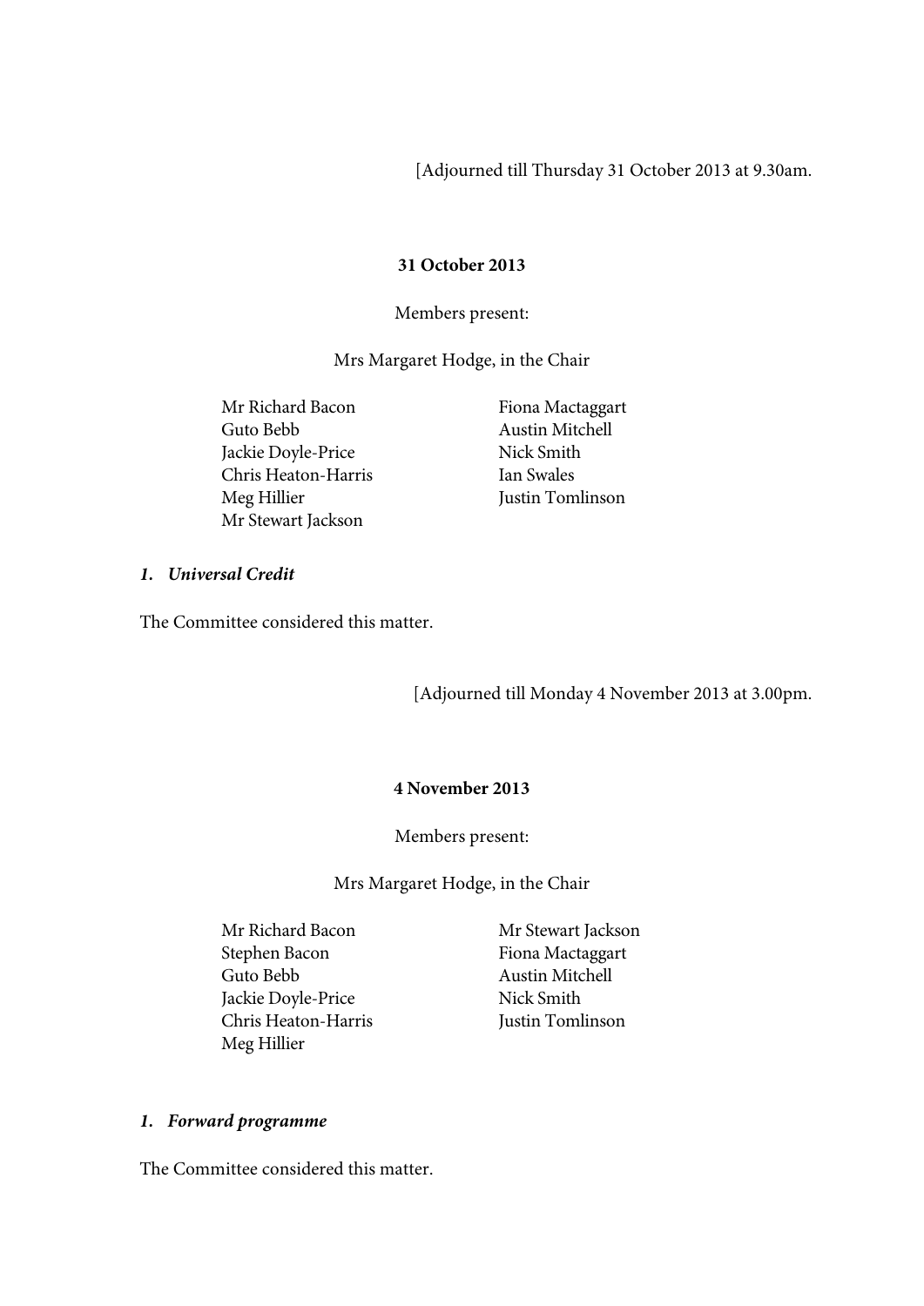[Adjourned till Thursday 31 October 2013 at 9.30am.

**31 October 2013**

Members present:

Mrs Margaret Hodge, in the Chair

Mr Richard Bacon
Guto Bebb
Jackie Doyle-Price
Chris Heaton-Harris
Meg Hillier
Mr Stewart Jackson
Fiona Mactaggart
Austin Mitchell
Nick Smith
Ian Swales
Justin Tomlinson

***1. Universal Credit***

The Committee considered this matter.

[Adjourned till Monday 4 November 2013 at 3.00pm.

**4 November 2013**

Members present:

Mrs Margaret Hodge, in the Chair

Mr Richard Bacon
Stephen Bacon
Guto Bebb
Jackie Doyle-Price
Chris Heaton-Harris
Meg Hillier
Mr Stewart Jackson
Fiona Mactaggart
Austin Mitchell
Nick Smith
Justin Tomlinson

***1. Forward programme***

The Committee considered this matter.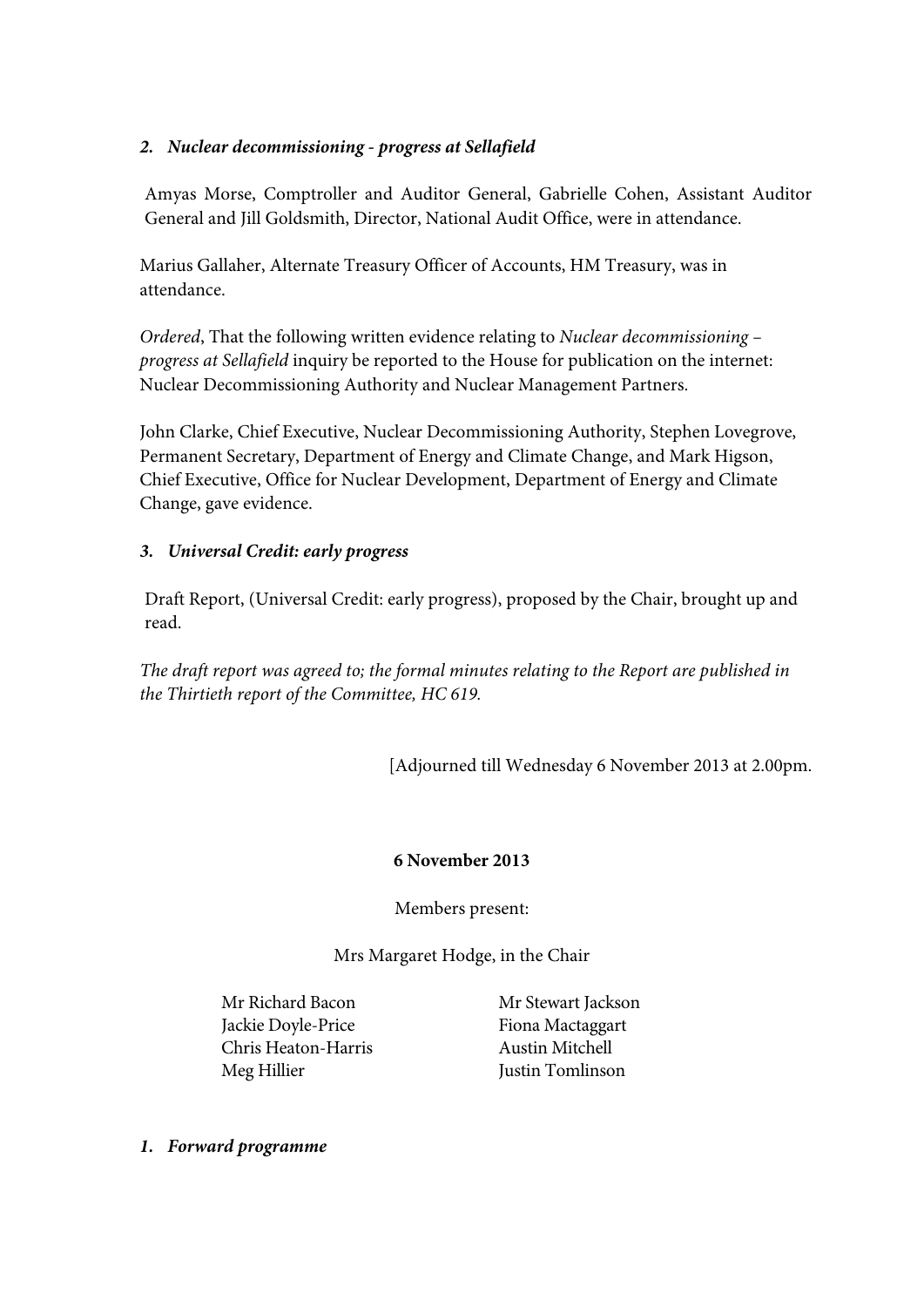***2. Nuclear decommissioning - progress at Sellafield***

Amyas Morse, Comptroller and Auditor General, Gabrielle Cohen, Assistant Auditor General and Jill Goldsmith, Director, National Audit Office, were in attendance.

Marius Gallaher, Alternate Treasury Officer of Accounts, HM Treasury, was in attendance.

*Ordered*, That the following written evidence relating to *Nuclear decommissioning – progress at Sellafield* inquiry be reported to the House for publication on the internet: Nuclear Decommissioning Authority and Nuclear Management Partners.

John Clarke, Chief Executive, Nuclear Decommissioning Authority, Stephen Lovegrove, Permanent Secretary, Department of Energy and Climate Change, and Mark Higson, Chief Executive, Office for Nuclear Development, Department of Energy and Climate Change, gave evidence.

***3. Universal Credit: early progress***

Draft Report, (Universal Credit: early progress), proposed by the Chair, brought up and read.

*The draft report was agreed to; the formal minutes relating to the Report are published in the Thirtieth report of the Committee, HC 619.*

[Adjourned till Wednesday 6 November 2013 at 2.00pm.

**6 November 2013**

Members present:

Mrs Margaret Hodge, in the Chair

Mr Richard Bacon
Jackie Doyle-Price
Chris Heaton-Harris
Meg Hillier
Mr Stewart Jackson
Fiona Mactaggart
Austin Mitchell
Justin Tomlinson

***1. Forward programme***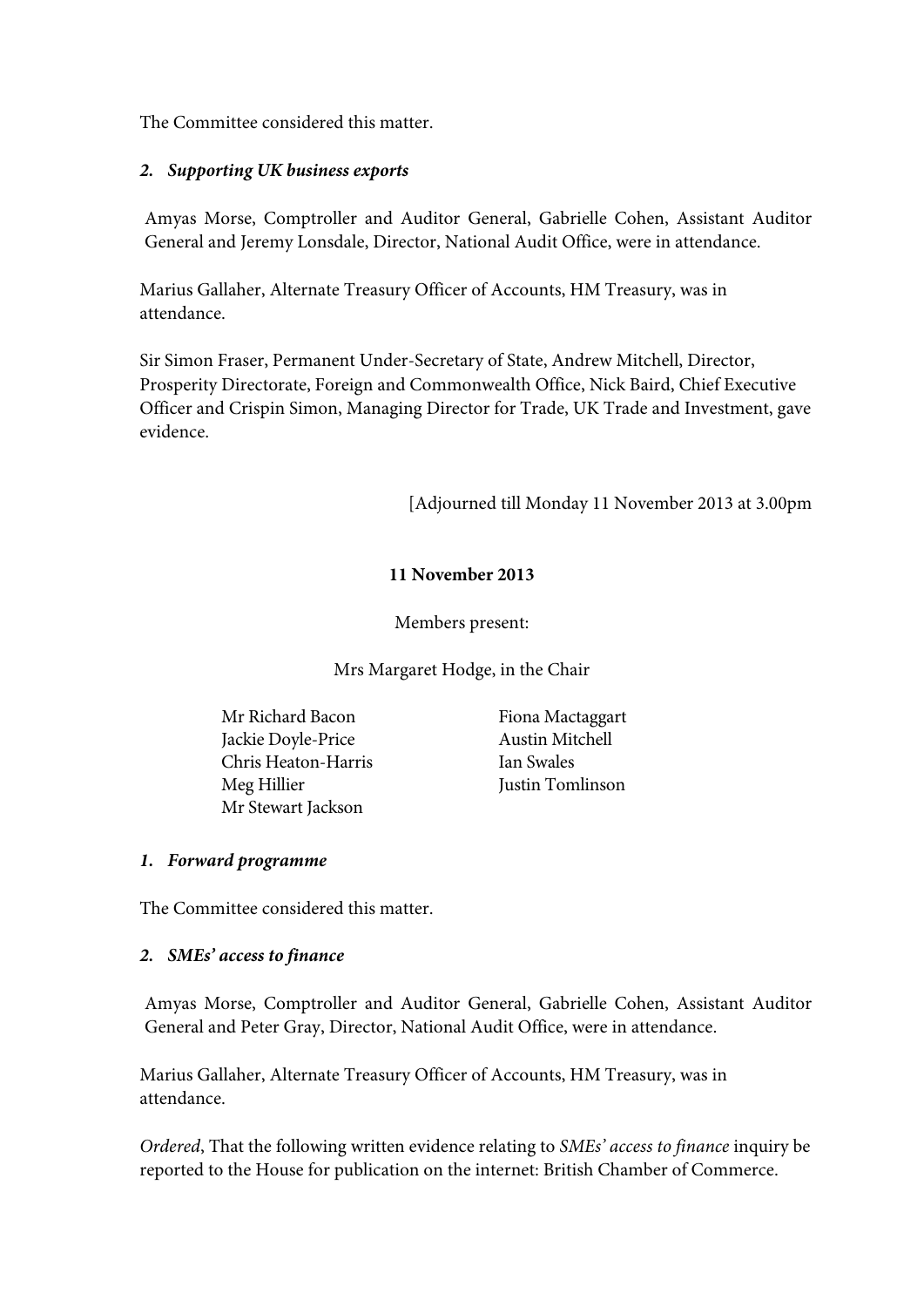The Committee considered this matter.

***2. Supporting UK business exports***

Amyas Morse, Comptroller and Auditor General, Gabrielle Cohen, Assistant Auditor General and Jeremy Lonsdale, Director, National Audit Office, were in attendance.

Marius Gallaher, Alternate Treasury Officer of Accounts, HM Treasury, was in attendance.

Sir Simon Fraser, Permanent Under-Secretary of State, Andrew Mitchell, Director, Prosperity Directorate, Foreign and Commonwealth Office, Nick Baird, Chief Executive Officer and Crispin Simon, Managing Director for Trade, UK Trade and Investment, gave evidence.

[Adjourned till Monday 11 November 2013 at 3.00pm

**11 November 2013**

Members present:

Mrs Margaret Hodge, in the Chair

Mr Richard Bacon
Jackie Doyle-Price
Chris Heaton-Harris
Meg Hillier
Mr Stewart Jackson
Fiona Mactaggart
Austin Mitchell
Ian Swales
Justin Tomlinson

***1. Forward programme***

The Committee considered this matter.

***2. SMEs' access to finance***

Amyas Morse, Comptroller and Auditor General, Gabrielle Cohen, Assistant Auditor General and Peter Gray, Director, National Audit Office, were in attendance.

Marius Gallaher, Alternate Treasury Officer of Accounts, HM Treasury, was in attendance.

*Ordered*, That the following written evidence relating to *SMEs' access to finance* inquiry be reported to the House for publication on the internet: British Chamber of Commerce.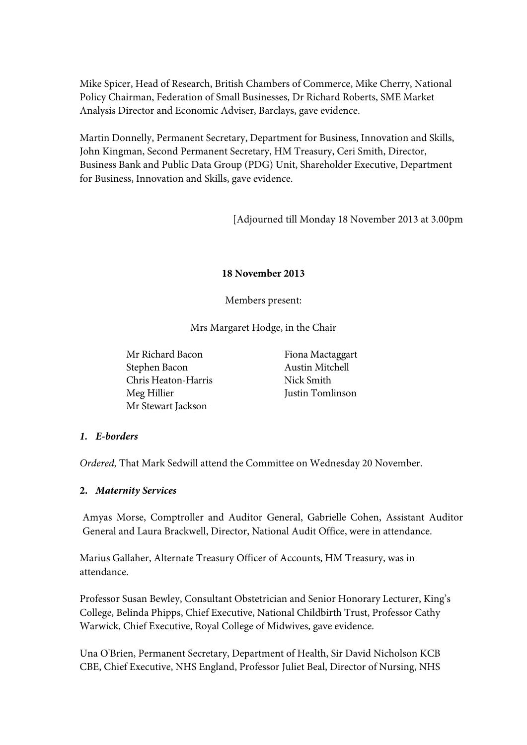Mike Spicer, Head of Research, British Chambers of Commerce, Mike Cherry, National Policy Chairman, Federation of Small Businesses, Dr Richard Roberts, SME Market Analysis Director and Economic Adviser, Barclays, gave evidence.

Martin Donnelly, Permanent Secretary, Department for Business, Innovation and Skills, John Kingman, Second Permanent Secretary, HM Treasury, Ceri Smith, Director, Business Bank and Public Data Group (PDG) Unit, Shareholder Executive, Department for Business, Innovation and Skills, gave evidence.

[Adjourned till Monday 18 November 2013 at 3.00pm

**18 November 2013**

Members present:

Mrs Margaret Hodge, in the Chair

Mr Richard Bacon
Stephen Bacon
Chris Heaton-Harris
Meg Hillier
Mr Stewart Jackson
Fiona Mactaggart
Austin Mitchell
Nick Smith
Justin Tomlinson

***1. E-borders***

*Ordered,* That Mark Sedwill attend the Committee on Wednesday 20 November.

**2. *Maternity Services***

Amyas Morse, Comptroller and Auditor General, Gabrielle Cohen, Assistant Auditor General and Laura Brackwell, Director, National Audit Office, were in attendance.

Marius Gallaher, Alternate Treasury Officer of Accounts, HM Treasury, was in attendance.

Professor Susan Bewley, Consultant Obstetrician and Senior Honorary Lecturer, King's College, Belinda Phipps, Chief Executive, National Childbirth Trust, Professor Cathy Warwick, Chief Executive, Royal College of Midwives, gave evidence.

Una O'Brien, Permanent Secretary, Department of Health, Sir David Nicholson KCB CBE, Chief Executive, NHS England, Professor Juliet Beal, Director of Nursing, NHS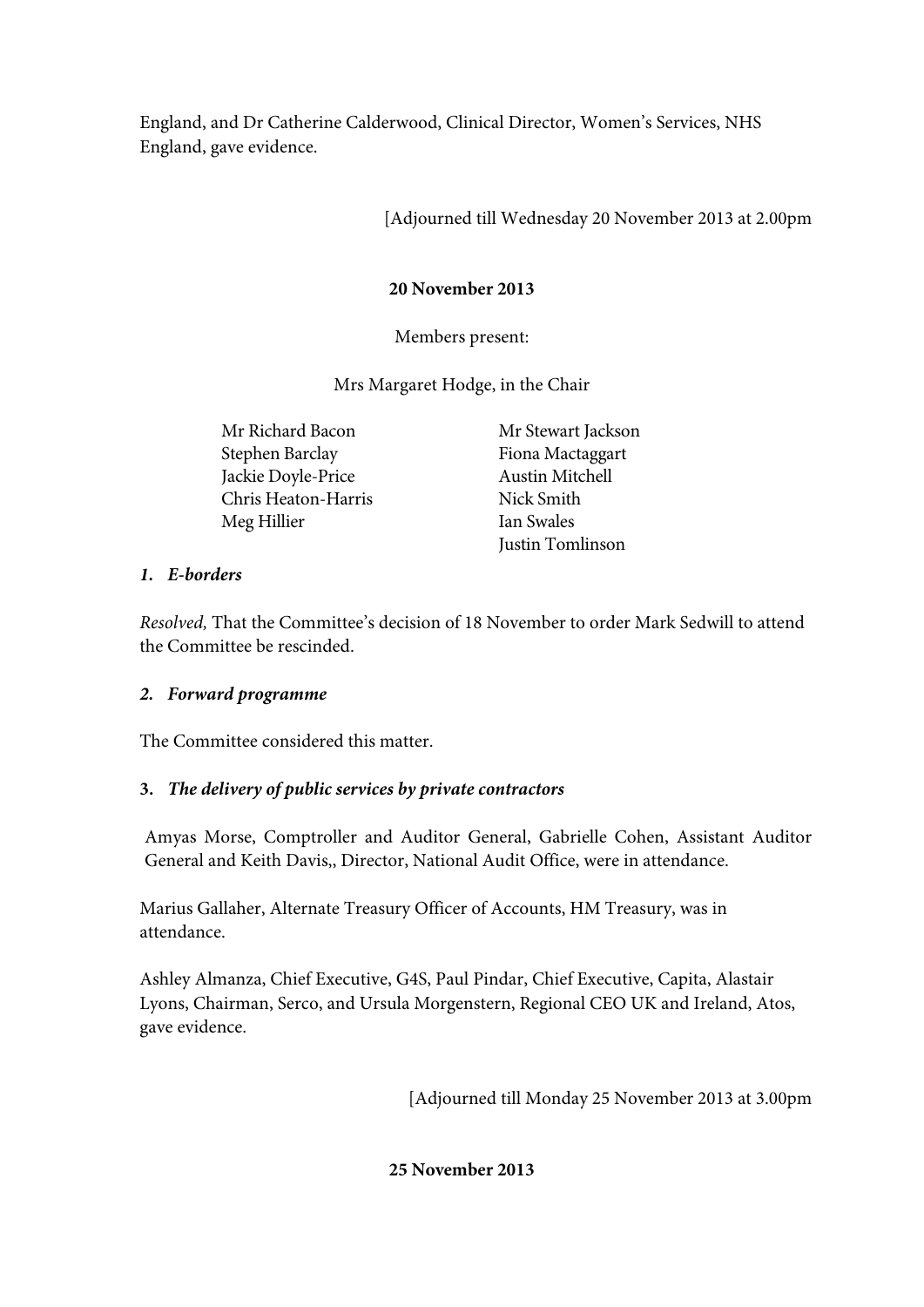England, and Dr Catherine Calderwood, Clinical Director, Women's Services, NHS England, gave evidence.

[Adjourned till Wednesday 20 November 2013 at 2.00pm

**20 November 2013**

Members present:

Mrs Margaret Hodge, in the Chair

Mr Richard Bacon
Stephen Barclay
Jackie Doyle-Price
Chris Heaton-Harris
Meg Hillier
Mr Stewart Jackson
Fiona Mactaggart
Austin Mitchell
Nick Smith
Ian Swales
Justin Tomlinson

***1. E-borders***

*Resolved,* That the Committee's decision of 18 November to order Mark Sedwill to attend the Committee be rescinded.

***2. Forward programme***

The Committee considered this matter.

**3. *The delivery of public services by private contractors***

Amyas Morse, Comptroller and Auditor General, Gabrielle Cohen, Assistant Auditor General and Keith Davis,, Director, National Audit Office, were in attendance.

Marius Gallaher, Alternate Treasury Officer of Accounts, HM Treasury, was in attendance.

Ashley Almanza, Chief Executive, G4S, Paul Pindar, Chief Executive, Capita, Alastair Lyons, Chairman, Serco, and Ursula Morgenstern, Regional CEO UK and Ireland, Atos, gave evidence.

[Adjourned till Monday 25 November 2013 at 3.00pm

**25 November 2013**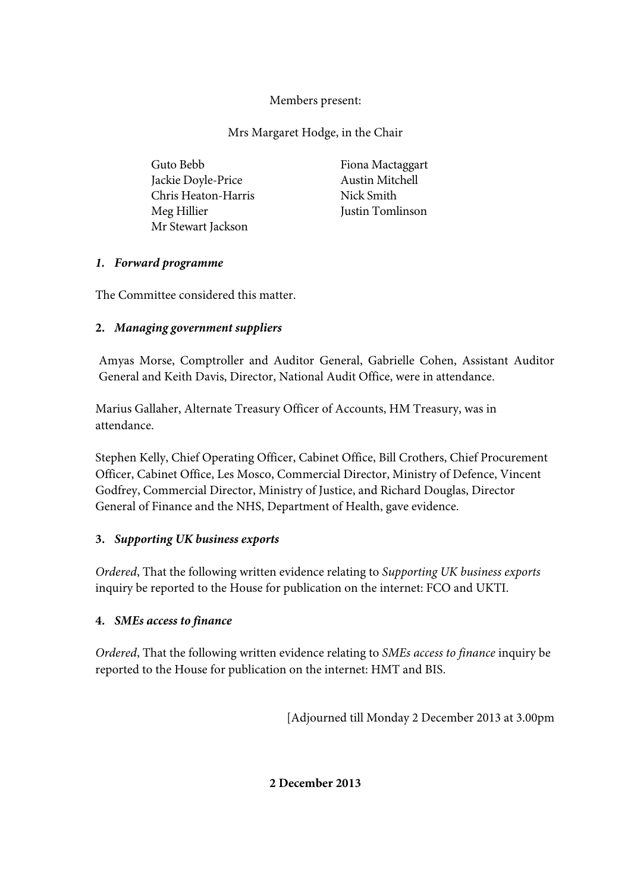Members present:

Mrs Margaret Hodge, in the Chair

Guto Bebb
Jackie Doyle-Price
Chris Heaton-Harris
Meg Hillier
Mr Stewart Jackson
Fiona Mactaggart
Austin Mitchell
Nick Smith
Justin Tomlinson

**1. *Forward programme***

The Committee considered this matter.

**2. *Managing government suppliers***

Amyas Morse, Comptroller and Auditor General, Gabrielle Cohen, Assistant Auditor General and Keith Davis, Director, National Audit Office, were in attendance.

Marius Gallaher, Alternate Treasury Officer of Accounts, HM Treasury, was in attendance.

Stephen Kelly, Chief Operating Officer, Cabinet Office, Bill Crothers, Chief Procurement Officer, Cabinet Office, Les Mosco, Commercial Director, Ministry of Defence, Vincent Godfrey, Commercial Director, Ministry of Justice, and Richard Douglas, Director General of Finance and the NHS, Department of Health, gave evidence.

**3. *Supporting UK business exports***

*Ordered*, That the following written evidence relating to *Supporting UK business exports* inquiry be reported to the House for publication on the internet: FCO and UKTI.

**4. *SMEs access to finance***

*Ordered*, That the following written evidence relating to *SMEs access to finance* inquiry be reported to the House for publication on the internet: HMT and BIS.

[Adjourned till Monday 2 December 2013 at 3.00pm

**2 December 2013**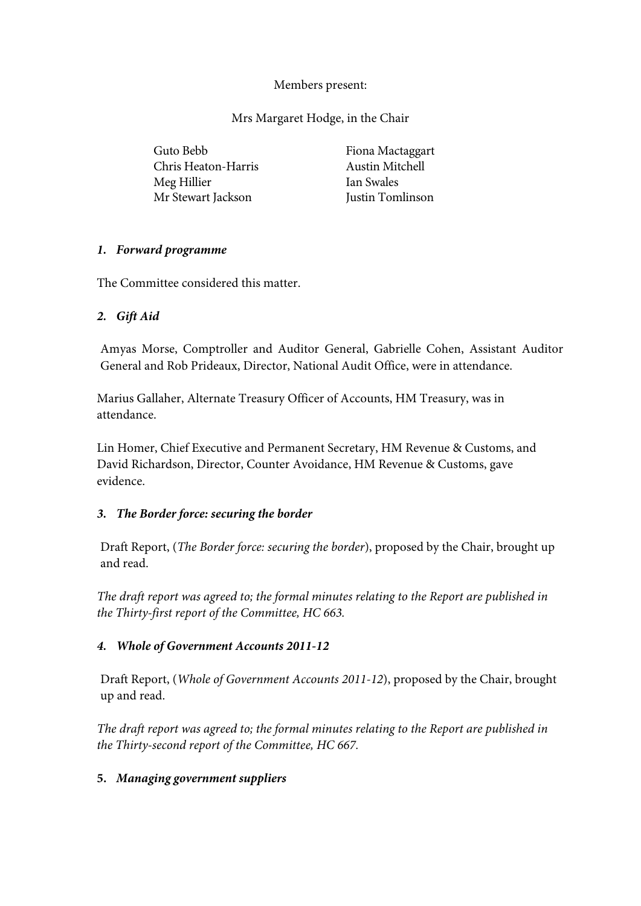Members present:

Mrs Margaret Hodge, in the Chair

Guto Bebb
Chris Heaton-Harris
Meg Hillier
Mr Stewart Jackson
Fiona Mactaggart
Austin Mitchell
Ian Swales
Justin Tomlinson

***1. Forward programme***

The Committee considered this matter.

***2. Gift Aid***

Amyas Morse, Comptroller and Auditor General, Gabrielle Cohen, Assistant Auditor General and Rob Prideaux, Director, National Audit Office, were in attendance.

Marius Gallaher, Alternate Treasury Officer of Accounts, HM Treasury, was in attendance.

Lin Homer, Chief Executive and Permanent Secretary, HM Revenue & Customs, and David Richardson, Director, Counter Avoidance, HM Revenue & Customs, gave evidence.

***3. The Border force: securing the border***

Draft Report, (*The Border force: securing the border*), proposed by the Chair, brought up and read.

*The draft report was agreed to; the formal minutes relating to the Report are published in the Thirty-first report of the Committee, HC 663.*

***4. Whole of Government Accounts 2011-12***

Draft Report, (*Whole of Government Accounts 2011-12*), proposed by the Chair, brought up and read.

*The draft report was agreed to; the formal minutes relating to the Report are published in the Thirty-second report of the Committee, HC 667.*

**5. *Managing government suppliers***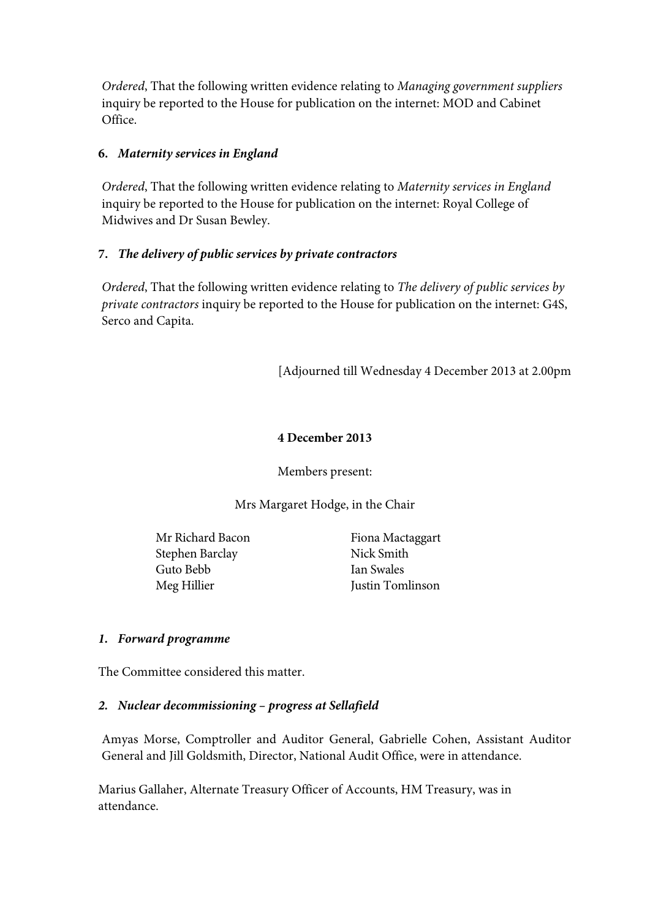*Ordered*, That the following written evidence relating to *Managing government suppliers* inquiry be reported to the House for publication on the internet: MOD and Cabinet Office.

**6. *Maternity services in England***

*Ordered*, That the following written evidence relating to *Maternity services in England* inquiry be reported to the House for publication on the internet: Royal College of Midwives and Dr Susan Bewley.

**7. *The delivery of public services by private contractors***

*Ordered*, That the following written evidence relating to *The delivery of public services by private contractors* inquiry be reported to the House for publication on the internet: G4S, Serco and Capita.

[Adjourned till Wednesday 4 December 2013 at 2.00pm

**4 December 2013**

Members present:

Mrs Margaret Hodge, in the Chair

Mr Richard Bacon
Stephen Barclay
Guto Bebb
Meg Hillier
Fiona Mactaggart
Nick Smith
Ian Swales
Justin Tomlinson

***1. Forward programme***

The Committee considered this matter.

***2. Nuclear decommissioning – progress at Sellafield***

Amyas Morse, Comptroller and Auditor General, Gabrielle Cohen, Assistant Auditor General and Jill Goldsmith, Director, National Audit Office, were in attendance.

Marius Gallaher, Alternate Treasury Officer of Accounts, HM Treasury, was in attendance.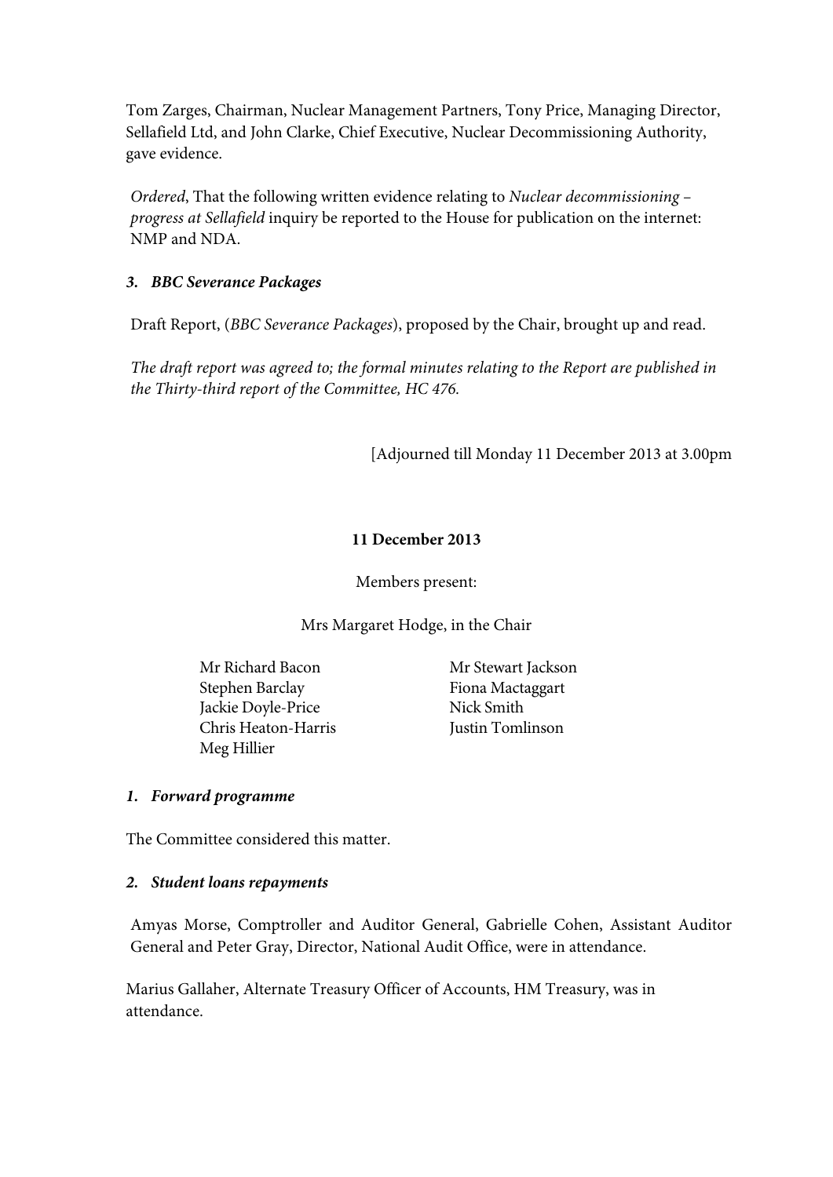Tom Zarges, Chairman, Nuclear Management Partners, Tony Price, Managing Director, Sellafield Ltd, and John Clarke, Chief Executive, Nuclear Decommissioning Authority, gave evidence.

*Ordered*, That the following written evidence relating to *Nuclear decommissioning – progress at Sellafield* inquiry be reported to the House for publication on the internet: NMP and NDA.

***3. BBC Severance Packages***

Draft Report, (*BBC Severance Packages*), proposed by the Chair, brought up and read.

*The draft report was agreed to; the formal minutes relating to the Report are published in the Thirty-third report of the Committee, HC 476.*

[Adjourned till Monday 11 December 2013 at 3.00pm

**11 December 2013**

Members present:

Mrs Margaret Hodge, in the Chair

Mr Richard Bacon
Stephen Barclay
Jackie Doyle-Price
Chris Heaton-Harris
Meg Hillier
Mr Stewart Jackson
Fiona Mactaggart
Nick Smith
Justin Tomlinson

***1. Forward programme***

The Committee considered this matter.

***2. Student loans repayments***

Amyas Morse, Comptroller and Auditor General, Gabrielle Cohen, Assistant Auditor General and Peter Gray, Director, National Audit Office, were in attendance.

Marius Gallaher, Alternate Treasury Officer of Accounts, HM Treasury, was in attendance.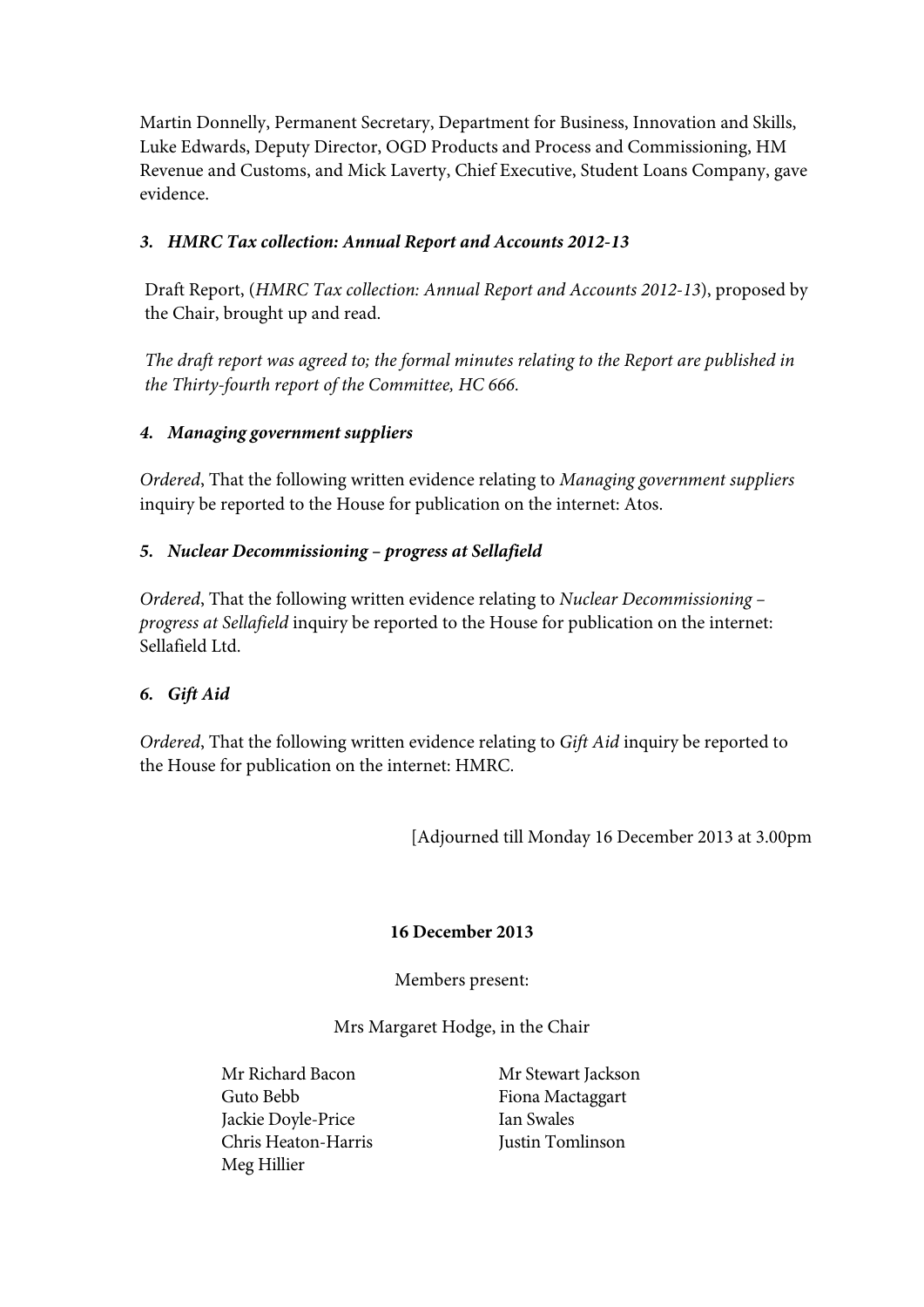Martin Donnelly, Permanent Secretary, Department for Business, Innovation and Skills, Luke Edwards, Deputy Director, OGD Products and Process and Commissioning, HM Revenue and Customs, and Mick Laverty, Chief Executive, Student Loans Company, gave evidence.

### *3. HMRC Tax collection: Annual Report and Accounts 2012-13*

Draft Report, (*HMRC Tax collection: Annual Report and Accounts 2012-13*), proposed by the Chair, brought up and read.

*The draft report was agreed to; the formal minutes relating to the Report are published in the Thirty-fourth report of the Committee, HC 666.*

### *4. Managing government suppliers*

*Ordered*, That the following written evidence relating to *Managing government suppliers* inquiry be reported to the House for publication on the internet: Atos.

### *5. Nuclear Decommissioning – progress at Sellafield*

*Ordered*, That the following written evidence relating to *Nuclear Decommissioning – progress at Sellafield* inquiry be reported to the House for publication on the internet: Sellafield Ltd.

### *6. Gift Aid*

*Ordered*, That the following written evidence relating to *Gift Aid* inquiry be reported to the House for publication on the internet: HMRC.

[Adjourned till Monday 16 December 2013 at 3.00pm

## 16 December 2013

Members present:

Mrs Margaret Hodge, in the Chair

Mr Richard Bacon
Guto Bebb
Jackie Doyle-Price
Chris Heaton-Harris
Meg Hillier
Mr Stewart Jackson
Fiona Mactaggart
Ian Swales
Justin Tomlinson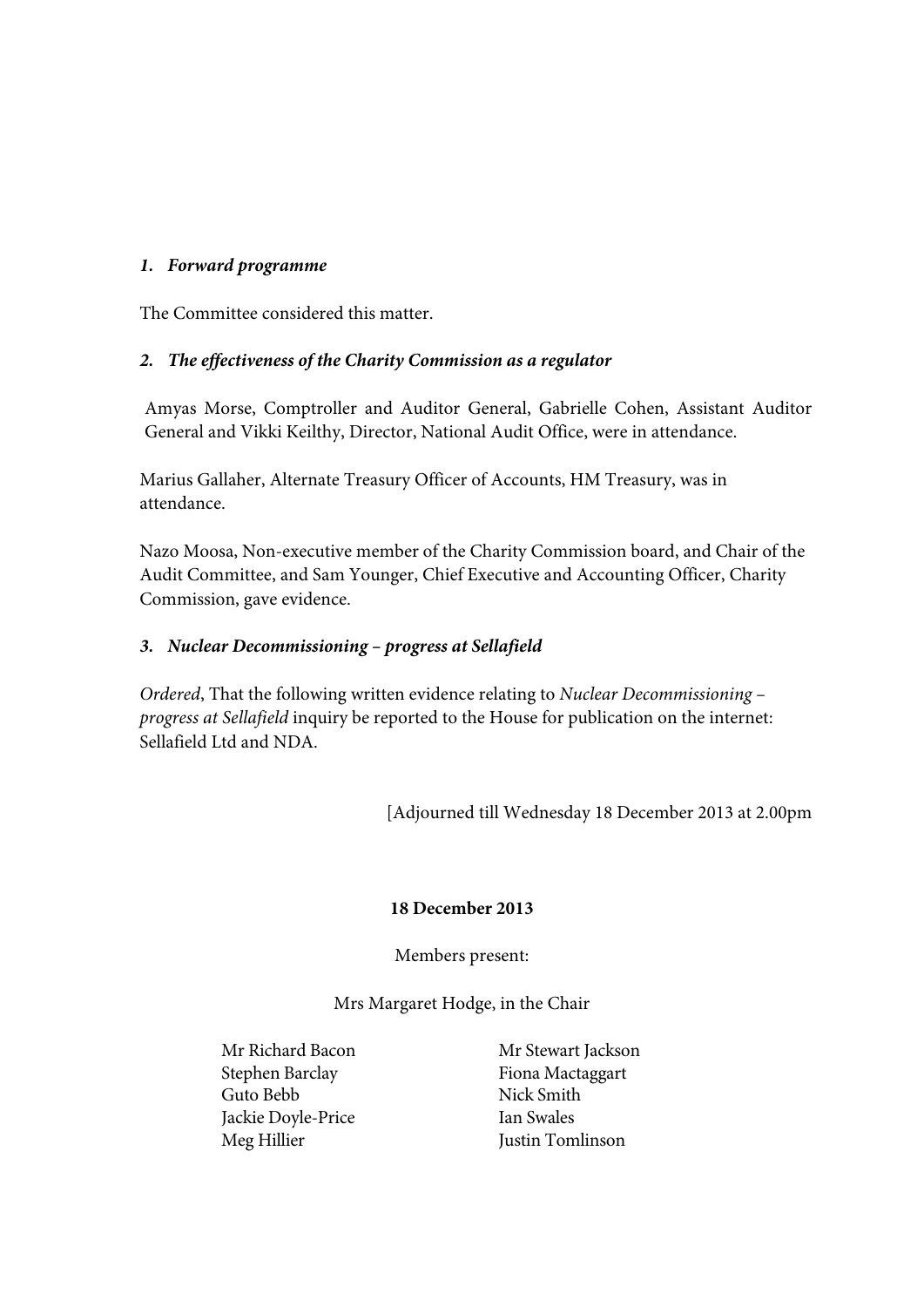***1. Forward programme***

The Committee considered this matter.

***2. The effectiveness of the Charity Commission as a regulator***

Amyas Morse, Comptroller and Auditor General, Gabrielle Cohen, Assistant Auditor General and Vikki Keilthy, Director, National Audit Office, were in attendance.

Marius Gallaher, Alternate Treasury Officer of Accounts, HM Treasury, was in attendance.

Nazo Moosa, Non-executive member of the Charity Commission board, and Chair of the Audit Committee, and Sam Younger, Chief Executive and Accounting Officer, Charity Commission, gave evidence.

***3. Nuclear Decommissioning – progress at Sellafield***

*Ordered*, That the following written evidence relating to *Nuclear Decommissioning – progress at Sellafield* inquiry be reported to the House for publication on the internet: Sellafield Ltd and NDA.

[Adjourned till Wednesday 18 December 2013 at 2.00pm

**18 December 2013**

Members present:

Mrs Margaret Hodge, in the Chair

Mr Richard Bacon
Stephen Barclay
Guto Bebb
Jackie Doyle-Price
Meg Hillier
Mr Stewart Jackson
Fiona Mactaggart
Nick Smith
Ian Swales
Justin Tomlinson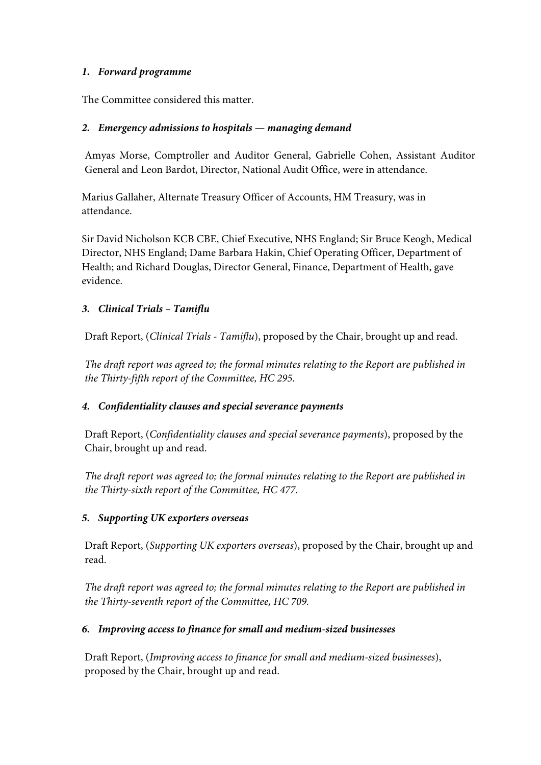***1. Forward programme***

The Committee considered this matter.

***2. Emergency admissions to hospitals — managing demand***

Amyas Morse, Comptroller and Auditor General, Gabrielle Cohen, Assistant Auditor General and Leon Bardot, Director, National Audit Office, were in attendance.

Marius Gallaher, Alternate Treasury Officer of Accounts, HM Treasury, was in attendance.

Sir David Nicholson KCB CBE, Chief Executive, NHS England; Sir Bruce Keogh, Medical Director, NHS England; Dame Barbara Hakin, Chief Operating Officer, Department of Health; and Richard Douglas, Director General, Finance, Department of Health, gave evidence.

***3. Clinical Trials – Tamiflu***

Draft Report, (*Clinical Trials - Tamiflu*), proposed by the Chair, brought up and read.

*The draft report was agreed to; the formal minutes relating to the Report are published in the Thirty-fifth report of the Committee, HC 295.*

***4. Confidentiality clauses and special severance payments***

Draft Report, (*Confidentiality clauses and special severance payments*), proposed by the Chair, brought up and read.

*The draft report was agreed to; the formal minutes relating to the Report are published in the Thirty-sixth report of the Committee, HC 477.*

***5. Supporting UK exporters overseas***

Draft Report, (*Supporting UK exporters overseas*), proposed by the Chair, brought up and read.

*The draft report was agreed to; the formal minutes relating to the Report are published in the Thirty-seventh report of the Committee, HC 709.*

***6. Improving access to finance for small and medium-sized businesses***

Draft Report, (*Improving access to finance for small and medium-sized businesses*), proposed by the Chair, brought up and read.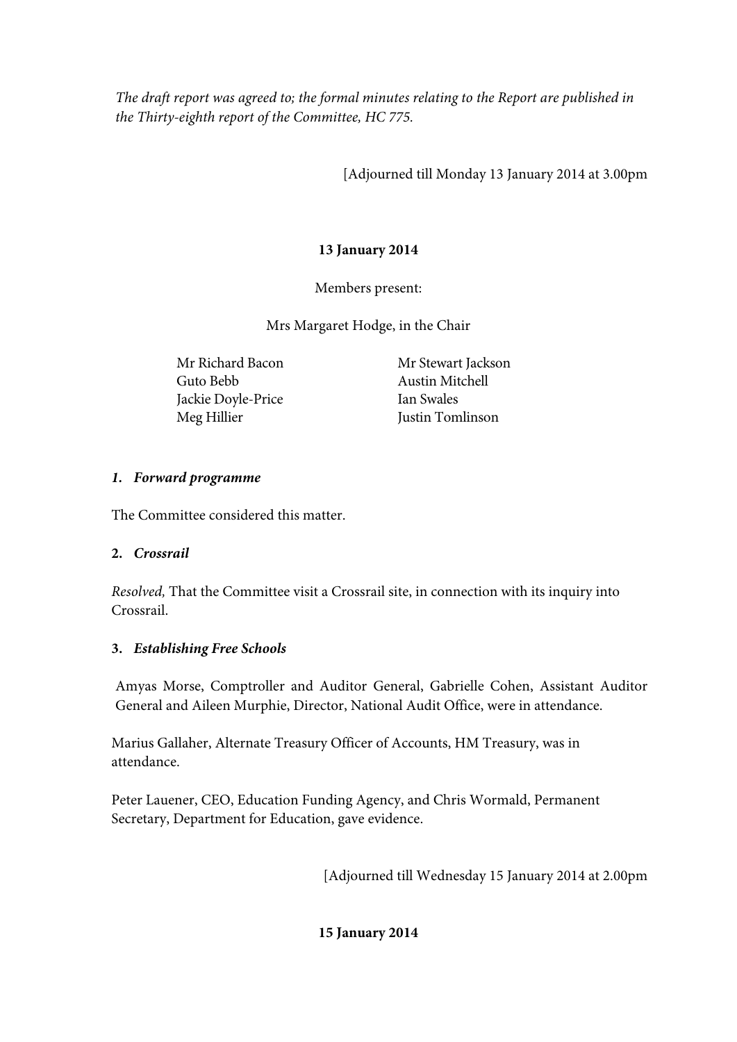*The draft report was agreed to; the formal minutes relating to the Report are published in the Thirty-eighth report of the Committee, HC 775.*

[Adjourned till Monday 13 January 2014 at 3.00pm

**13 January 2014**

Members present:

Mrs Margaret Hodge, in the Chair

Mr Richard Bacon
Guto Bebb
Jackie Doyle-Price
Meg Hillier
Mr Stewart Jackson
Austin Mitchell
Ian Swales
Justin Tomlinson

***1. Forward programme***

The Committee considered this matter.

**2. *Crossrail***

*Resolved,* That the Committee visit a Crossrail site, in connection with its inquiry into Crossrail.

**3. *Establishing Free Schools***

Amyas Morse, Comptroller and Auditor General, Gabrielle Cohen, Assistant Auditor General and Aileen Murphie, Director, National Audit Office, were in attendance.

Marius Gallaher, Alternate Treasury Officer of Accounts, HM Treasury, was in attendance.

Peter Lauener, CEO, Education Funding Agency, and Chris Wormald, Permanent Secretary, Department for Education, gave evidence.

[Adjourned till Wednesday 15 January 2014 at 2.00pm

**15 January 2014**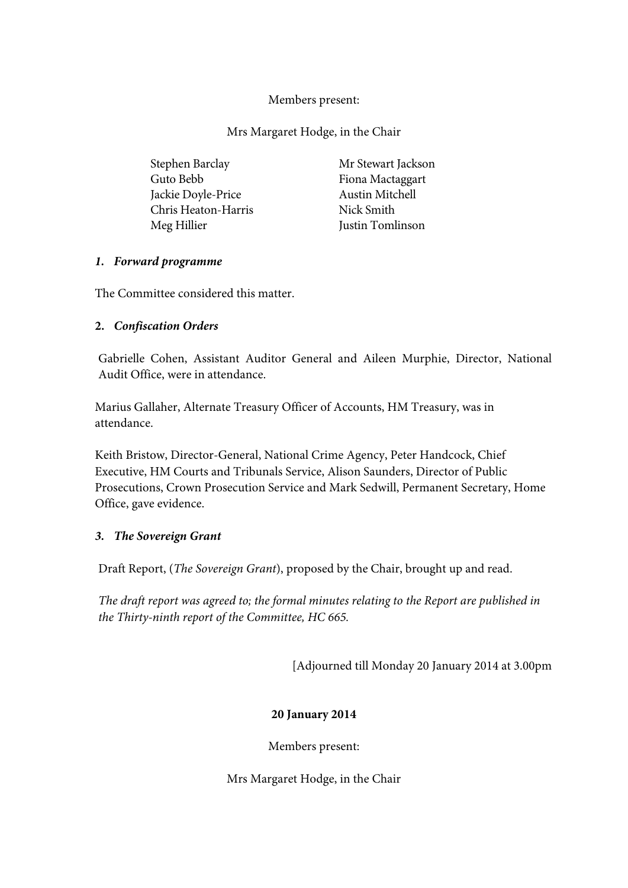Members present:

Mrs Margaret Hodge, in the Chair

Stephen Barclay
Guto Bebb
Jackie Doyle-Price
Chris Heaton-Harris
Meg Hillier
Mr Stewart Jackson
Fiona Mactaggart
Austin Mitchell
Nick Smith
Justin Tomlinson

***1. Forward programme***

The Committee considered this matter.

**2. *Confiscation Orders***

Gabrielle Cohen, Assistant Auditor General and Aileen Murphie, Director, National Audit Office, were in attendance.

Marius Gallaher, Alternate Treasury Officer of Accounts, HM Treasury, was in attendance.

Keith Bristow, Director-General, National Crime Agency, Peter Handcock, Chief Executive, HM Courts and Tribunals Service, Alison Saunders, Director of Public Prosecutions, Crown Prosecution Service and Mark Sedwill, Permanent Secretary, Home Office, gave evidence.

***3. The Sovereign Grant***

Draft Report, (*The Sovereign Grant*), proposed by the Chair, brought up and read.

*The draft report was agreed to; the formal minutes relating to the Report are published in the Thirty-ninth report of the Committee, HC 665.*

[Adjourned till Monday 20 January 2014 at 3.00pm

**20 January 2014**

Members present:

Mrs Margaret Hodge, in the Chair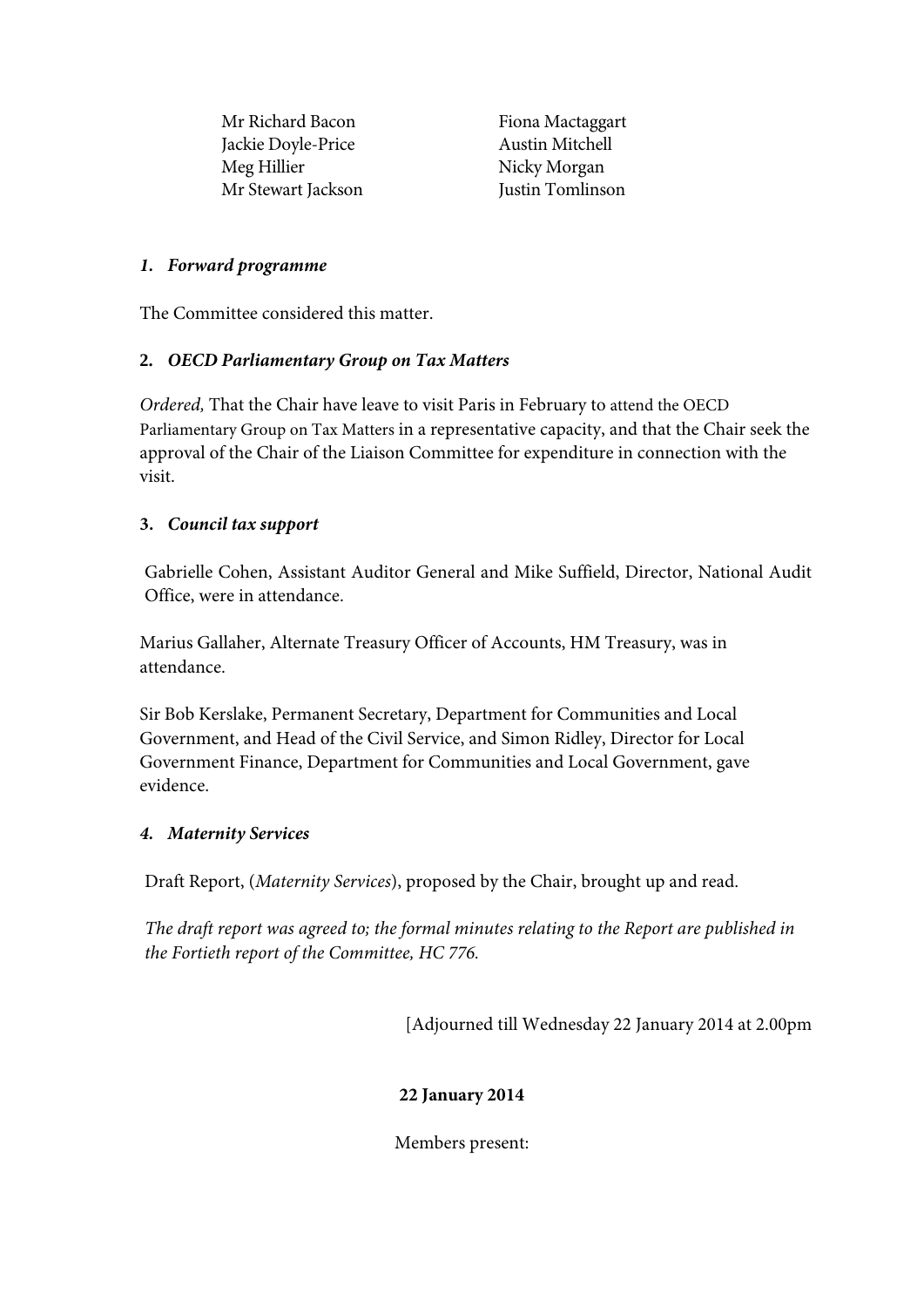Mr Richard Bacon
Jackie Doyle-Price
Meg Hillier
Mr Stewart Jackson
Fiona Mactaggart
Austin Mitchell
Nicky Morgan
Justin Tomlinson

***1. Forward programme***

The Committee considered this matter.

**2. *OECD Parliamentary Group on Tax Matters***

*Ordered,* That the Chair have leave to visit Paris in February to attend the OECD Parliamentary Group on Tax Matters in a representative capacity, and that the Chair seek the approval of the Chair of the Liaison Committee for expenditure in connection with the visit.

**3. *Council tax support***

Gabrielle Cohen, Assistant Auditor General and Mike Suffield, Director, National Audit Office, were in attendance.

Marius Gallaher, Alternate Treasury Officer of Accounts, HM Treasury, was in attendance.

Sir Bob Kerslake, Permanent Secretary, Department for Communities and Local Government, and Head of the Civil Service, and Simon Ridley, Director for Local Government Finance, Department for Communities and Local Government, gave evidence.

***4. Maternity Services***

Draft Report, (*Maternity Services*), proposed by the Chair, brought up and read.

*The draft report was agreed to; the formal minutes relating to the Report are published in the Fortieth report of the Committee, HC 776.*

[Adjourned till Wednesday 22 January 2014 at 2.00pm

**22 January 2014**

Members present: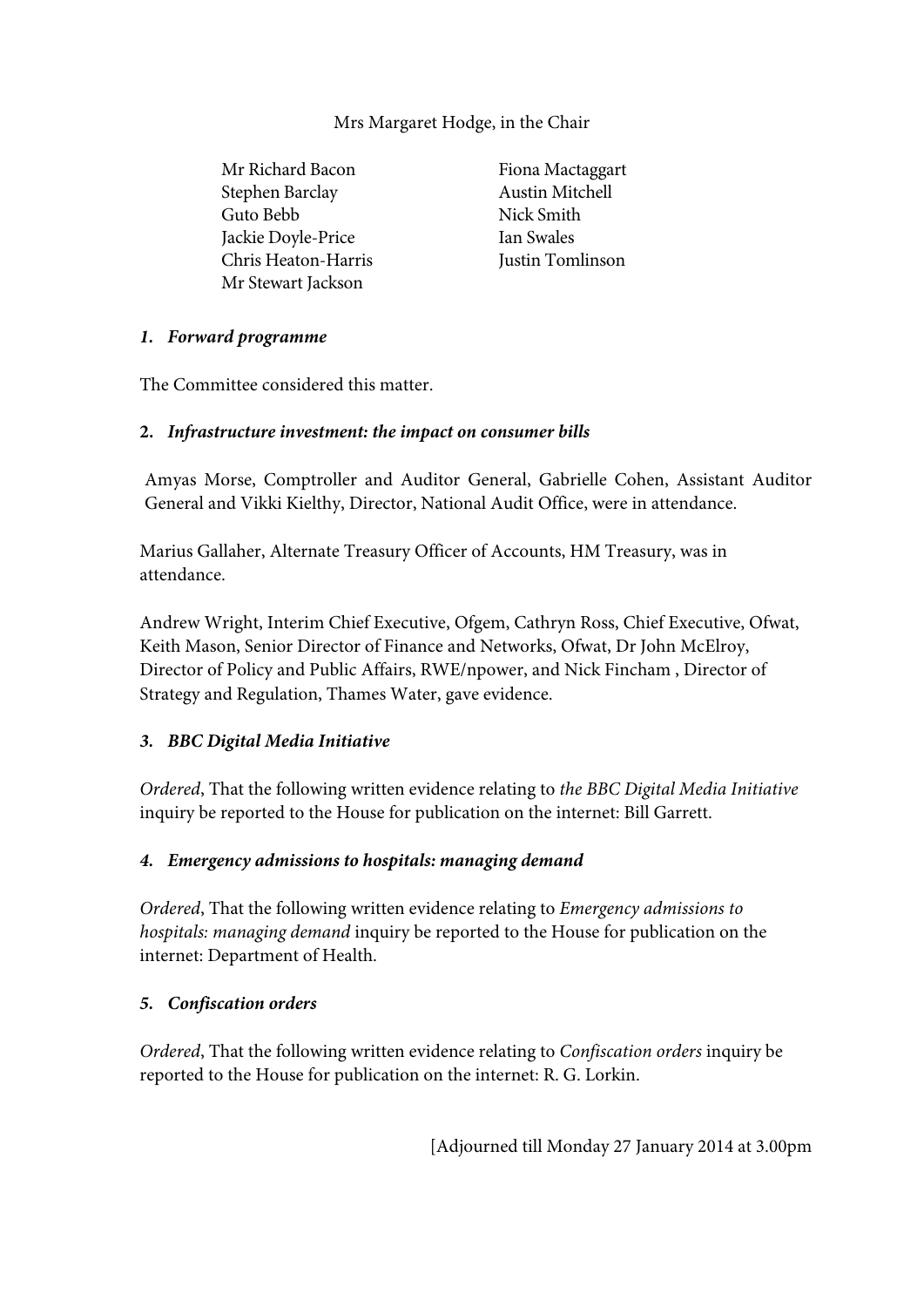Mrs Margaret Hodge, in the Chair

Mr Richard Bacon
Stephen Barclay
Guto Bebb
Jackie Doyle-Price
Chris Heaton-Harris
Mr Stewart Jackson
Fiona Mactaggart
Austin Mitchell
Nick Smith
Ian Swales
Justin Tomlinson

***1. Forward programme***

The Committee considered this matter.

**2. *Infrastructure investment: the impact on consumer bills***

Amyas Morse, Comptroller and Auditor General, Gabrielle Cohen, Assistant Auditor General and Vikki Kielthy, Director, National Audit Office, were in attendance.

Marius Gallaher, Alternate Treasury Officer of Accounts, HM Treasury, was in attendance.

Andrew Wright, Interim Chief Executive, Ofgem, Cathryn Ross, Chief Executive, Ofwat, Keith Mason, Senior Director of Finance and Networks, Ofwat, Dr John McElroy, Director of Policy and Public Affairs, RWE/npower, and Nick Fincham , Director of Strategy and Regulation, Thames Water, gave evidence.

***3. BBC Digital Media Initiative***

*Ordered*, That the following written evidence relating to *the BBC Digital Media Initiative* inquiry be reported to the House for publication on the internet: Bill Garrett.

***4. Emergency admissions to hospitals: managing demand***

*Ordered*, That the following written evidence relating to *Emergency admissions to hospitals: managing demand* inquiry be reported to the House for publication on the internet: Department of Health.

***5. Confiscation orders***

*Ordered*, That the following written evidence relating to *Confiscation orders* inquiry be reported to the House for publication on the internet: R. G. Lorkin.

[Adjourned till Monday 27 January 2014 at 3.00pm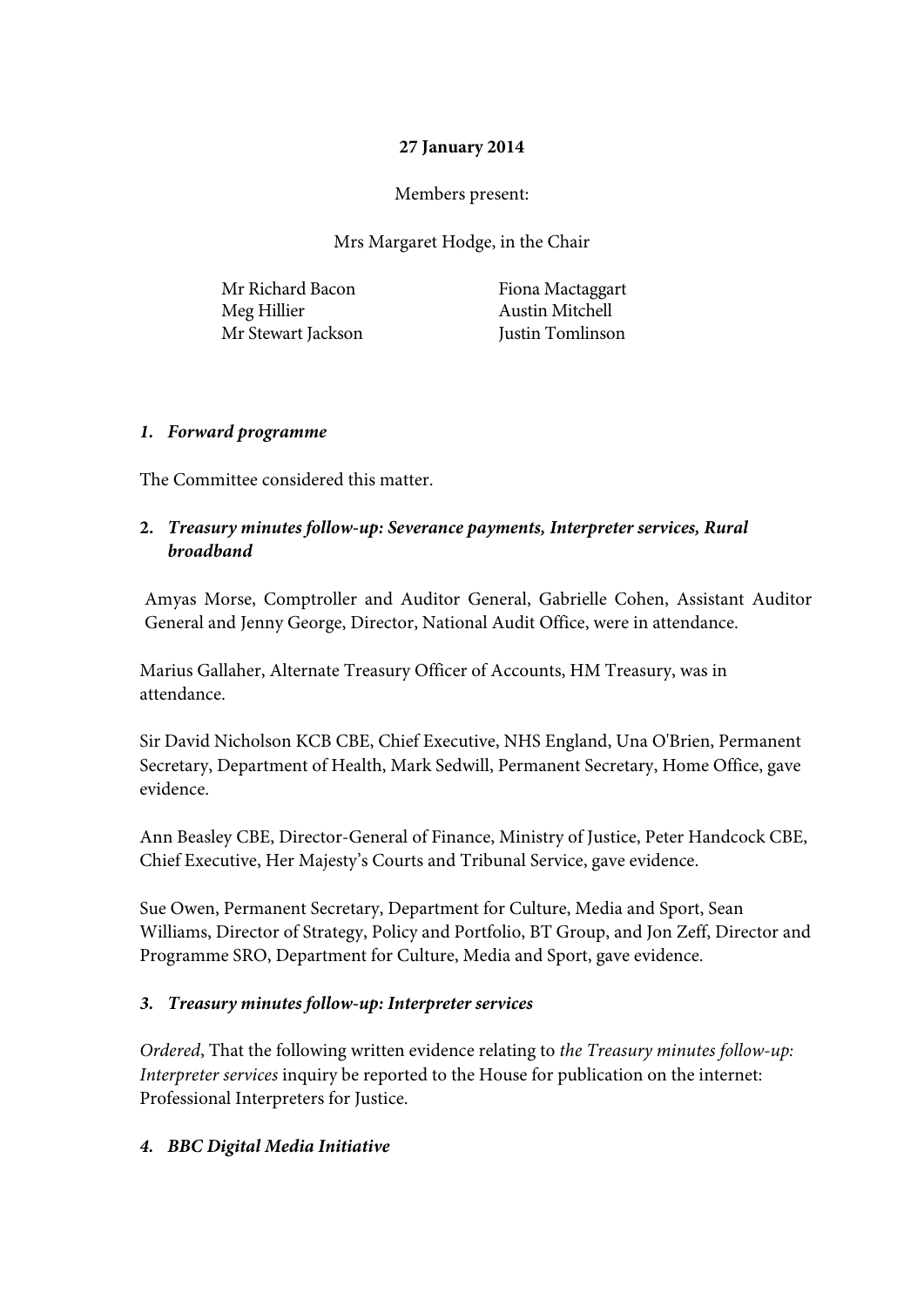**27 January 2014**

Members present:

Mrs Margaret Hodge, in the Chair

Mr Richard Bacon
Meg Hillier
Mr Stewart Jackson
Fiona Mactaggart
Austin Mitchell
Justin Tomlinson

1. ***Forward programme***

The Committee considered this matter.

2. ***Treasury minutes follow-up: Severance payments, Interpreter services, Rural broadband***

Amyas Morse, Comptroller and Auditor General, Gabrielle Cohen, Assistant Auditor General and Jenny George, Director, National Audit Office, were in attendance.

Marius Gallaher, Alternate Treasury Officer of Accounts, HM Treasury, was in attendance.

Sir David Nicholson KCB CBE, Chief Executive, NHS England, Una O'Brien, Permanent Secretary, Department of Health, Mark Sedwill, Permanent Secretary, Home Office, gave evidence.

Ann Beasley CBE, Director-General of Finance, Ministry of Justice, Peter Handcock CBE, Chief Executive, Her Majesty's Courts and Tribunal Service, gave evidence.

Sue Owen, Permanent Secretary, Department for Culture, Media and Sport, Sean Williams, Director of Strategy, Policy and Portfolio, BT Group, and Jon Zeff, Director and Programme SRO, Department for Culture, Media and Sport, gave evidence.

3. ***Treasury minutes follow-up: Interpreter services***

*Ordered*, That the following written evidence relating to *the Treasury minutes follow-up: Interpreter services* inquiry be reported to the House for publication on the internet: Professional Interpreters for Justice.

4. ***BBC Digital Media Initiative***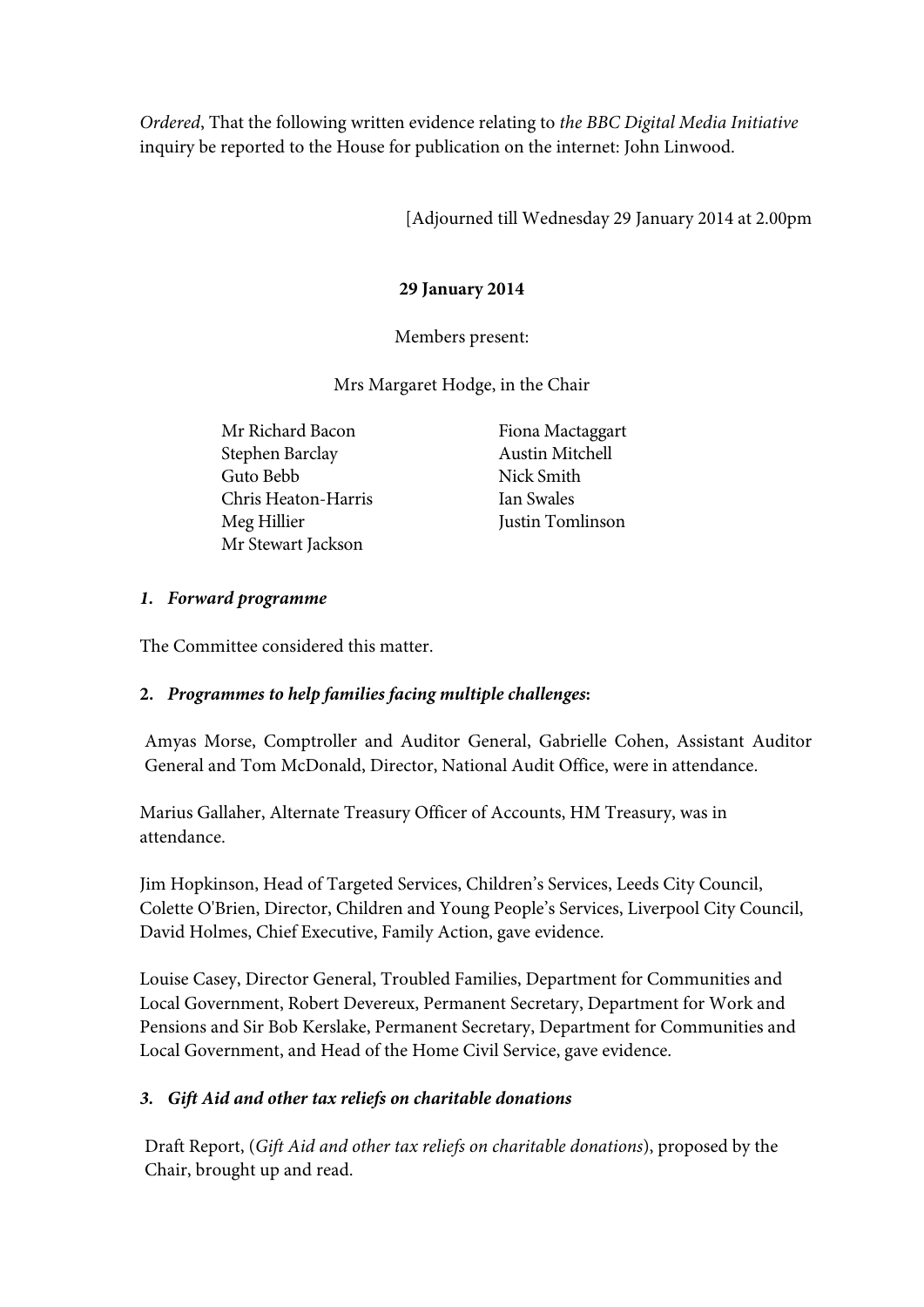*Ordered*, That the following written evidence relating to *the BBC Digital Media Initiative* inquiry be reported to the House for publication on the internet: John Linwood.

[Adjourned till Wednesday 29 January 2014 at 2.00pm

**29 January 2014**

Members present:

Mrs Margaret Hodge, in the Chair

Mr Richard Bacon
Stephen Barclay
Guto Bebb
Chris Heaton-Harris
Meg Hillier
Mr Stewart Jackson
Fiona Mactaggart
Austin Mitchell
Nick Smith
Ian Swales
Justin Tomlinson

***1. Forward programme***

The Committee considered this matter.

**2. *Programmes to help families facing multiple challenges*:**

Amyas Morse, Comptroller and Auditor General, Gabrielle Cohen, Assistant Auditor General and Tom McDonald, Director, National Audit Office, were in attendance.

Marius Gallaher, Alternate Treasury Officer of Accounts, HM Treasury, was in attendance.

Jim Hopkinson, Head of Targeted Services, Children's Services, Leeds City Council, Colette O'Brien, Director, Children and Young People's Services, Liverpool City Council, David Holmes, Chief Executive, Family Action, gave evidence.

Louise Casey, Director General, Troubled Families, Department for Communities and Local Government, Robert Devereux, Permanent Secretary, Department for Work and Pensions and Sir Bob Kerslake, Permanent Secretary, Department for Communities and Local Government, and Head of the Home Civil Service, gave evidence.

***3. Gift Aid and other tax reliefs on charitable donations***

Draft Report, (*Gift Aid and other tax reliefs on charitable donations*), proposed by the Chair, brought up and read.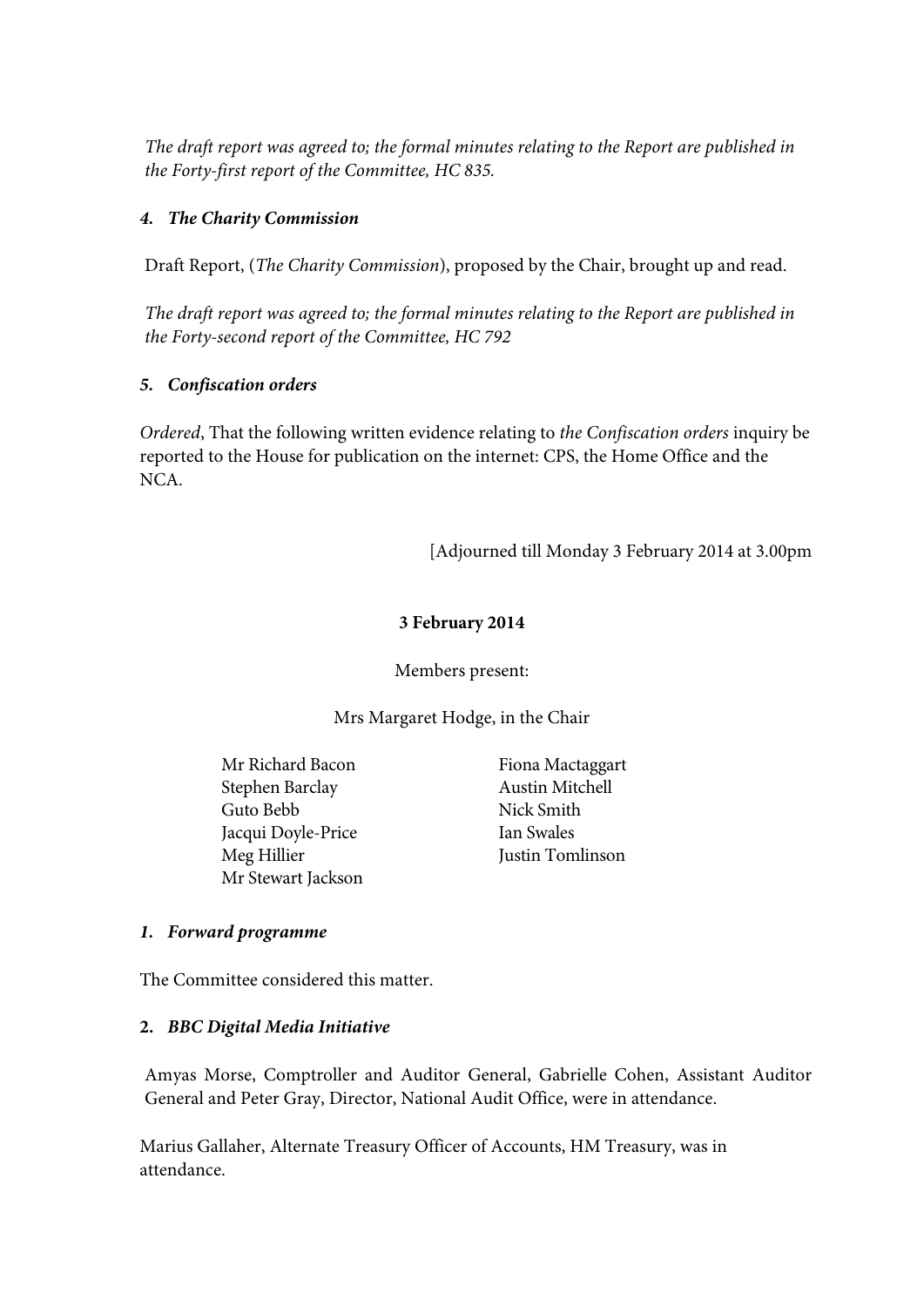*The draft report was agreed to; the formal minutes relating to the Report are published in the Forty-first report of the Committee, HC 835.*

***4. The Charity Commission***

Draft Report, (*The Charity Commission*), proposed by the Chair, brought up and read.

*The draft report was agreed to; the formal minutes relating to the Report are published in the Forty-second report of the Committee, HC 792*

***5. Confiscation orders***

*Ordered*, That the following written evidence relating to *the Confiscation orders* inquiry be reported to the House for publication on the internet: CPS, the Home Office and the NCA.

[Adjourned till Monday 3 February 2014 at 3.00pm

**3 February 2014**

Members present:

Mrs Margaret Hodge, in the Chair

Mr Richard Bacon
Stephen Barclay
Guto Bebb
Jacqui Doyle-Price
Meg Hillier
Mr Stewart Jackson
Fiona Mactaggart
Austin Mitchell
Nick Smith
Ian Swales
Justin Tomlinson

***1. Forward programme***

The Committee considered this matter.

**2. *BBC Digital Media Initiative***

Amyas Morse, Comptroller and Auditor General, Gabrielle Cohen, Assistant Auditor General and Peter Gray, Director, National Audit Office, were in attendance.

Marius Gallaher, Alternate Treasury Officer of Accounts, HM Treasury, was in attendance.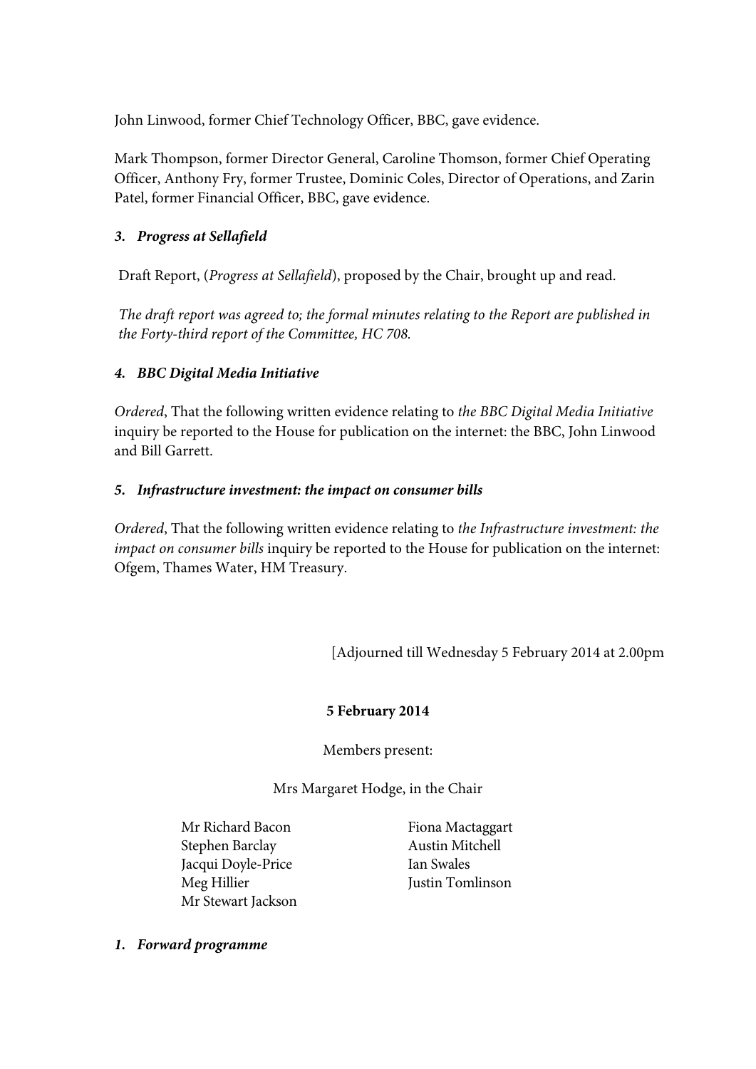John Linwood, former Chief Technology Officer, BBC, gave evidence.

Mark Thompson, former Director General, Caroline Thomson, former Chief Operating Officer, Anthony Fry, former Trustee, Dominic Coles, Director of Operations, and Zarin Patel, former Financial Officer, BBC, gave evidence.

***3. Progress at Sellafield***

Draft Report, (*Progress at Sellafield*), proposed by the Chair, brought up and read.

*The draft report was agreed to; the formal minutes relating to the Report are published in the Forty-third report of the Committee, HC 708.*

***4. BBC Digital Media Initiative***

*Ordered*, That the following written evidence relating to *the BBC Digital Media Initiative* inquiry be reported to the House for publication on the internet: the BBC, John Linwood and Bill Garrett.

***5. Infrastructure investment: the impact on consumer bills***

*Ordered*, That the following written evidence relating to *the Infrastructure investment: the impact on consumer bills* inquiry be reported to the House for publication on the internet: Ofgem, Thames Water, HM Treasury.

[Adjourned till Wednesday 5 February 2014 at 2.00pm

**5 February 2014**

Members present:

Mrs Margaret Hodge, in the Chair

Mr Richard Bacon
Stephen Barclay
Jacqui Doyle-Price
Meg Hillier
Mr Stewart Jackson
Fiona Mactaggart
Austin Mitchell
Ian Swales
Justin Tomlinson

***1. Forward programme***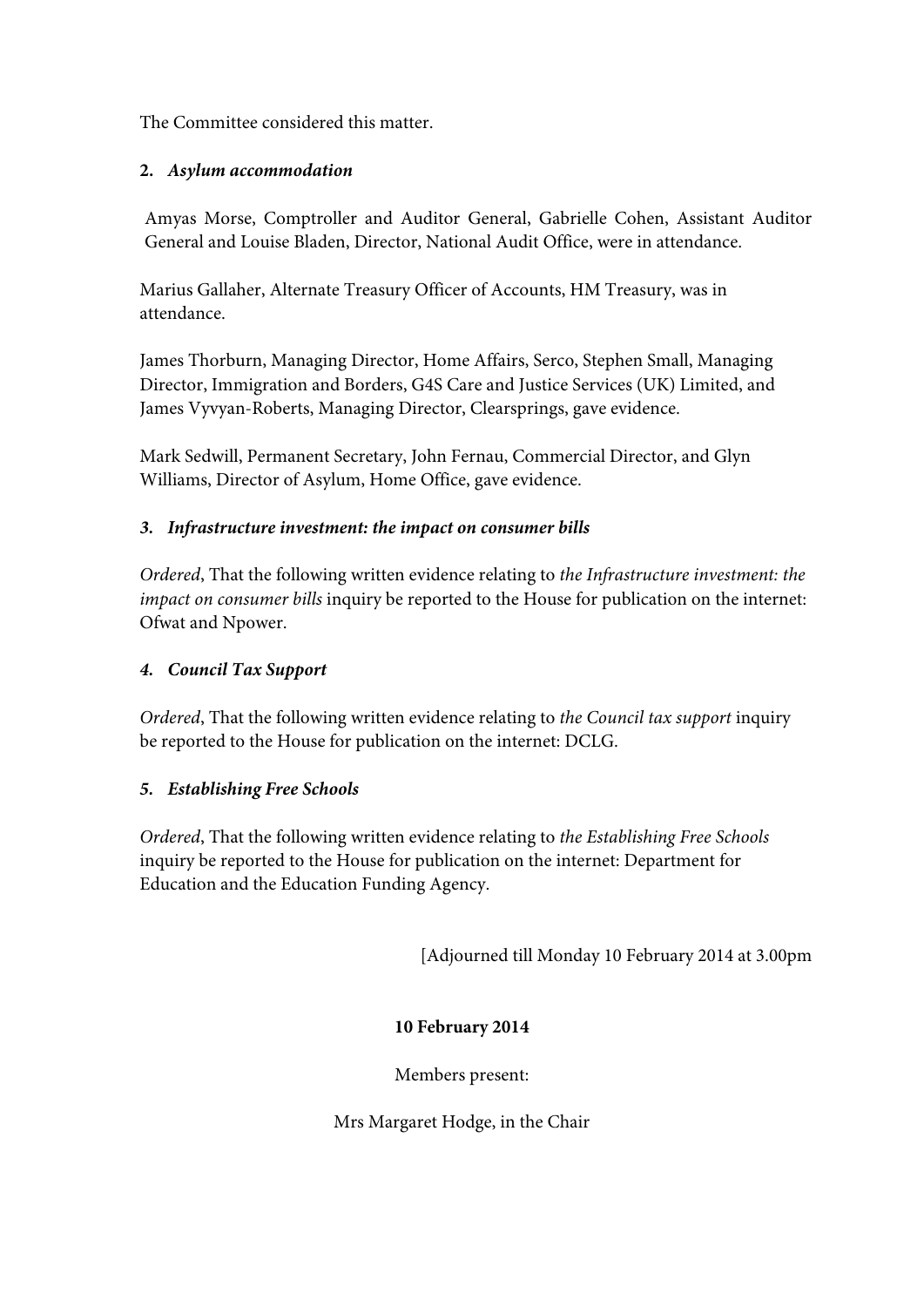The Committee considered this matter.

**2. *Asylum accommodation***

Amyas Morse, Comptroller and Auditor General, Gabrielle Cohen, Assistant Auditor General and Louise Bladen, Director, National Audit Office, were in attendance.

Marius Gallaher, Alternate Treasury Officer of Accounts, HM Treasury, was in attendance.

James Thorburn, Managing Director, Home Affairs, Serco, Stephen Small, Managing Director, Immigration and Borders, G4S Care and Justice Services (UK) Limited, and James Vyvyan-Roberts, Managing Director, Clearsprings, gave evidence.

Mark Sedwill, Permanent Secretary, John Fernau, Commercial Director, and Glyn Williams, Director of Asylum, Home Office, gave evidence.

***3. Infrastructure investment: the impact on consumer bills***

*Ordered*, That the following written evidence relating to *the Infrastructure investment: the impact on consumer bills* inquiry be reported to the House for publication on the internet: Ofwat and Npower.

***4. Council Tax Support***

*Ordered*, That the following written evidence relating to *the Council tax support* inquiry be reported to the House for publication on the internet: DCLG.

***5. Establishing Free Schools***

*Ordered*, That the following written evidence relating to *the Establishing Free Schools* inquiry be reported to the House for publication on the internet: Department for Education and the Education Funding Agency.

[Adjourned till Monday 10 February 2014 at 3.00pm

**10 February 2014**

Members present:

Mrs Margaret Hodge, in the Chair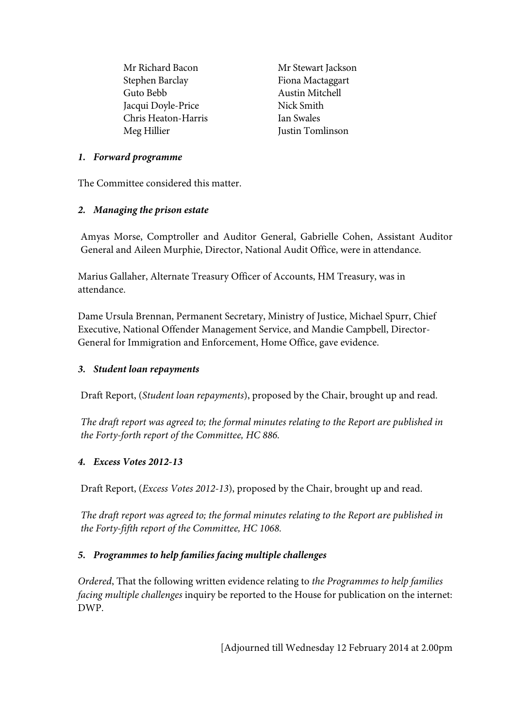Mr Richard Bacon
Stephen Barclay
Guto Bebb
Jacqui Doyle-Price
Chris Heaton-Harris
Meg Hillier
Mr Stewart Jackson
Fiona Mactaggart
Austin Mitchell
Nick Smith
Ian Swales
Justin Tomlinson

***1. Forward programme***

The Committee considered this matter.

***2. Managing the prison estate***

Amyas Morse, Comptroller and Auditor General, Gabrielle Cohen, Assistant Auditor General and Aileen Murphie, Director, National Audit Office, were in attendance.

Marius Gallaher, Alternate Treasury Officer of Accounts, HM Treasury, was in attendance.

Dame Ursula Brennan, Permanent Secretary, Ministry of Justice, Michael Spurr, Chief Executive, National Offender Management Service, and Mandie Campbell, Director-General for Immigration and Enforcement, Home Office, gave evidence.

***3. Student loan repayments***

Draft Report, (*Student loan repayments*), proposed by the Chair, brought up and read.

*The draft report was agreed to; the formal minutes relating to the Report are published in the Forty-forth report of the Committee, HC 886.*

***4. Excess Votes 2012-13***

Draft Report, (*Excess Votes 2012-13*), proposed by the Chair, brought up and read.

*The draft report was agreed to; the formal minutes relating to the Report are published in the Forty-fifth report of the Committee, HC 1068.*

***5. Programmes to help families facing multiple challenges***

*Ordered*, That the following written evidence relating to *the Programmes to help families facing multiple challenges* inquiry be reported to the House for publication on the internet: DWP.

[Adjourned till Wednesday 12 February 2014 at 2.00pm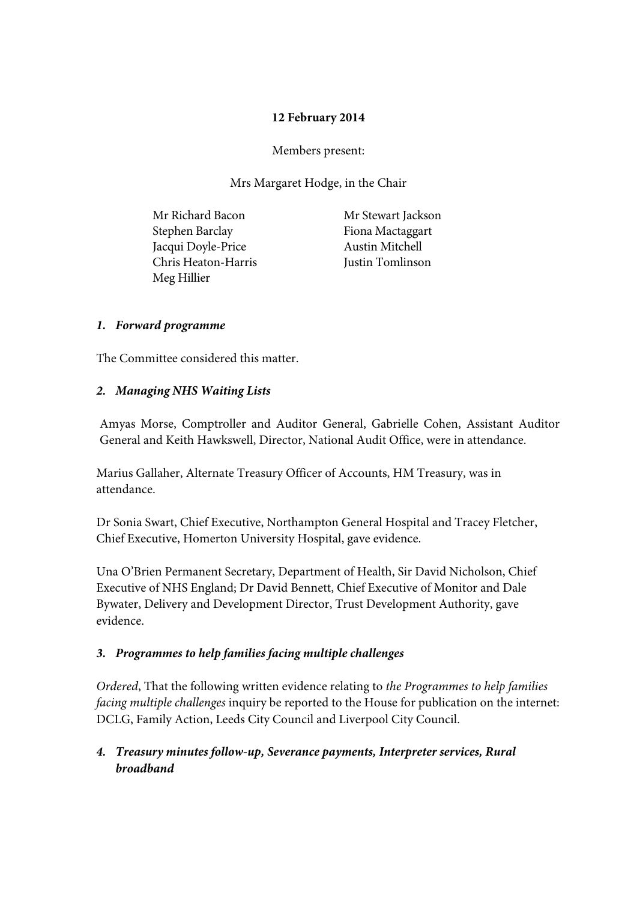**12 February 2014**

Members present:

Mrs Margaret Hodge, in the Chair

Mr Richard Bacon
Stephen Barclay
Jacqui Doyle-Price
Chris Heaton-Harris
Meg Hillier
Mr Stewart Jackson
Fiona Mactaggart
Austin Mitchell
Justin Tomlinson

***1. Forward programme***

The Committee considered this matter.

***2. Managing NHS Waiting Lists***

Amyas Morse, Comptroller and Auditor General, Gabrielle Cohen, Assistant Auditor General and Keith Hawkswell, Director, National Audit Office, were in attendance.

Marius Gallaher, Alternate Treasury Officer of Accounts, HM Treasury, was in attendance.

Dr Sonia Swart, Chief Executive, Northampton General Hospital and Tracey Fletcher, Chief Executive, Homerton University Hospital, gave evidence.

Una O'Brien Permanent Secretary, Department of Health, Sir David Nicholson, Chief Executive of NHS England; Dr David Bennett, Chief Executive of Monitor and Dale Bywater, Delivery and Development Director, Trust Development Authority, gave evidence.

***3. Programmes to help families facing multiple challenges***

*Ordered*, That the following written evidence relating to *the Programmes to help families facing multiple challenges* inquiry be reported to the House for publication on the internet: DCLG, Family Action, Leeds City Council and Liverpool City Council.

***4. Treasury minutes follow-up, Severance payments, Interpreter services, Rural broadband***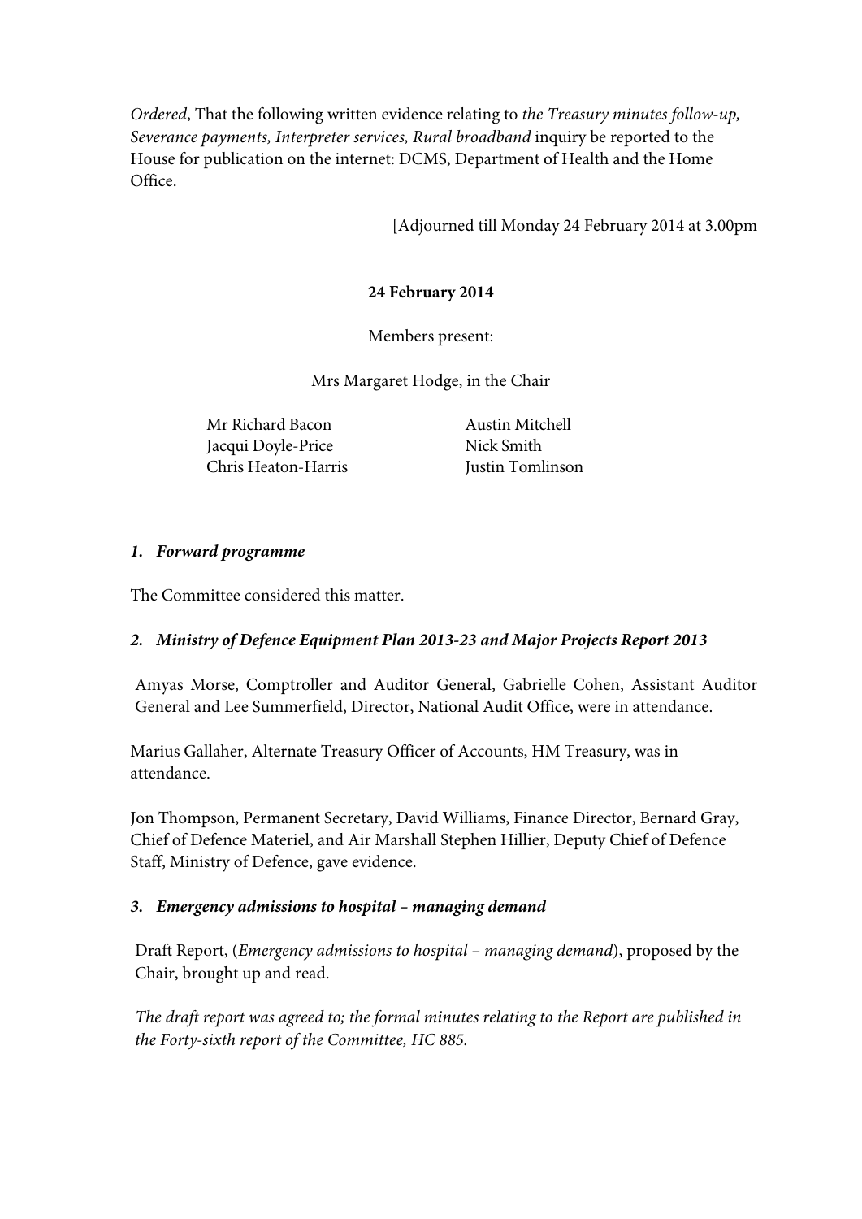*Ordered*, That the following written evidence relating to *the Treasury minutes follow-up, Severance payments, Interpreter services, Rural broadband* inquiry be reported to the House for publication on the internet: DCMS, Department of Health and the Home Office.

[Adjourned till Monday 24 February 2014 at 3.00pm

**24 February 2014**

Members present:

Mrs Margaret Hodge, in the Chair

Mr Richard Bacon
Jacqui Doyle-Price
Chris Heaton-Harris
Austin Mitchell
Nick Smith
Justin Tomlinson

***1. Forward programme***

The Committee considered this matter.

***2. Ministry of Defence Equipment Plan 2013-23 and Major Projects Report 2013***

Amyas Morse, Comptroller and Auditor General, Gabrielle Cohen, Assistant Auditor General and Lee Summerfield, Director, National Audit Office, were in attendance.

Marius Gallaher, Alternate Treasury Officer of Accounts, HM Treasury, was in attendance.

Jon Thompson, Permanent Secretary, David Williams, Finance Director, Bernard Gray, Chief of Defence Materiel, and Air Marshall Stephen Hillier, Deputy Chief of Defence Staff, Ministry of Defence, gave evidence.

***3. Emergency admissions to hospital – managing demand***

Draft Report, (*Emergency admissions to hospital – managing demand*), proposed by the Chair, brought up and read.

*The draft report was agreed to; the formal minutes relating to the Report are published in the Forty-sixth report of the Committee, HC 885.*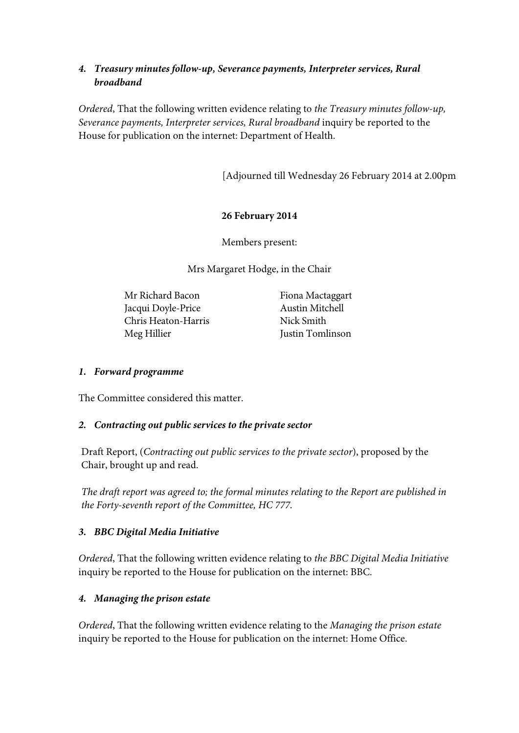***4. Treasury minutes follow-up, Severance payments, Interpreter services, Rural broadband***

*Ordered*, That the following written evidence relating to *the Treasury minutes follow-up, Severance payments, Interpreter services, Rural broadband* inquiry be reported to the House for publication on the internet: Department of Health.

[Adjourned till Wednesday 26 February 2014 at 2.00pm

**26 February 2014**

Members present:

Mrs Margaret Hodge, in the Chair

Mr Richard Bacon
Jacqui Doyle-Price
Chris Heaton-Harris
Meg Hillier
Fiona Mactaggart
Austin Mitchell
Nick Smith
Justin Tomlinson

***1. Forward programme***

The Committee considered this matter.

***2. Contracting out public services to the private sector***

Draft Report, (*Contracting out public services to the private sector*), proposed by the Chair, brought up and read.

*The draft report was agreed to; the formal minutes relating to the Report are published in the Forty-seventh report of the Committee, HC 777.*

***3. BBC Digital Media Initiative***

*Ordered*, That the following written evidence relating to *the BBC Digital Media Initiative* inquiry be reported to the House for publication on the internet: BBC.

***4. Managing the prison estate***

*Ordered*, That the following written evidence relating to the *Managing the prison estate* inquiry be reported to the House for publication on the internet: Home Office.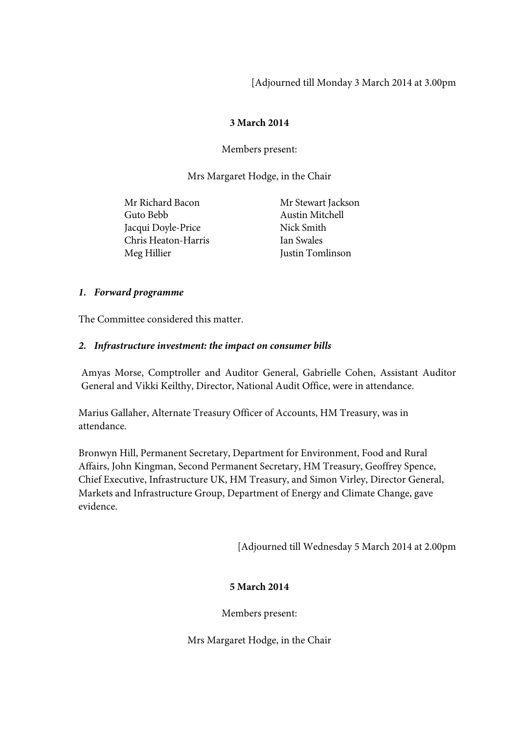[Adjourned till Monday 3 March 2014 at 3.00pm

**3 March 2014**

Members present:

Mrs Margaret Hodge, in the Chair

Mr Richard Bacon
Guto Bebb
Jacqui Doyle-Price
Chris Heaton-Harris
Meg Hillier
Mr Stewart Jackson
Austin Mitchell
Nick Smith
Ian Swales
Justin Tomlinson

***1. Forward programme***

The Committee considered this matter.

***2. Infrastructure investment: the impact on consumer bills***

Amyas Morse, Comptroller and Auditor General, Gabrielle Cohen, Assistant Auditor General and Vikki Keilthy, Director, National Audit Office, were in attendance.

Marius Gallaher, Alternate Treasury Officer of Accounts, HM Treasury, was in attendance.

Bronwyn Hill, Permanent Secretary, Department for Environment, Food and Rural Affairs, John Kingman, Second Permanent Secretary, HM Treasury, Geoffrey Spence, Chief Executive, Infrastructure UK, HM Treasury, and Simon Virley, Director General, Markets and Infrastructure Group, Department of Energy and Climate Change, gave evidence.

[Adjourned till Wednesday 5 March 2014 at 2.00pm

**5 March 2014**

Members present:

Mrs Margaret Hodge, in the Chair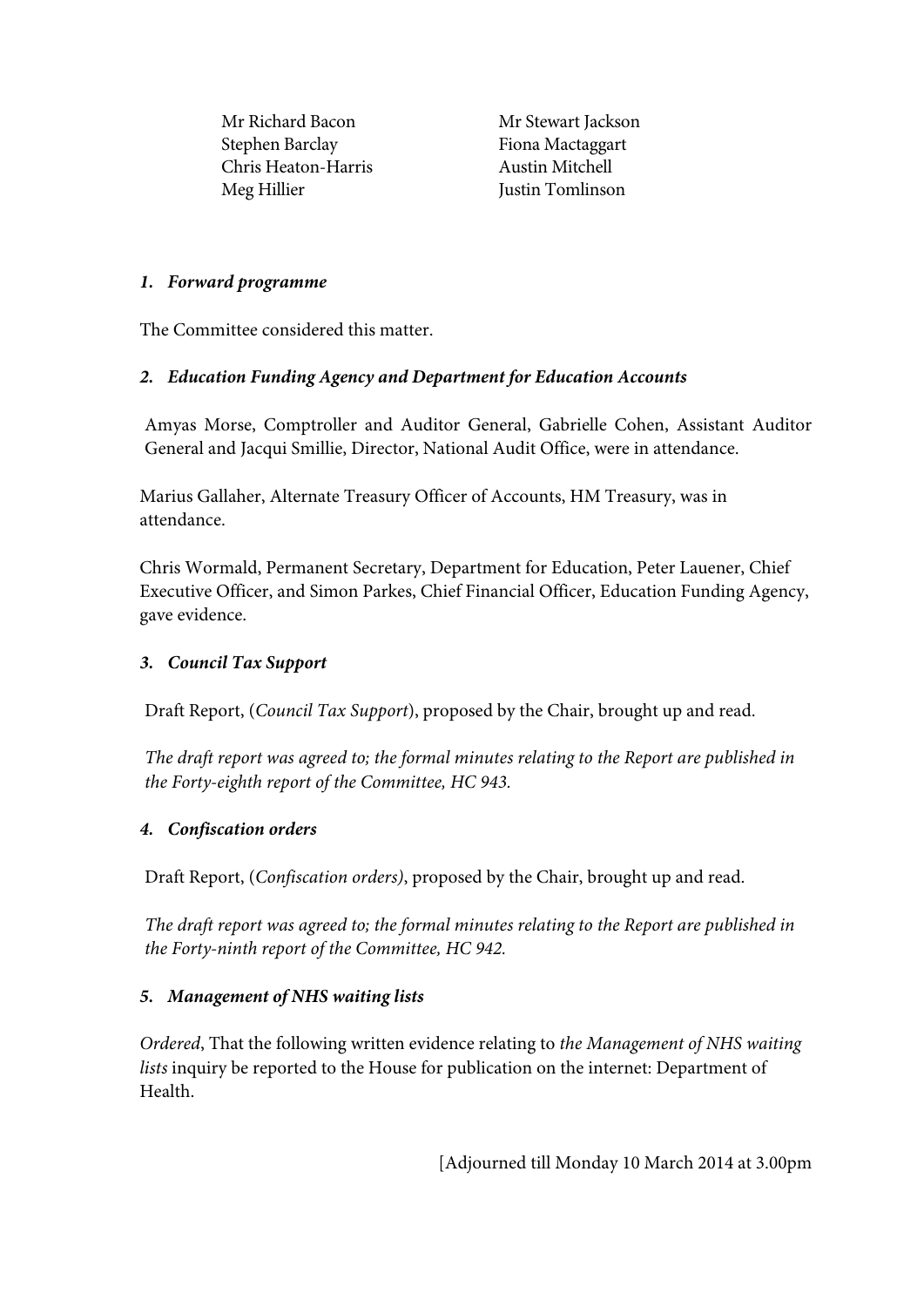Mr Richard Bacon
Stephen Barclay
Chris Heaton-Harris
Meg Hillier
Mr Stewart Jackson
Fiona Mactaggart
Austin Mitchell
Justin Tomlinson

***1. Forward programme***

The Committee considered this matter.

***2. Education Funding Agency and Department for Education Accounts***

Amyas Morse, Comptroller and Auditor General, Gabrielle Cohen, Assistant Auditor General and Jacqui Smillie, Director, National Audit Office, were in attendance.

Marius Gallaher, Alternate Treasury Officer of Accounts, HM Treasury, was in attendance.

Chris Wormald, Permanent Secretary, Department for Education, Peter Lauener, Chief Executive Officer, and Simon Parkes, Chief Financial Officer, Education Funding Agency, gave evidence.

***3. Council Tax Support***

Draft Report, (*Council Tax Support*), proposed by the Chair, brought up and read.

*The draft report was agreed to; the formal minutes relating to the Report are published in the Forty-eighth report of the Committee, HC 943.*

***4. Confiscation orders***

Draft Report, (*Confiscation orders)*, proposed by the Chair, brought up and read.

*The draft report was agreed to; the formal minutes relating to the Report are published in the Forty-ninth report of the Committee, HC 942.*

***5. Management of NHS waiting lists***

*Ordered*, That the following written evidence relating to *the Management of NHS waiting lists* inquiry be reported to the House for publication on the internet: Department of Health.

[Adjourned till Monday 10 March 2014 at 3.00pm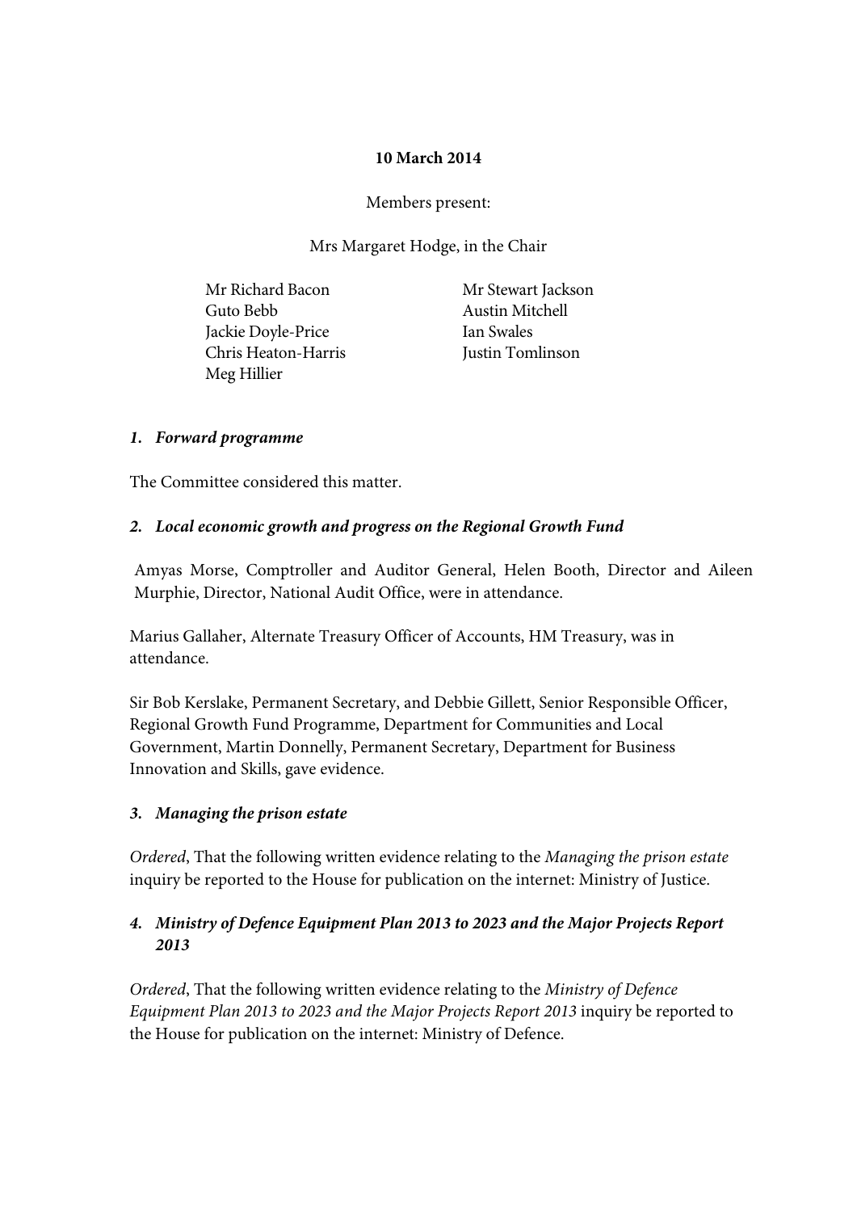**10 March 2014**

Members present:

Mrs Margaret Hodge, in the Chair

Mr Richard Bacon
Guto Bebb
Jackie Doyle-Price
Chris Heaton-Harris
Meg Hillier
Mr Stewart Jackson
Austin Mitchell
Ian Swales
Justin Tomlinson

***1. Forward programme***

The Committee considered this matter.

***2. Local economic growth and progress on the Regional Growth Fund***

Amyas Morse, Comptroller and Auditor General, Helen Booth, Director and Aileen Murphie, Director, National Audit Office, were in attendance.

Marius Gallaher, Alternate Treasury Officer of Accounts, HM Treasury, was in attendance.

Sir Bob Kerslake, Permanent Secretary, and Debbie Gillett, Senior Responsible Officer, Regional Growth Fund Programme, Department for Communities and Local Government, Martin Donnelly, Permanent Secretary, Department for Business Innovation and Skills, gave evidence.

***3. Managing the prison estate***

*Ordered*, That the following written evidence relating to the *Managing the prison estate* inquiry be reported to the House for publication on the internet: Ministry of Justice.

***4. Ministry of Defence Equipment Plan 2013 to 2023 and the Major Projects Report 2013***

*Ordered*, That the following written evidence relating to the *Ministry of Defence Equipment Plan 2013 to 2023 and the Major Projects Report 2013* inquiry be reported to the House for publication on the internet: Ministry of Defence.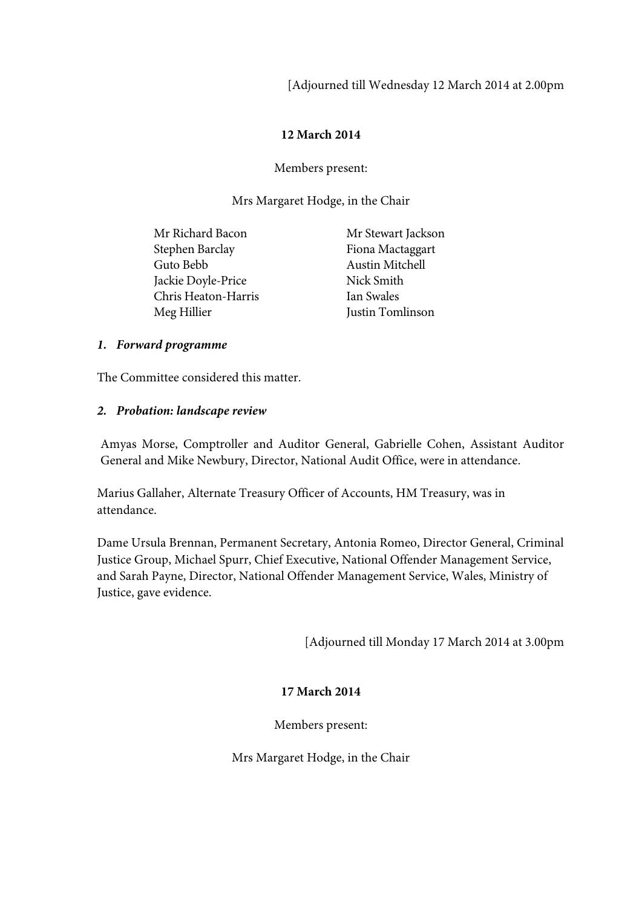[Adjourned till Wednesday 12 March 2014 at 2.00pm

**12 March 2014**

Members present:

Mrs Margaret Hodge, in the Chair

Mr Richard Bacon
Stephen Barclay
Guto Bebb
Jackie Doyle-Price
Chris Heaton-Harris
Meg Hillier
Mr Stewart Jackson
Fiona Mactaggart
Austin Mitchell
Nick Smith
Ian Swales
Justin Tomlinson

***1. Forward programme***

The Committee considered this matter.

***2. Probation: landscape review***

Amyas Morse, Comptroller and Auditor General, Gabrielle Cohen, Assistant Auditor General and Mike Newbury, Director, National Audit Office, were in attendance.

Marius Gallaher, Alternate Treasury Officer of Accounts, HM Treasury, was in attendance.

Dame Ursula Brennan, Permanent Secretary, Antonia Romeo, Director General, Criminal Justice Group, Michael Spurr, Chief Executive, National Offender Management Service, and Sarah Payne, Director, National Offender Management Service, Wales, Ministry of Justice, gave evidence.

[Adjourned till Monday 17 March 2014 at 3.00pm

**17 March 2014**

Members present:

Mrs Margaret Hodge, in the Chair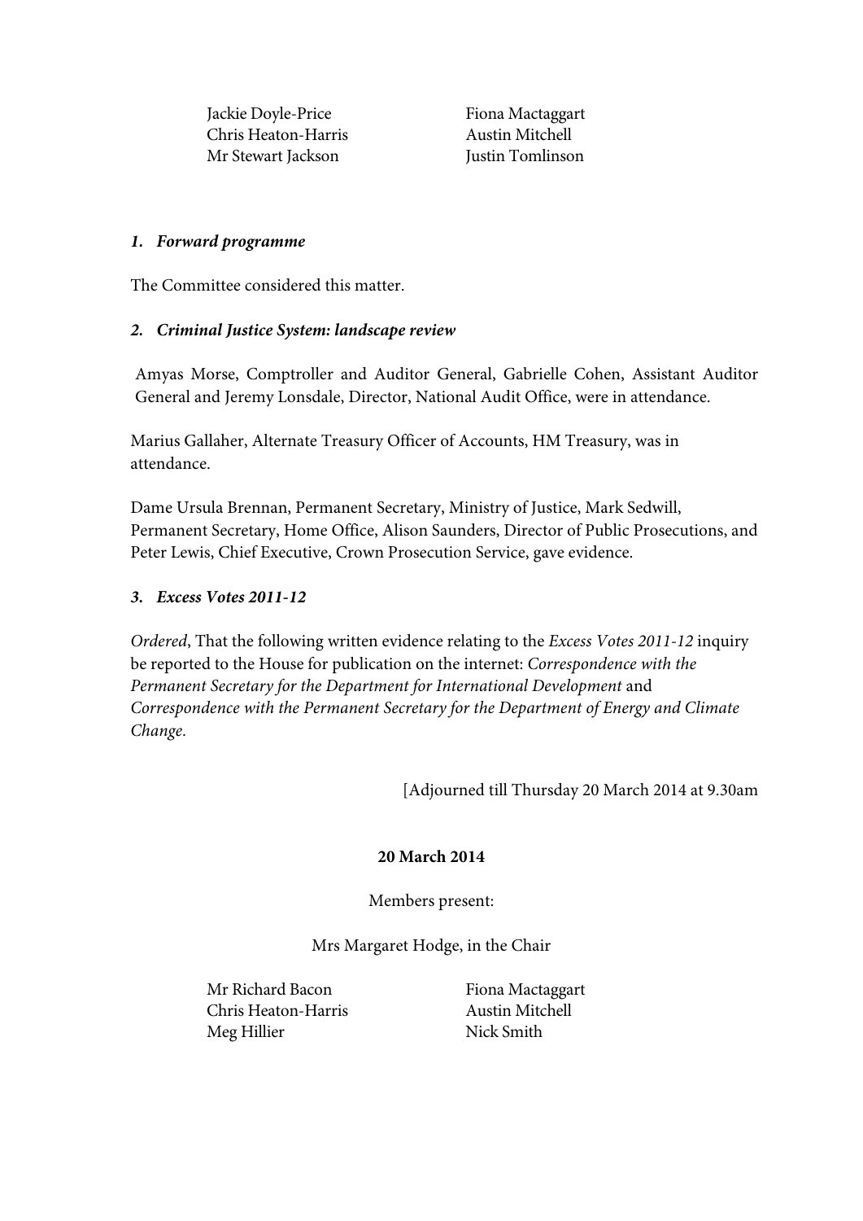Jackie Doyle-Price
Chris Heaton-Harris
Mr Stewart Jackson
Fiona Mactaggart
Austin Mitchell
Justin Tomlinson

***1. Forward programme***

The Committee considered this matter.

***2. Criminal Justice System: landscape review***

Amyas Morse, Comptroller and Auditor General, Gabrielle Cohen, Assistant Auditor General and Jeremy Lonsdale, Director, National Audit Office, were in attendance.

Marius Gallaher, Alternate Treasury Officer of Accounts, HM Treasury, was in attendance.

Dame Ursula Brennan, Permanent Secretary, Ministry of Justice, Mark Sedwill, Permanent Secretary, Home Office, Alison Saunders, Director of Public Prosecutions, and Peter Lewis, Chief Executive, Crown Prosecution Service, gave evidence.

***3. Excess Votes 2011-12***

*Ordered*, That the following written evidence relating to the *Excess Votes 2011-12* inquiry be reported to the House for publication on the internet: *Correspondence with the Permanent Secretary for the Department for International Development* and *Correspondence with the Permanent Secretary for the Department of Energy and Climate Change*.

[Adjourned till Thursday 20 March 2014 at 9.30am

**20 March 2014**

Members present:

Mrs Margaret Hodge, in the Chair

Mr Richard Bacon
Chris Heaton-Harris
Meg Hillier
Fiona Mactaggart
Austin Mitchell
Nick Smith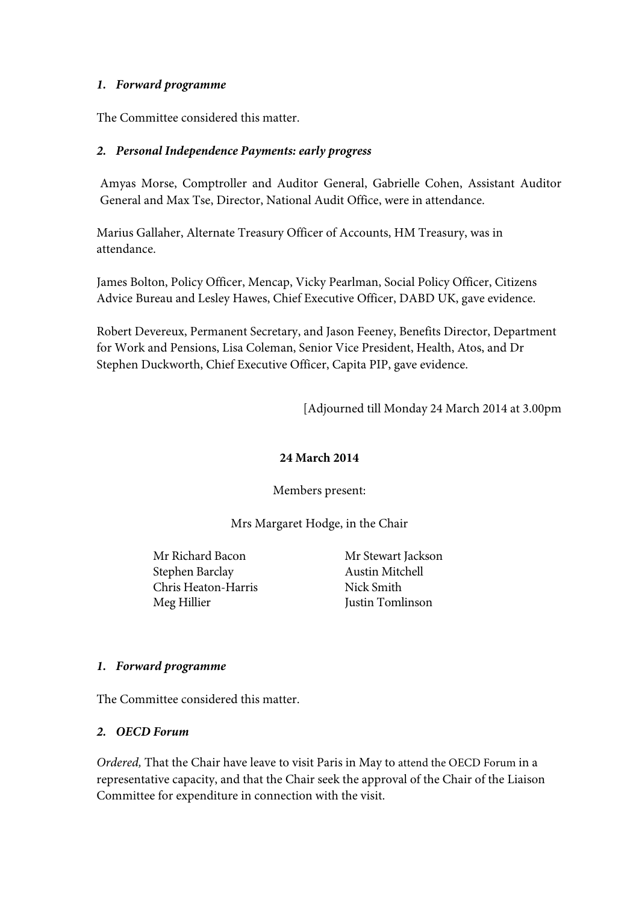### *1. Forward programme*

The Committee considered this matter.

### *2. Personal Independence Payments: early progress*

Amyas Morse, Comptroller and Auditor General, Gabrielle Cohen, Assistant Auditor General and Max Tse, Director, National Audit Office, were in attendance.

Marius Gallaher, Alternate Treasury Officer of Accounts, HM Treasury, was in attendance.

James Bolton, Policy Officer, Mencap, Vicky Pearlman, Social Policy Officer, Citizens Advice Bureau and Lesley Hawes, Chief Executive Officer, DABD UK, gave evidence.

Robert Devereux, Permanent Secretary, and Jason Feeney, Benefits Director, Department for Work and Pensions, Lisa Coleman, Senior Vice President, Health, Atos, and Dr Stephen Duckworth, Chief Executive Officer, Capita PIP, gave evidence.

[Adjourned till Monday 24 March 2014 at 3.00pm

## 24 March 2014

Members present:

Mrs Margaret Hodge, in the Chair

Mr Richard Bacon
Stephen Barclay
Chris Heaton-Harris
Meg Hillier
Mr Stewart Jackson
Austin Mitchell
Nick Smith
Justin Tomlinson

### *1. Forward programme*

The Committee considered this matter.

### *2. OECD Forum*

*Ordered,* That the Chair have leave to visit Paris in May to attend the OECD Forum in a representative capacity, and that the Chair seek the approval of the Chair of the Liaison Committee for expenditure in connection with the visit.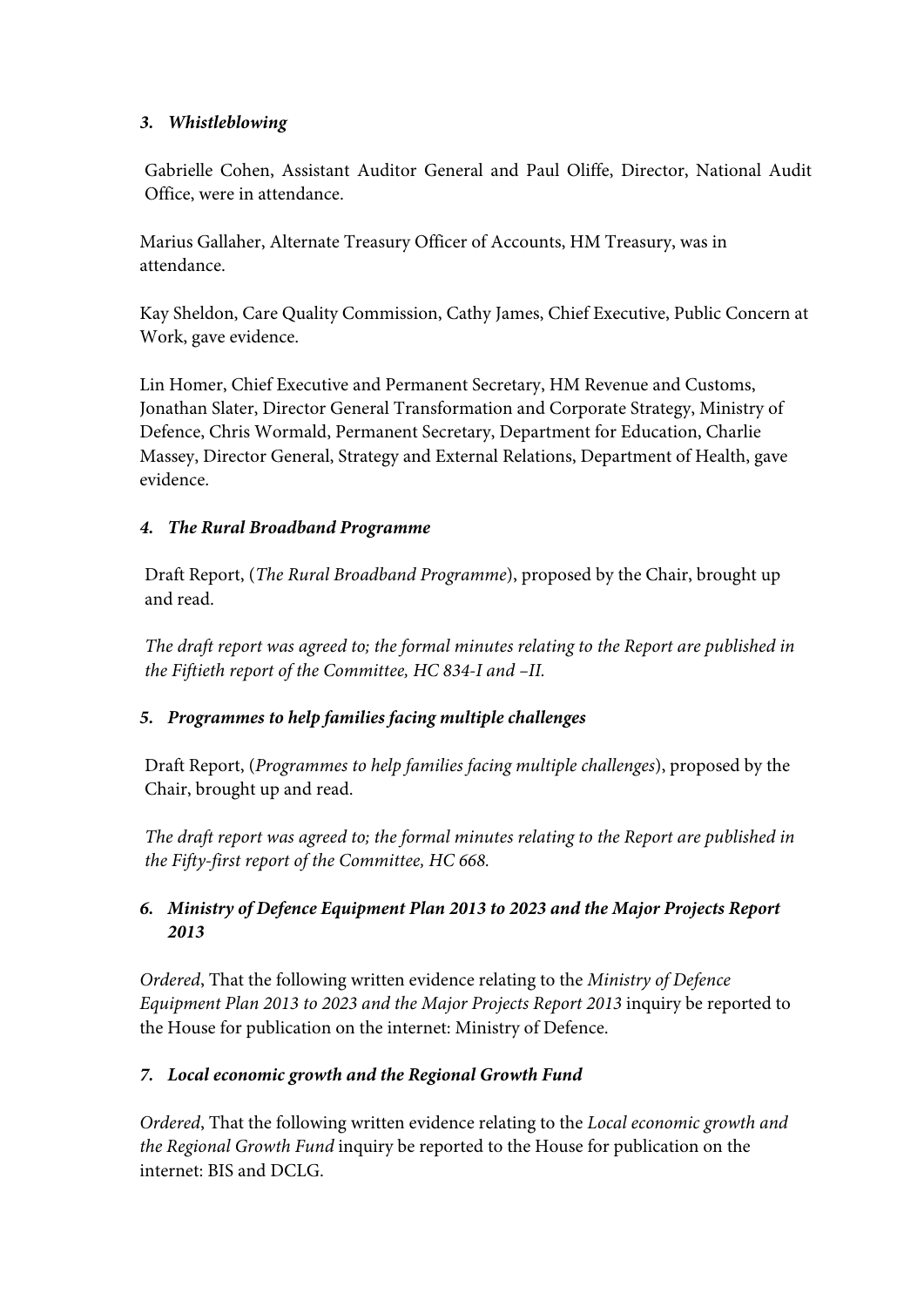### *3. Whistleblowing*

Gabrielle Cohen, Assistant Auditor General and Paul Oliffe, Director, National Audit Office, were in attendance.

Marius Gallaher, Alternate Treasury Officer of Accounts, HM Treasury, was in attendance.

Kay Sheldon, Care Quality Commission, Cathy James, Chief Executive, Public Concern at Work, gave evidence.

Lin Homer, Chief Executive and Permanent Secretary, HM Revenue and Customs, Jonathan Slater, Director General Transformation and Corporate Strategy, Ministry of Defence, Chris Wormald, Permanent Secretary, Department for Education, Charlie Massey, Director General, Strategy and External Relations, Department of Health, gave evidence.

### *4. The Rural Broadband Programme*

Draft Report, (*The Rural Broadband Programme*), proposed by the Chair, brought up and read.

*The draft report was agreed to; the formal minutes relating to the Report are published in the Fiftieth report of the Committee, HC 834-I and –II.*

### *5. Programmes to help families facing multiple challenges*

Draft Report, (*Programmes to help families facing multiple challenges*), proposed by the Chair, brought up and read.

*The draft report was agreed to; the formal minutes relating to the Report are published in the Fifty-first report of the Committee, HC 668.*

### *6. Ministry of Defence Equipment Plan 2013 to 2023 and the Major Projects Report 2013*

*Ordered*, That the following written evidence relating to the *Ministry of Defence Equipment Plan 2013 to 2023 and the Major Projects Report 2013* inquiry be reported to the House for publication on the internet: Ministry of Defence.

### *7. Local economic growth and the Regional Growth Fund*

*Ordered*, That the following written evidence relating to the *Local economic growth and the Regional Growth Fund* inquiry be reported to the House for publication on the internet: BIS and DCLG.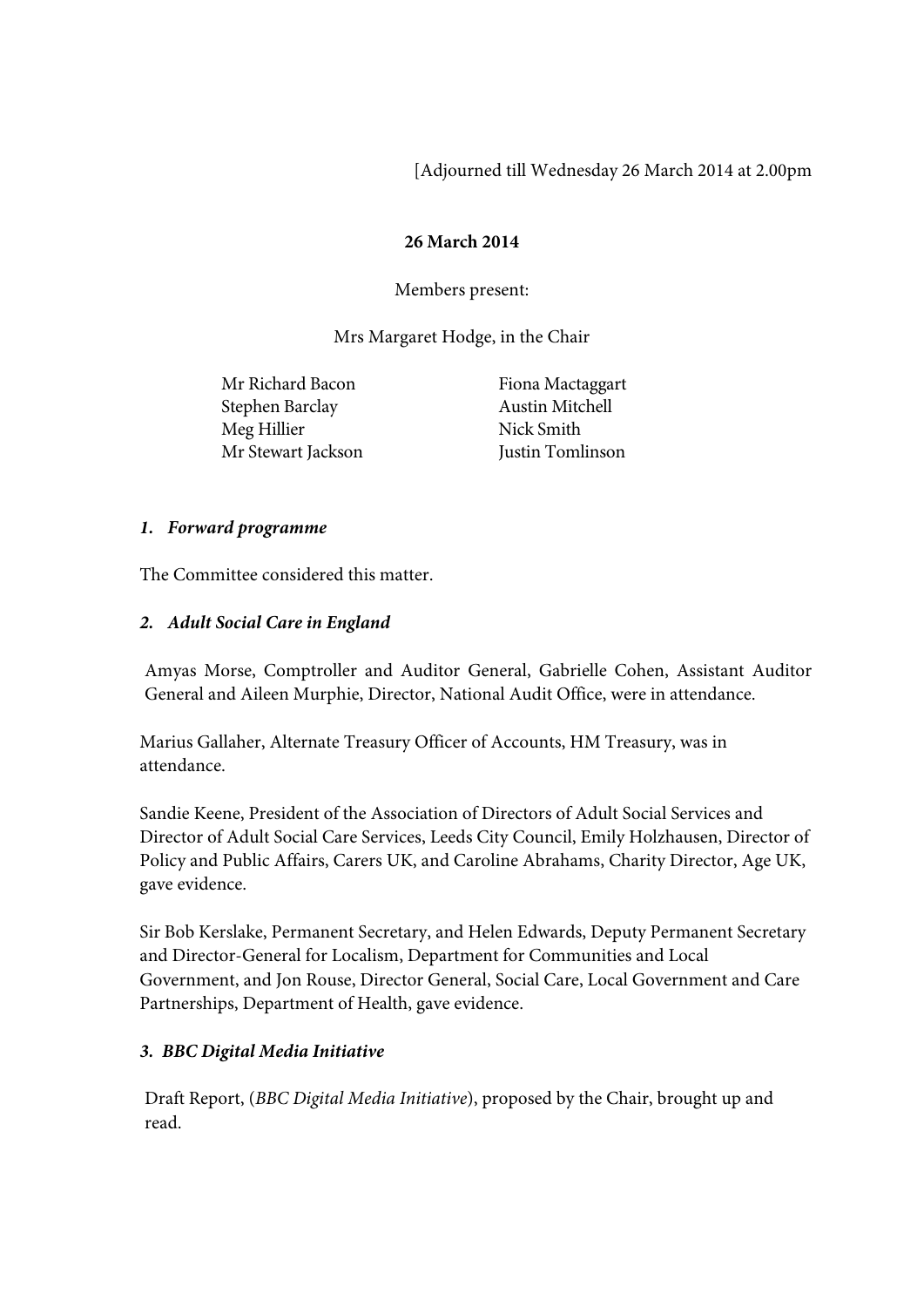[Adjourned till Wednesday 26 March 2014 at 2.00pm

**26 March 2014**

Members present:

Mrs Margaret Hodge, in the Chair

Mr Richard Bacon
Stephen Barclay
Meg Hillier
Mr Stewart Jackson
Fiona Mactaggart
Austin Mitchell
Nick Smith
Justin Tomlinson

***1. Forward programme***

The Committee considered this matter.

***2. Adult Social Care in England***

Amyas Morse, Comptroller and Auditor General, Gabrielle Cohen, Assistant Auditor General and Aileen Murphie, Director, National Audit Office, were in attendance.

Marius Gallaher, Alternate Treasury Officer of Accounts, HM Treasury, was in attendance.

Sandie Keene, President of the Association of Directors of Adult Social Services and Director of Adult Social Care Services, Leeds City Council, Emily Holzhausen, Director of Policy and Public Affairs, Carers UK, and Caroline Abrahams, Charity Director, Age UK, gave evidence.

Sir Bob Kerslake, Permanent Secretary, and Helen Edwards, Deputy Permanent Secretary and Director-General for Localism, Department for Communities and Local Government, and Jon Rouse, Director General, Social Care, Local Government and Care Partnerships, Department of Health, gave evidence.

***3. BBC Digital Media Initiative***

Draft Report, (*BBC Digital Media Initiative*), proposed by the Chair, brought up and read.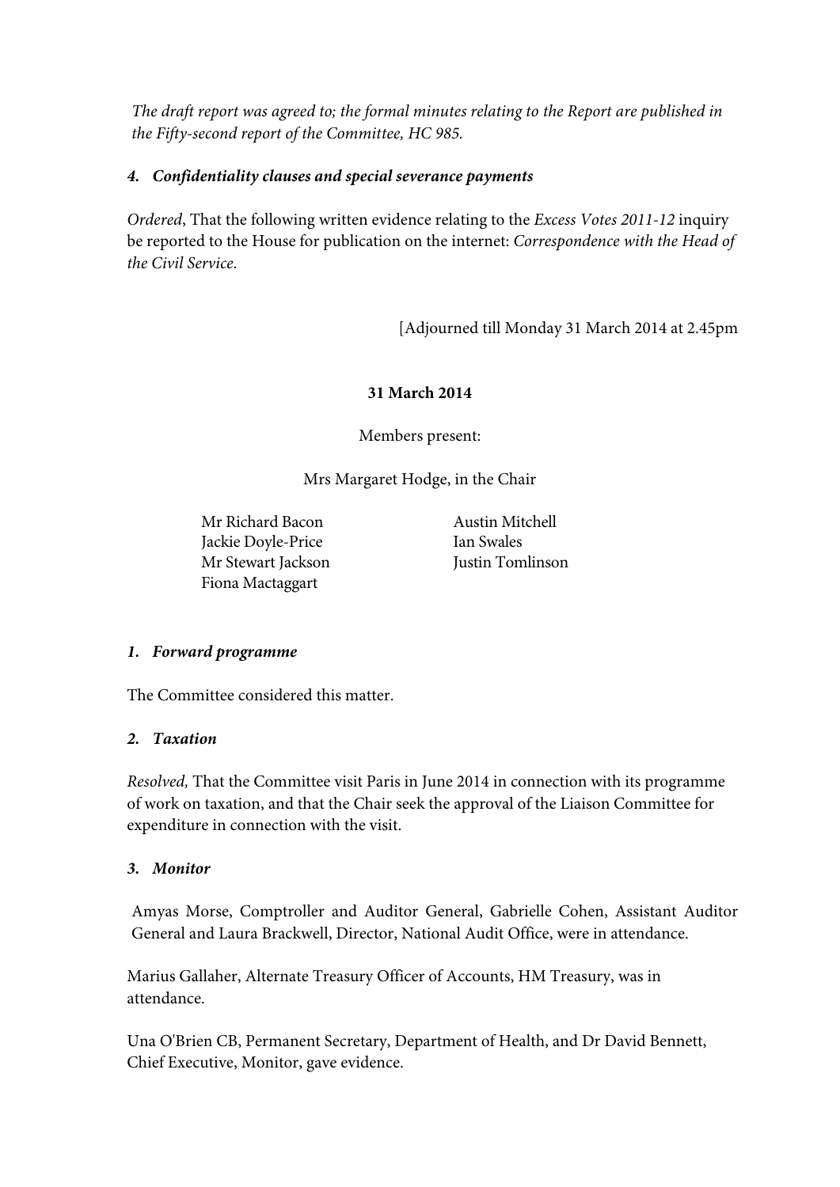*The draft report was agreed to; the formal minutes relating to the Report are published in the Fifty-second report of the Committee, HC 985.*

***4. Confidentiality clauses and special severance payments***

*Ordered*, That the following written evidence relating to the *Excess Votes 2011-12* inquiry be reported to the House for publication on the internet: *Correspondence with the Head of the Civil Service*.

[Adjourned till Monday 31 March 2014 at 2.45pm

**31 March 2014**

Members present:

Mrs Margaret Hodge, in the Chair

Mr Richard Bacon
Jackie Doyle-Price
Mr Stewart Jackson
Fiona Mactaggart
Austin Mitchell
Ian Swales
Justin Tomlinson

***1. Forward programme***

The Committee considered this matter.

***2. Taxation***

*Resolved,* That the Committee visit Paris in June 2014 in connection with its programme of work on taxation, and that the Chair seek the approval of the Liaison Committee for expenditure in connection with the visit.

***3. Monitor***

Amyas Morse, Comptroller and Auditor General, Gabrielle Cohen, Assistant Auditor General and Laura Brackwell, Director, National Audit Office, were in attendance.

Marius Gallaher, Alternate Treasury Officer of Accounts, HM Treasury, was in attendance.

Una O'Brien CB, Permanent Secretary, Department of Health, and Dr David Bennett, Chief Executive, Monitor, gave evidence.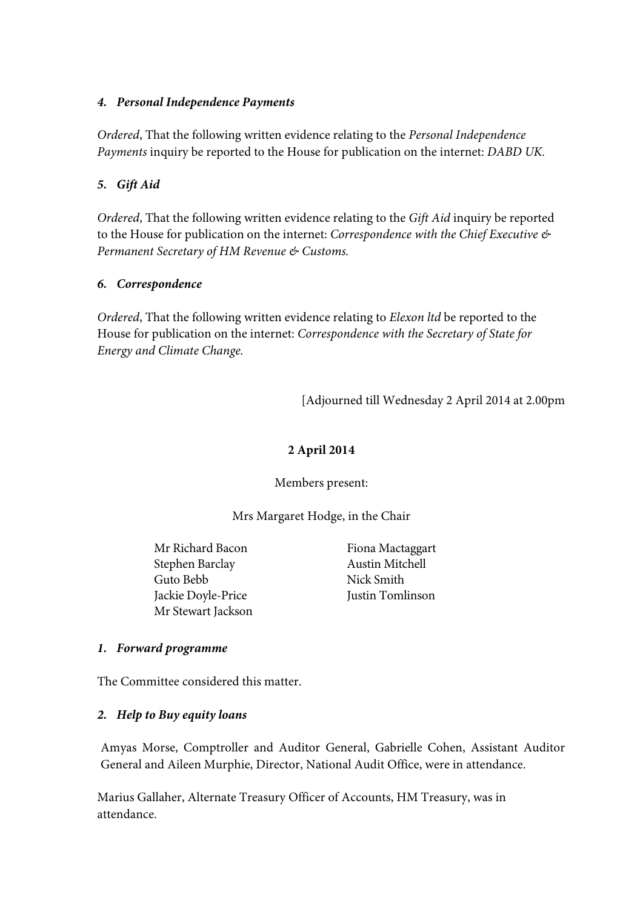### *4. Personal Independence Payments*

*Ordered*, That the following written evidence relating to the *Personal Independence Payments* inquiry be reported to the House for publication on the internet: *DABD UK.*

### *5. Gift Aid*

*Ordered*, That the following written evidence relating to the *Gift Aid* inquiry be reported to the House for publication on the internet: *Correspondence with the Chief Executive & Permanent Secretary of HM Revenue & Customs.*

### *6. Correspondence*

*Ordered*, That the following written evidence relating to *Elexon ltd* be reported to the House for publication on the internet: *Correspondence with the Secretary of State for Energy and Climate Change.*

[Adjourned till Wednesday 2 April 2014 at 2.00pm

## 2 April 2014

Members present:

Mrs Margaret Hodge, in the Chair

Mr Richard Bacon
Stephen Barclay
Guto Bebb
Jackie Doyle-Price
Mr Stewart Jackson
Fiona Mactaggart
Austin Mitchell
Nick Smith
Justin Tomlinson

### *1. Forward programme*

The Committee considered this matter.

### *2. Help to Buy equity loans*

Amyas Morse, Comptroller and Auditor General, Gabrielle Cohen, Assistant Auditor General and Aileen Murphie, Director, National Audit Office, were in attendance.

Marius Gallaher, Alternate Treasury Officer of Accounts, HM Treasury, was in attendance.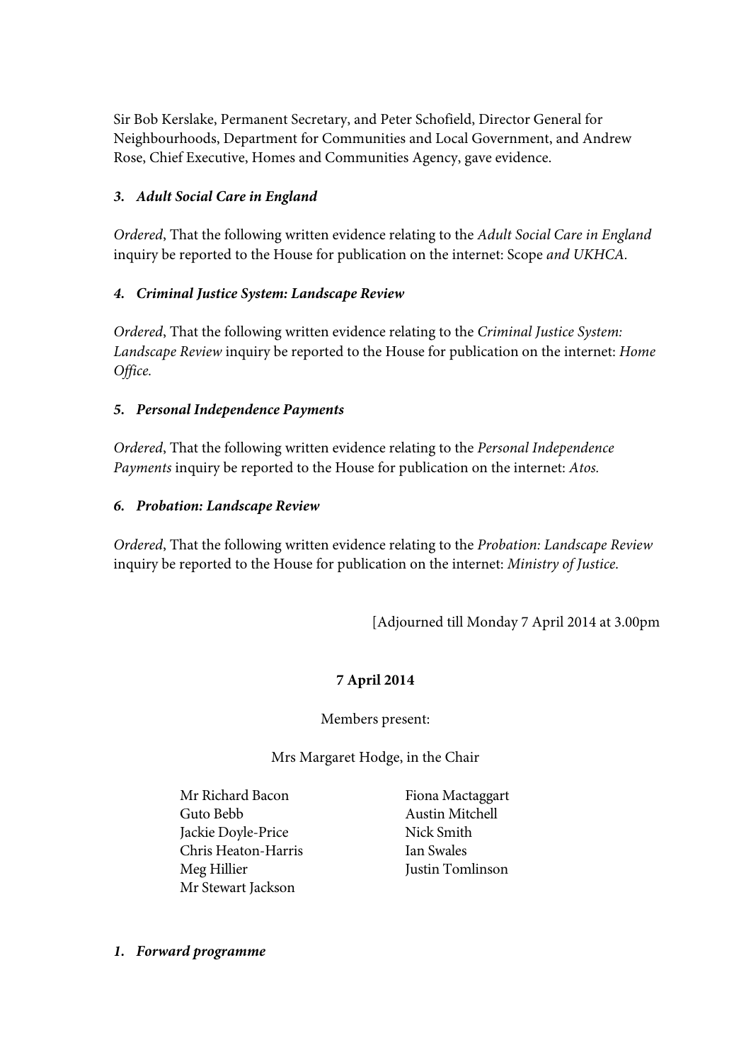Sir Bob Kerslake, Permanent Secretary, and Peter Schofield, Director General for Neighbourhoods, Department for Communities and Local Government, and Andrew Rose, Chief Executive, Homes and Communities Agency, gave evidence.

***3. Adult Social Care in England***

*Ordered*, That the following written evidence relating to the *Adult Social Care in England* inquiry be reported to the House for publication on the internet: Scope *and UKHCA.*

***4. Criminal Justice System: Landscape Review***

*Ordered*, That the following written evidence relating to the *Criminal Justice System: Landscape Review* inquiry be reported to the House for publication on the internet: *Home Office.*

***5. Personal Independence Payments***

*Ordered*, That the following written evidence relating to the *Personal Independence Payments* inquiry be reported to the House for publication on the internet: *Atos.*

***6. Probation: Landscape Review***

*Ordered*, That the following written evidence relating to the *Probation: Landscape Review* inquiry be reported to the House for publication on the internet: *Ministry of Justice.*

[Adjourned till Monday 7 April 2014 at 3.00pm

**7 April 2014**

Members present:

Mrs Margaret Hodge, in the Chair

Mr Richard Bacon
Guto Bebb
Jackie Doyle-Price
Chris Heaton-Harris
Meg Hillier
Mr Stewart Jackson
Fiona Mactaggart
Austin Mitchell
Nick Smith
Ian Swales
Justin Tomlinson

***1. Forward programme***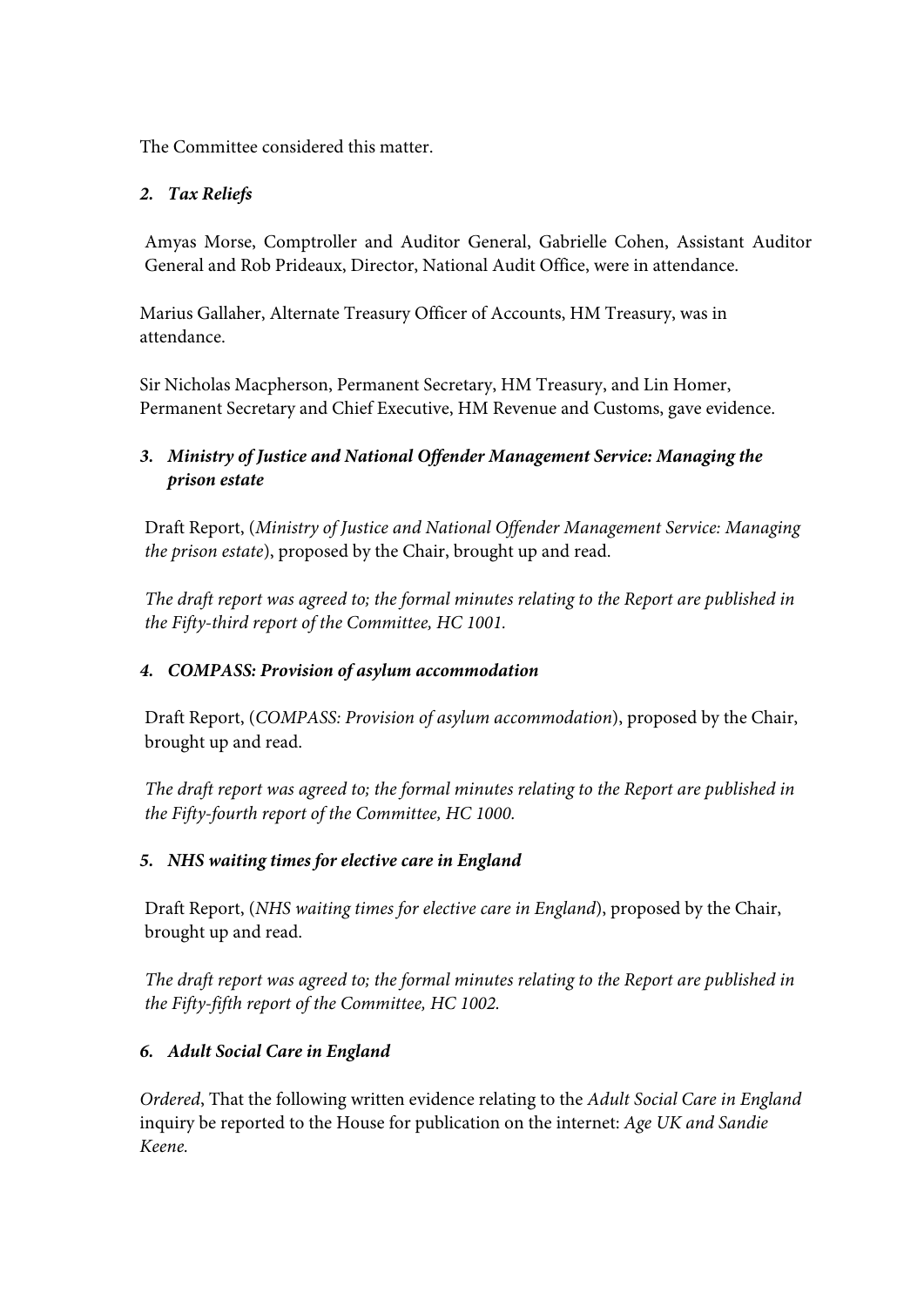The Committee considered this matter.

### *2. Tax Reliefs*

Amyas Morse, Comptroller and Auditor General, Gabrielle Cohen, Assistant Auditor General and Rob Prideaux, Director, National Audit Office, were in attendance.

Marius Gallaher, Alternate Treasury Officer of Accounts, HM Treasury, was in attendance.

Sir Nicholas Macpherson, Permanent Secretary, HM Treasury, and Lin Homer, Permanent Secretary and Chief Executive, HM Revenue and Customs, gave evidence.

### *3. Ministry of Justice and National Offender Management Service: Managing the prison estate*

Draft Report, (*Ministry of Justice and National Offender Management Service: Managing the prison estate*), proposed by the Chair, brought up and read.

*The draft report was agreed to; the formal minutes relating to the Report are published in the Fifty-third report of the Committee, HC 1001.*

### *4. COMPASS: Provision of asylum accommodation*

Draft Report, (*COMPASS: Provision of asylum accommodation*), proposed by the Chair, brought up and read.

*The draft report was agreed to; the formal minutes relating to the Report are published in the Fifty-fourth report of the Committee, HC 1000.*

### *5. NHS waiting times for elective care in England*

Draft Report, (*NHS waiting times for elective care in England*), proposed by the Chair, brought up and read.

*The draft report was agreed to; the formal minutes relating to the Report are published in the Fifty-fifth report of the Committee, HC 1002.*

### *6. Adult Social Care in England*

*Ordered*, That the following written evidence relating to the *Adult Social Care in England* inquiry be reported to the House for publication on the internet: *Age UK and Sandie Keene.*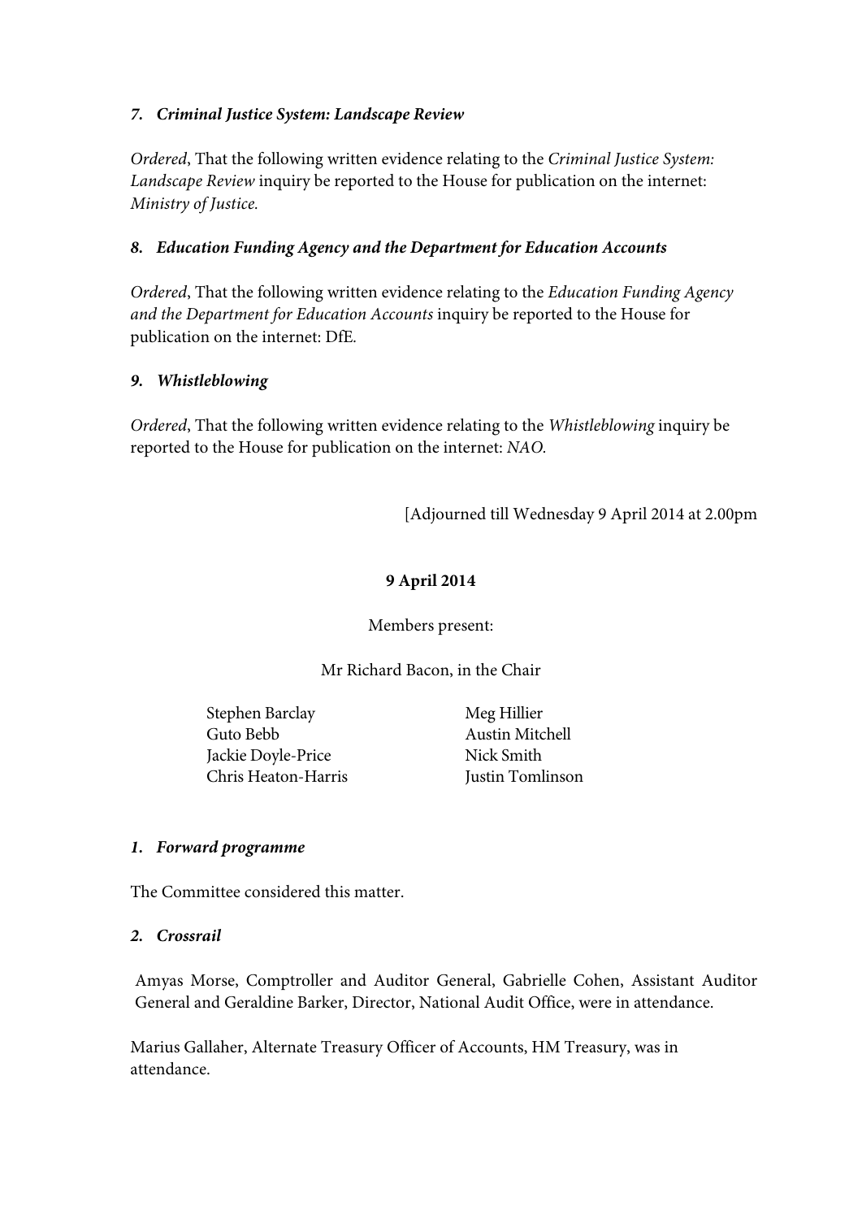### *7. Criminal Justice System: Landscape Review*

*Ordered*, That the following written evidence relating to the *Criminal Justice System: Landscape Review* inquiry be reported to the House for publication on the internet: *Ministry of Justice.*

### *8. Education Funding Agency and the Department for Education Accounts*

*Ordered*, That the following written evidence relating to the *Education Funding Agency and the Department for Education Accounts* inquiry be reported to the House for publication on the internet: DfE.

### *9. Whistleblowing*

*Ordered*, That the following written evidence relating to the *Whistleblowing* inquiry be reported to the House for publication on the internet: *NAO.*

[Adjourned till Wednesday 9 April 2014 at 2.00pm

## 9 April 2014

Members present:

Mr Richard Bacon, in the Chair

Stephen Barclay
Guto Bebb
Jackie Doyle-Price
Chris Heaton-Harris
Meg Hillier
Austin Mitchell
Nick Smith
Justin Tomlinson

### *1. Forward programme*

The Committee considered this matter.

### *2. Crossrail*

Amyas Morse, Comptroller and Auditor General, Gabrielle Cohen, Assistant Auditor General and Geraldine Barker, Director, National Audit Office, were in attendance.

Marius Gallaher, Alternate Treasury Officer of Accounts, HM Treasury, was in attendance.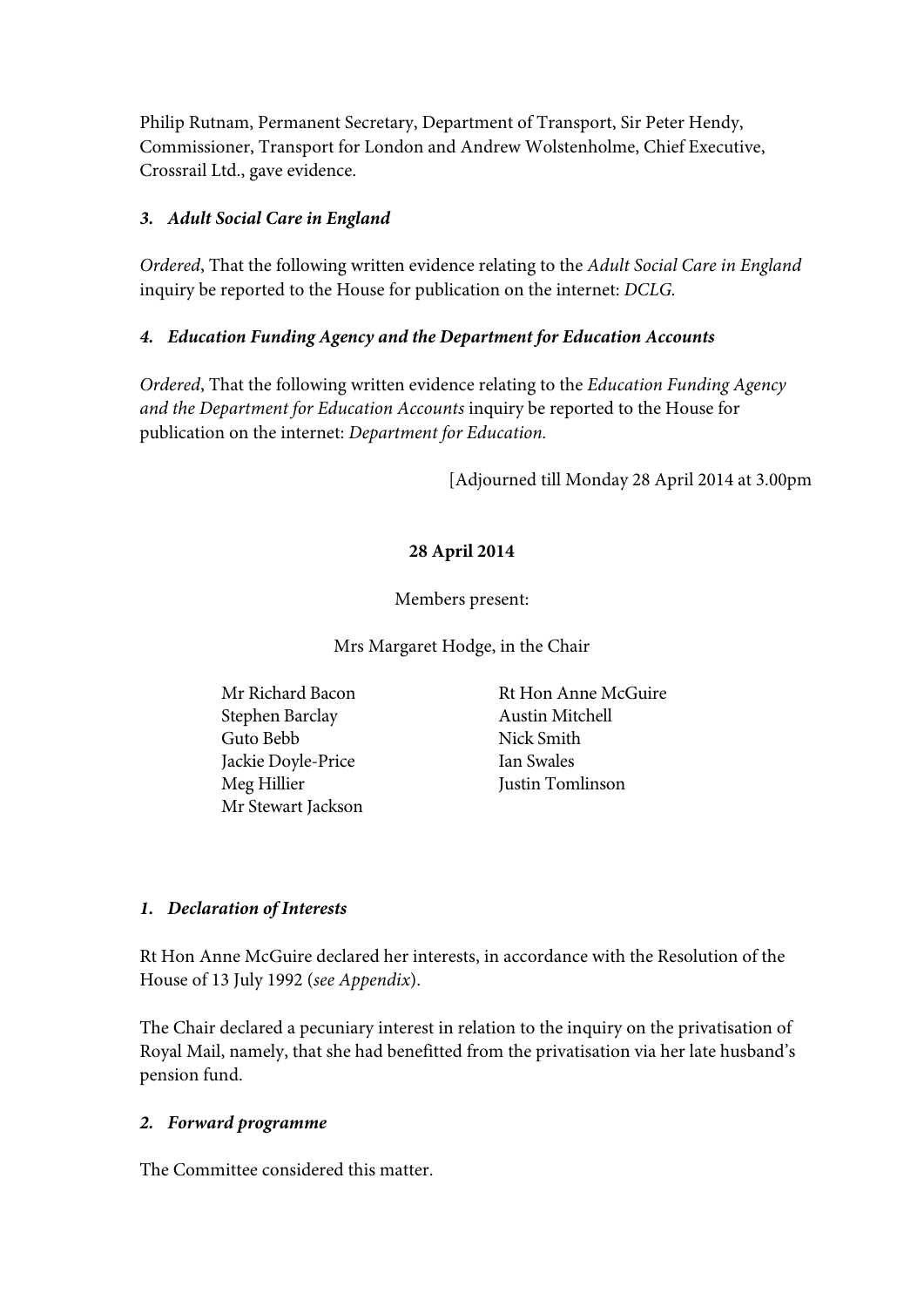Philip Rutnam, Permanent Secretary, Department of Transport, Sir Peter Hendy, Commissioner, Transport for London and Andrew Wolstenholme, Chief Executive, Crossrail Ltd., gave evidence.

***3. Adult Social Care in England***

*Ordered*, That the following written evidence relating to the *Adult Social Care in England* inquiry be reported to the House for publication on the internet: *DCLG.*

***4. Education Funding Agency and the Department for Education Accounts***

*Ordered*, That the following written evidence relating to the *Education Funding Agency and the Department for Education Accounts* inquiry be reported to the House for publication on the internet: *Department for Education.*

[Adjourned till Monday 28 April 2014 at 3.00pm

**28 April 2014**

Members present:

Mrs Margaret Hodge, in the Chair

Mr Richard Bacon
Stephen Barclay
Guto Bebb
Jackie Doyle-Price
Meg Hillier
Mr Stewart Jackson
Rt Hon Anne McGuire
Austin Mitchell
Nick Smith
Ian Swales
Justin Tomlinson

***1. Declaration of Interests***

Rt Hon Anne McGuire declared her interests, in accordance with the Resolution of the House of 13 July 1992 (*see Appendix*).

The Chair declared a pecuniary interest in relation to the inquiry on the privatisation of Royal Mail, namely, that she had benefitted from the privatisation via her late husband's pension fund.

***2. Forward programme***

The Committee considered this matter.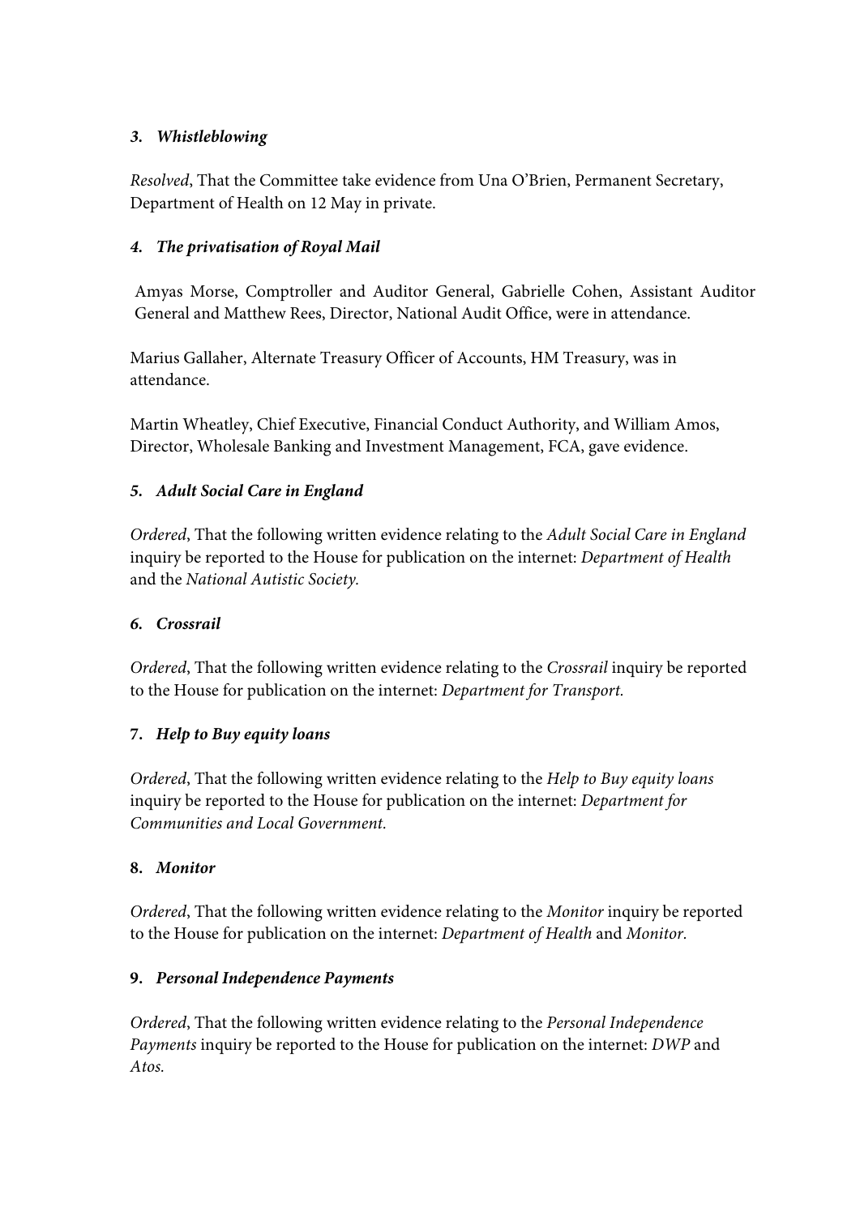### *3. Whistleblowing*

*Resolved*, That the Committee take evidence from Una O'Brien, Permanent Secretary, Department of Health on 12 May in private.

### *4. The privatisation of Royal Mail*

Amyas Morse, Comptroller and Auditor General, Gabrielle Cohen, Assistant Auditor General and Matthew Rees, Director, National Audit Office, were in attendance.

Marius Gallaher, Alternate Treasury Officer of Accounts, HM Treasury, was in attendance.

Martin Wheatley, Chief Executive, Financial Conduct Authority, and William Amos, Director, Wholesale Banking and Investment Management, FCA, gave evidence.

### *5. Adult Social Care in England*

*Ordered*, That the following written evidence relating to the *Adult Social Care in England* inquiry be reported to the House for publication on the internet: *Department of Health* and the *National Autistic Society.*

### *6. Crossrail*

*Ordered*, That the following written evidence relating to the *Crossrail* inquiry be reported to the House for publication on the internet: *Department for Transport.*

### **7.** *Help to Buy equity loans*

*Ordered*, That the following written evidence relating to the *Help to Buy equity loans* inquiry be reported to the House for publication on the internet: *Department for Communities and Local Government.*

### **8.** *Monitor*

*Ordered*, That the following written evidence relating to the *Monitor* inquiry be reported to the House for publication on the internet: *Department of Health* and *Monitor.*

### **9.** *Personal Independence Payments*

*Ordered*, That the following written evidence relating to the *Personal Independence Payments* inquiry be reported to the House for publication on the internet: *DWP* and *Atos.*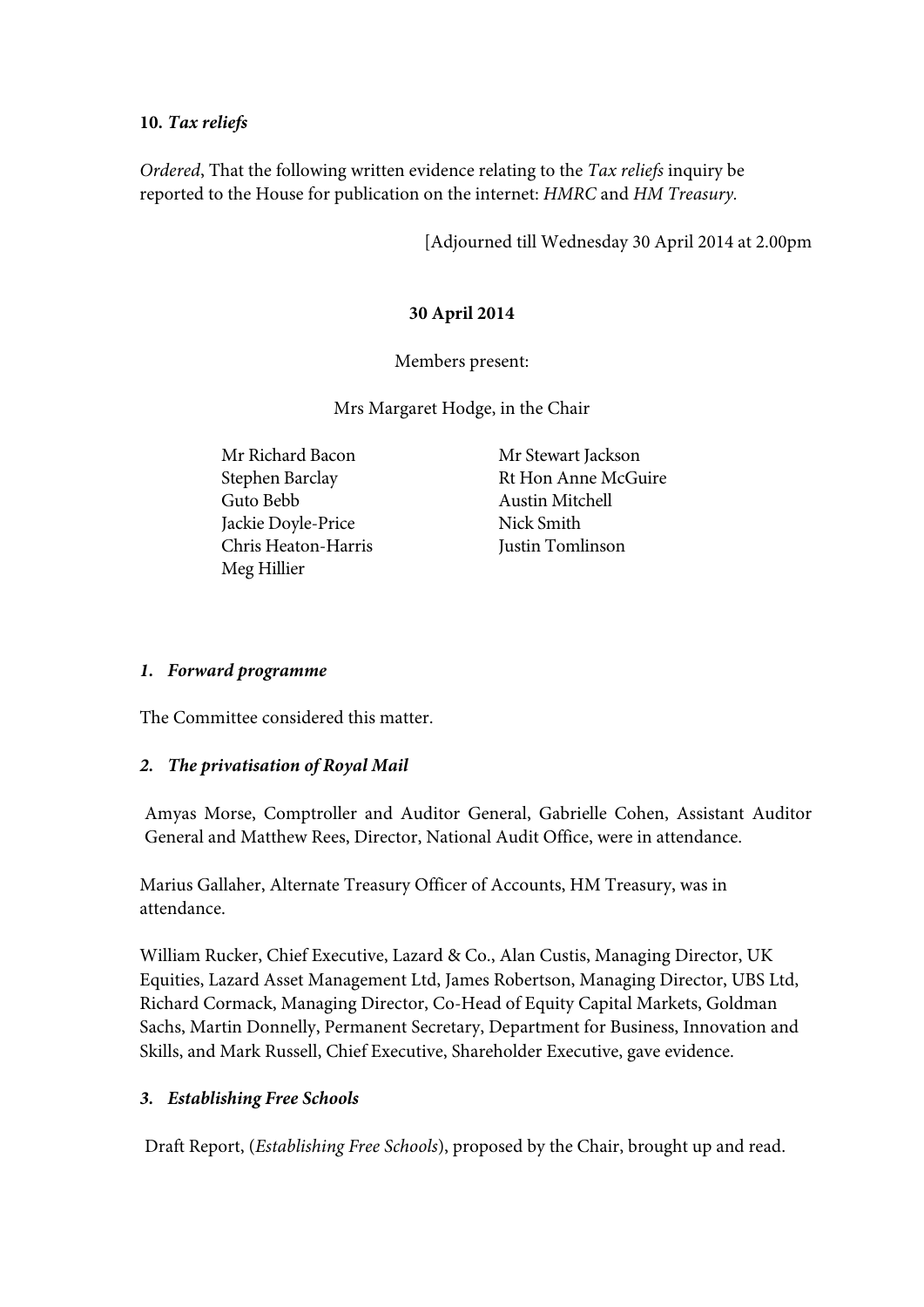**10. *Tax reliefs***

*Ordered*, That the following written evidence relating to the *Tax reliefs* inquiry be reported to the House for publication on the internet: *HMRC* and *HM Treasury*.

[Adjourned till Wednesday 30 April 2014 at 2.00pm

**30 April 2014**

Members present:

Mrs Margaret Hodge, in the Chair

Mr Richard Bacon
Stephen Barclay
Guto Bebb
Jackie Doyle-Price
Chris Heaton-Harris
Meg Hillier
Mr Stewart Jackson
Rt Hon Anne McGuire
Austin Mitchell
Nick Smith
Justin Tomlinson

***1. Forward programme***

The Committee considered this matter.

***2. The privatisation of Royal Mail***

Amyas Morse, Comptroller and Auditor General, Gabrielle Cohen, Assistant Auditor General and Matthew Rees, Director, National Audit Office, were in attendance.

Marius Gallaher, Alternate Treasury Officer of Accounts, HM Treasury, was in attendance.

William Rucker, Chief Executive, Lazard & Co., Alan Custis, Managing Director, UK Equities, Lazard Asset Management Ltd, James Robertson, Managing Director, UBS Ltd, Richard Cormack, Managing Director, Co-Head of Equity Capital Markets, Goldman Sachs, Martin Donnelly, Permanent Secretary, Department for Business, Innovation and Skills, and Mark Russell, Chief Executive, Shareholder Executive, gave evidence.

***3. Establishing Free Schools***

Draft Report, (*Establishing Free Schools*), proposed by the Chair, brought up and read.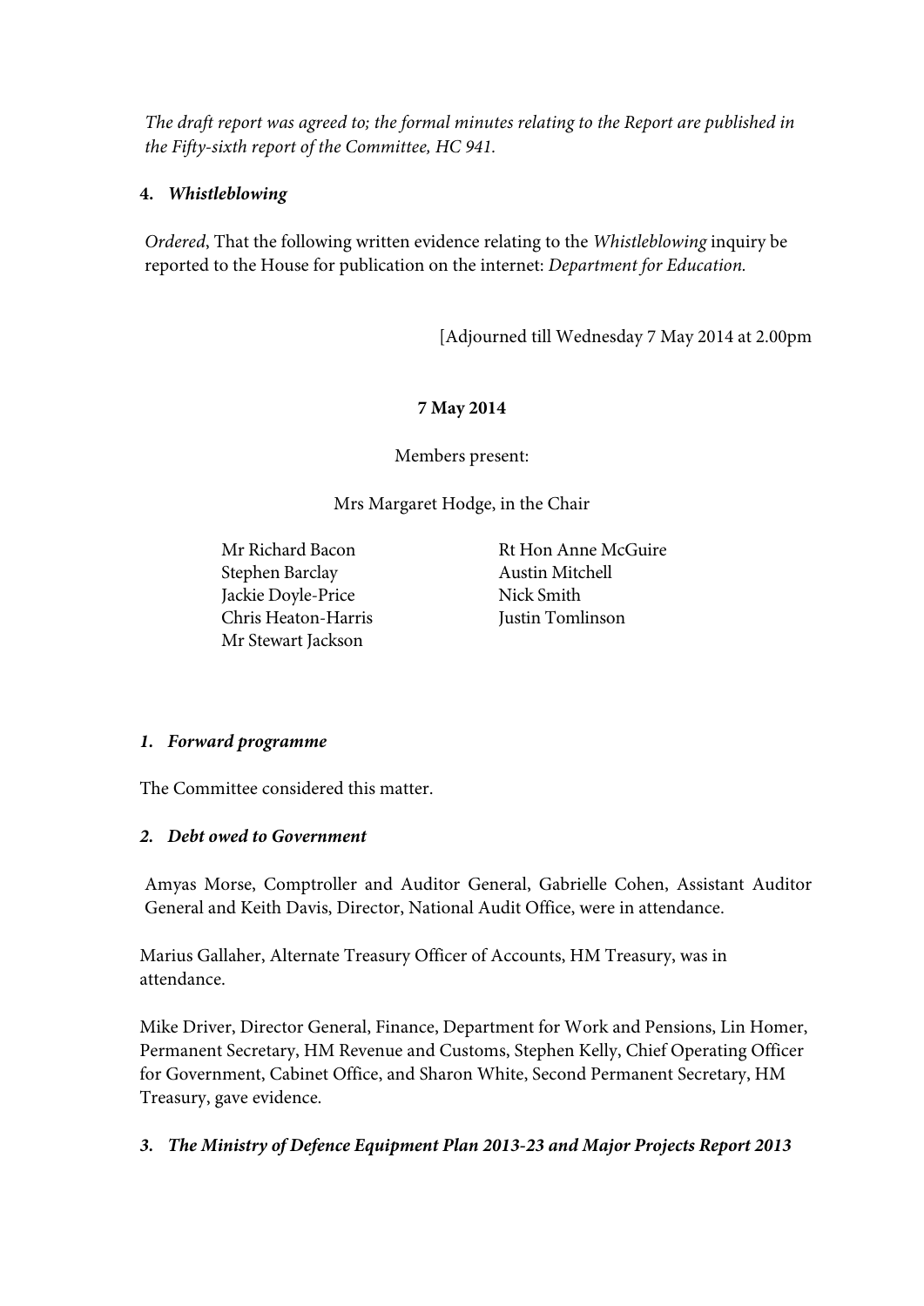*The draft report was agreed to; the formal minutes relating to the Report are published in the Fifty-sixth report of the Committee, HC 941.*

**4. *Whistleblowing***

*Ordered*, That the following written evidence relating to the *Whistleblowing* inquiry be reported to the House for publication on the internet: *Department for Education.*

[Adjourned till Wednesday 7 May 2014 at 2.00pm

**7 May 2014**

Members present:

Mrs Margaret Hodge, in the Chair

Mr Richard Bacon
Stephen Barclay
Jackie Doyle-Price
Chris Heaton-Harris
Mr Stewart Jackson
Rt Hon Anne McGuire
Austin Mitchell
Nick Smith
Justin Tomlinson

***1. Forward programme***

The Committee considered this matter.

***2. Debt owed to Government***

Amyas Morse, Comptroller and Auditor General, Gabrielle Cohen, Assistant Auditor General and Keith Davis, Director, National Audit Office, were in attendance.

Marius Gallaher, Alternate Treasury Officer of Accounts, HM Treasury, was in attendance.

Mike Driver, Director General, Finance, Department for Work and Pensions, Lin Homer, Permanent Secretary, HM Revenue and Customs, Stephen Kelly, Chief Operating Officer for Government, Cabinet Office, and Sharon White, Second Permanent Secretary, HM Treasury, gave evidence.

***3. The Ministry of Defence Equipment Plan 2013-23 and Major Projects Report 2013***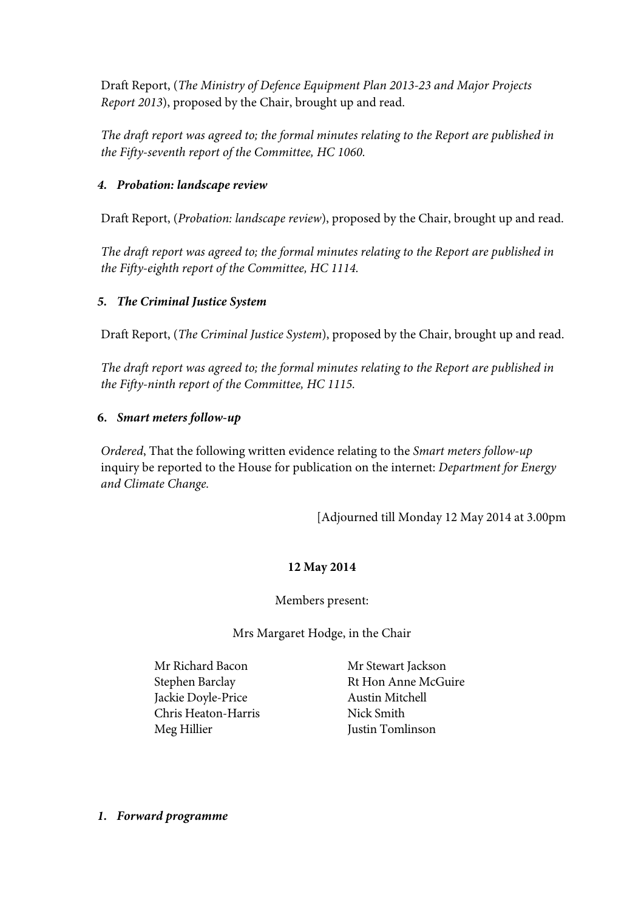Draft Report, (*The Ministry of Defence Equipment Plan 2013-23 and Major Projects Report 2013*), proposed by the Chair, brought up and read.

*The draft report was agreed to; the formal minutes relating to the Report are published in the Fifty-seventh report of the Committee, HC 1060.*

***4. Probation: landscape review***

Draft Report, (*Probation: landscape review*), proposed by the Chair, brought up and read.

*The draft report was agreed to; the formal minutes relating to the Report are published in the Fifty-eighth report of the Committee, HC 1114.*

***5. The Criminal Justice System***

Draft Report, (*The Criminal Justice System*), proposed by the Chair, brought up and read.

*The draft report was agreed to; the formal minutes relating to the Report are published in the Fifty-ninth report of the Committee, HC 1115.*

**6. *Smart meters follow-up***

*Ordered*, That the following written evidence relating to the *Smart meters follow-up* inquiry be reported to the House for publication on the internet: *Department for Energy and Climate Change.*

[Adjourned till Monday 12 May 2014 at 3.00pm

**12 May 2014**

Members present:

Mrs Margaret Hodge, in the Chair

Mr Richard Bacon
Stephen Barclay
Jackie Doyle-Price
Chris Heaton-Harris
Meg Hillier
Mr Stewart Jackson
Rt Hon Anne McGuire
Austin Mitchell
Nick Smith
Justin Tomlinson

***1. Forward programme***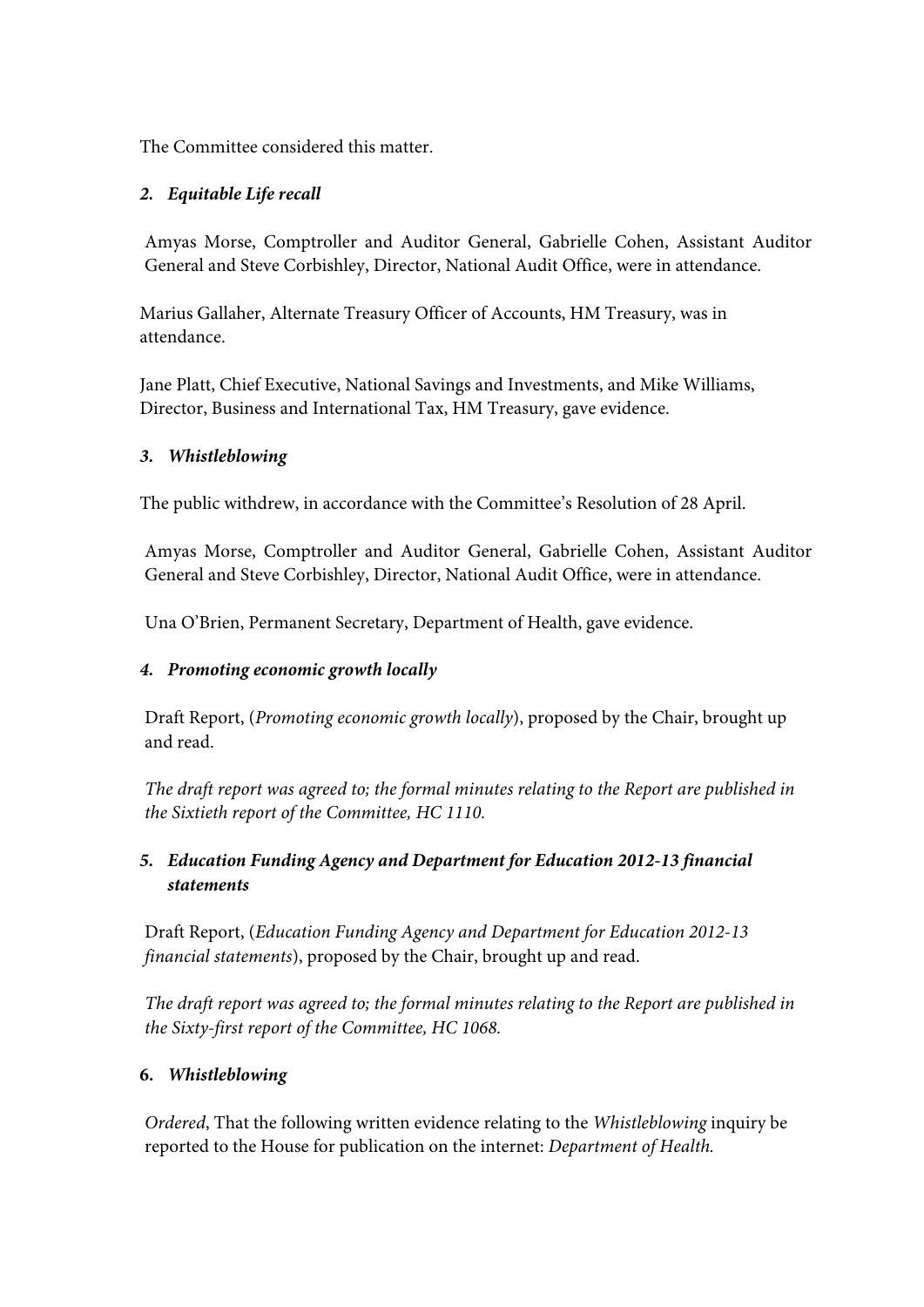The Committee considered this matter.

***2. Equitable Life recall***

Amyas Morse, Comptroller and Auditor General, Gabrielle Cohen, Assistant Auditor General and Steve Corbishley, Director, National Audit Office, were in attendance.

Marius Gallaher, Alternate Treasury Officer of Accounts, HM Treasury, was in attendance.

Jane Platt, Chief Executive, National Savings and Investments, and Mike Williams, Director, Business and International Tax, HM Treasury, gave evidence.

***3. Whistleblowing***

The public withdrew, in accordance with the Committee's Resolution of 28 April.

Amyas Morse, Comptroller and Auditor General, Gabrielle Cohen, Assistant Auditor General and Steve Corbishley, Director, National Audit Office, were in attendance.

Una O'Brien, Permanent Secretary, Department of Health, gave evidence.

***4. Promoting economic growth locally***

Draft Report, (*Promoting economic growth locally*), proposed by the Chair, brought up and read.

*The draft report was agreed to; the formal minutes relating to the Report are published in the Sixtieth report of the Committee, HC 1110.*

***5. Education Funding Agency and Department for Education 2012-13 financial statements***

Draft Report, (*Education Funding Agency and Department for Education 2012-13 financial statements*), proposed by the Chair, brought up and read.

*The draft report was agreed to; the formal minutes relating to the Report are published in the Sixty-first report of the Committee, HC 1068.*

**6. *Whistleblowing***

*Ordered*, That the following written evidence relating to the *Whistleblowing* inquiry be reported to the House for publication on the internet: *Department of Health.*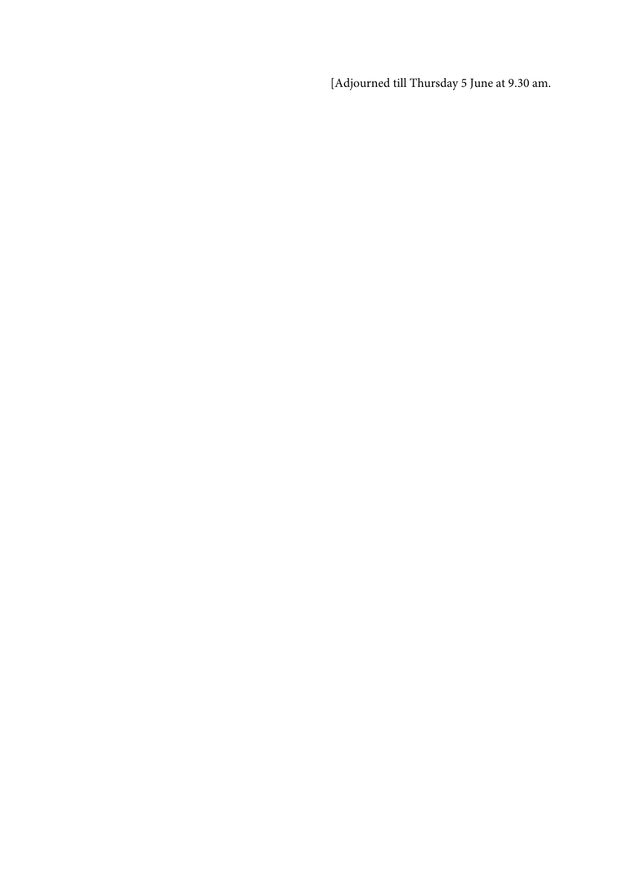[Adjourned till Thursday 5 June at 9.30 am.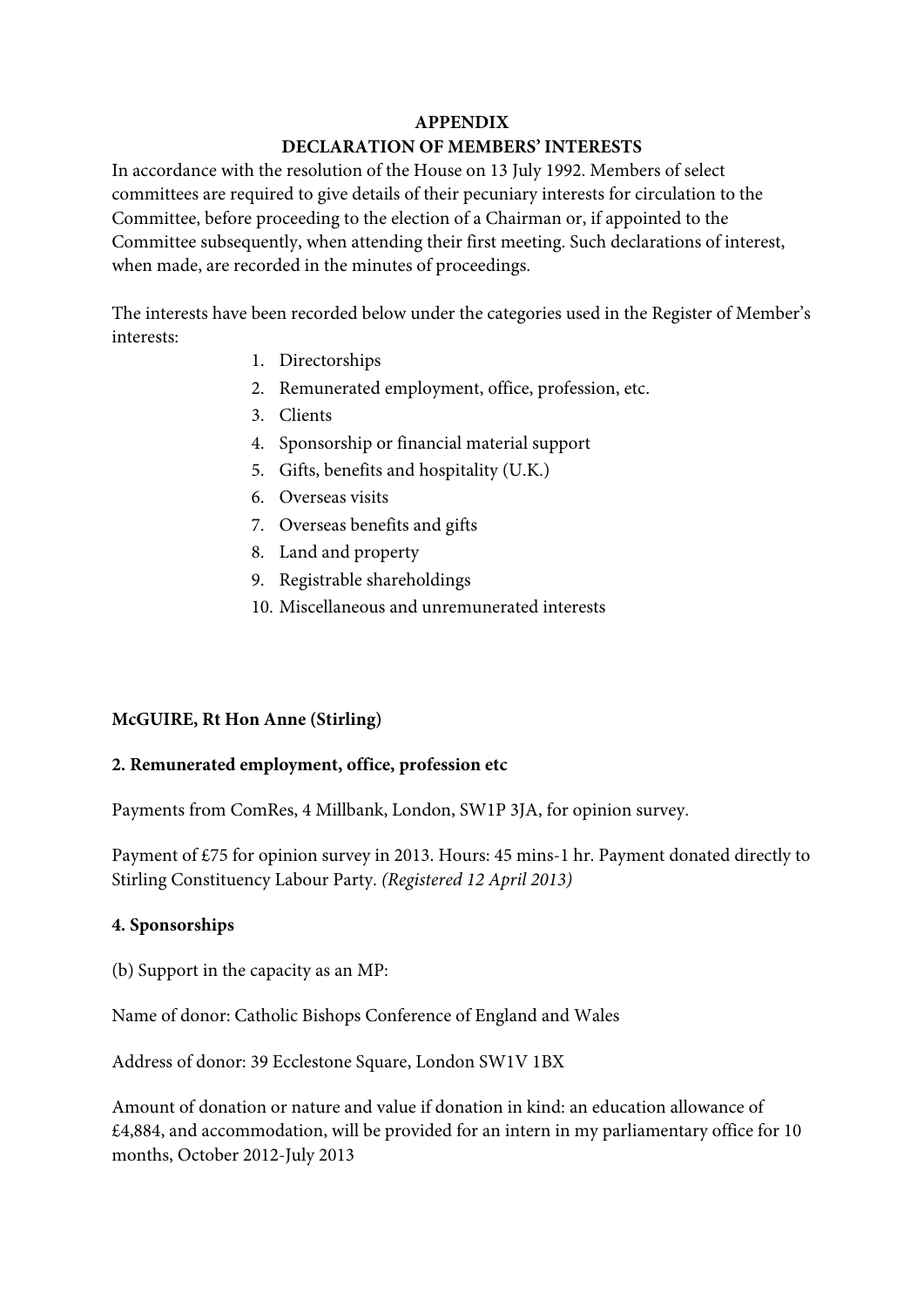## APPENDIX

## DECLARATION OF MEMBERS' INTERESTS

In accordance with the resolution of the House on 13 July 1992. Members of select committees are required to give details of their pecuniary interests for circulation to the Committee, before proceeding to the election of a Chairman or, if appointed to the Committee subsequently, when attending their first meeting. Such declarations of interest, when made, are recorded in the minutes of proceedings.

The interests have been recorded below under the categories used in the Register of Member's interests:

1. Directorships
2. Remunerated employment, office, profession, etc.
3. Clients
4. Sponsorship or financial material support
5. Gifts, benefits and hospitality (U.K.)
6. Overseas visits
7. Overseas benefits and gifts
8. Land and property
9. Registrable shareholdings
10. Miscellaneous and unremunerated interests

**McGUIRE, Rt Hon Anne (Stirling)**

**2. Remunerated employment, office, profession etc**

Payments from ComRes, 4 Millbank, London, SW1P 3JA, for opinion survey.

Payment of £75 for opinion survey in 2013. Hours: 45 mins-1 hr. Payment donated directly to Stirling Constituency Labour Party. *(Registered 12 April 2013)*

**4. Sponsorships**

(b) Support in the capacity as an MP:

Name of donor: Catholic Bishops Conference of England and Wales

Address of donor: 39 Ecclestone Square, London SW1V 1BX

Amount of donation or nature and value if donation in kind: an education allowance of £4,884, and accommodation, will be provided for an intern in my parliamentary office for 10 months, October 2012-July 2013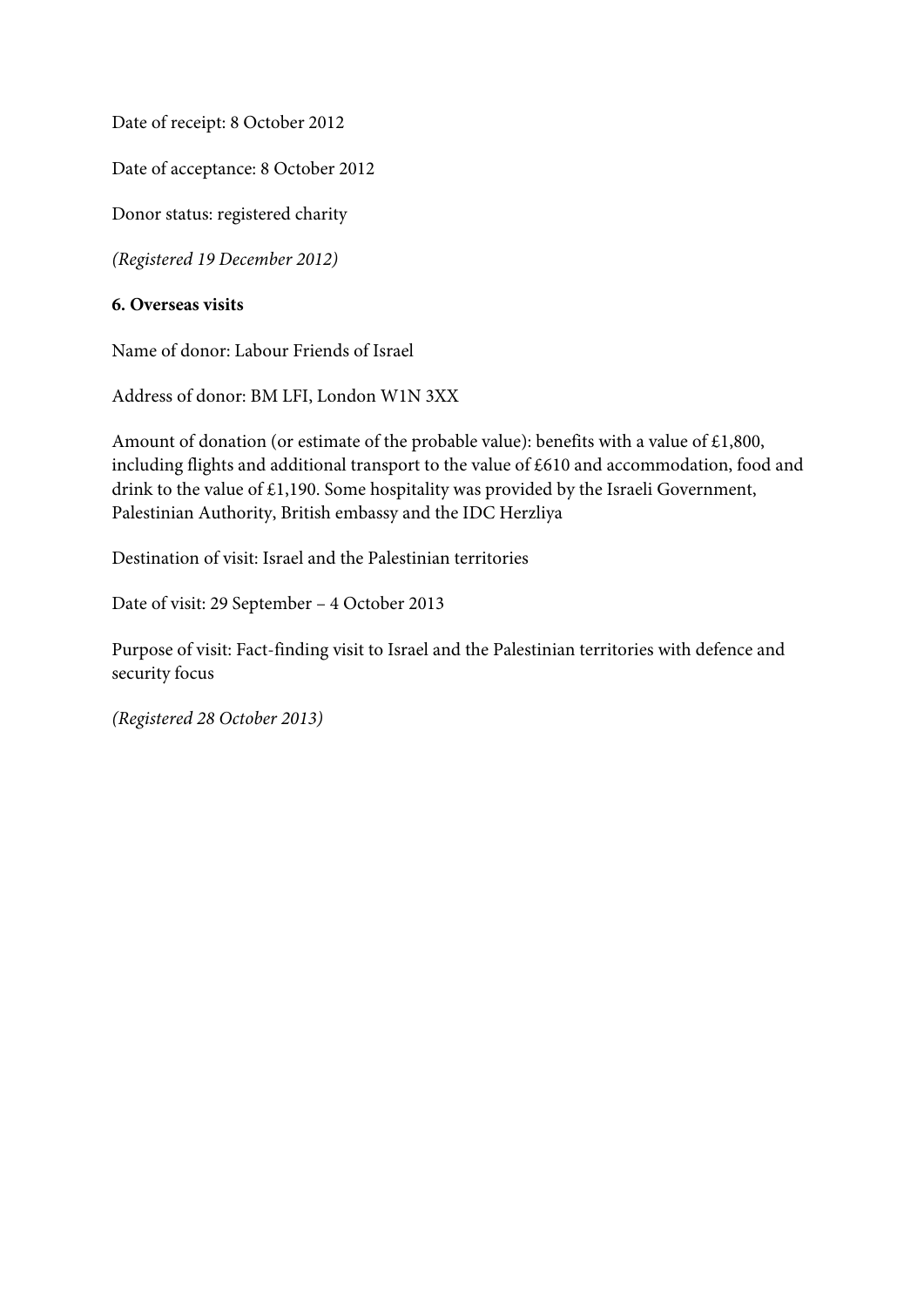Date of receipt: 8 October 2012

Date of acceptance: 8 October 2012

Donor status: registered charity

*(Registered 19 December 2012)*

**6. Overseas visits**

Name of donor: Labour Friends of Israel

Address of donor: BM LFI, London W1N 3XX

Amount of donation (or estimate of the probable value): benefits with a value of £1,800, including flights and additional transport to the value of £610 and accommodation, food and drink to the value of £1,190. Some hospitality was provided by the Israeli Government, Palestinian Authority, British embassy and the IDC Herzliya

Destination of visit: Israel and the Palestinian territories

Date of visit: 29 September – 4 October 2013

Purpose of visit: Fact-finding visit to Israel and the Palestinian territories with defence and security focus

*(Registered 28 October 2013)*